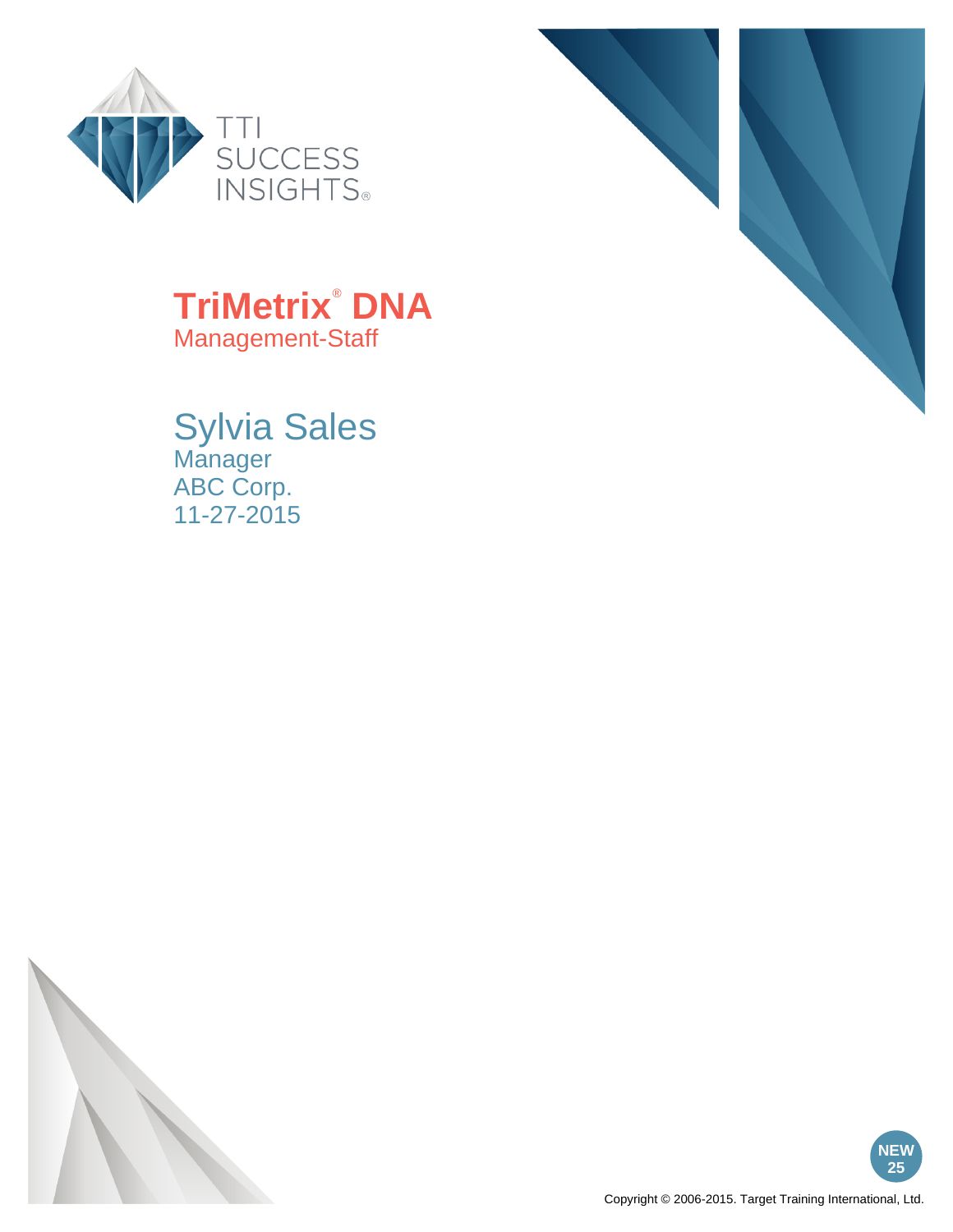TTI SUCCESS INSIGHTS®

# TriMetrix® DNA

Management-Staff

## Sylvia Sales

Manager
ABC Corp.
11-27-2015

NEW 25

Copyright © 2006-2015. Target Training International, Ltd.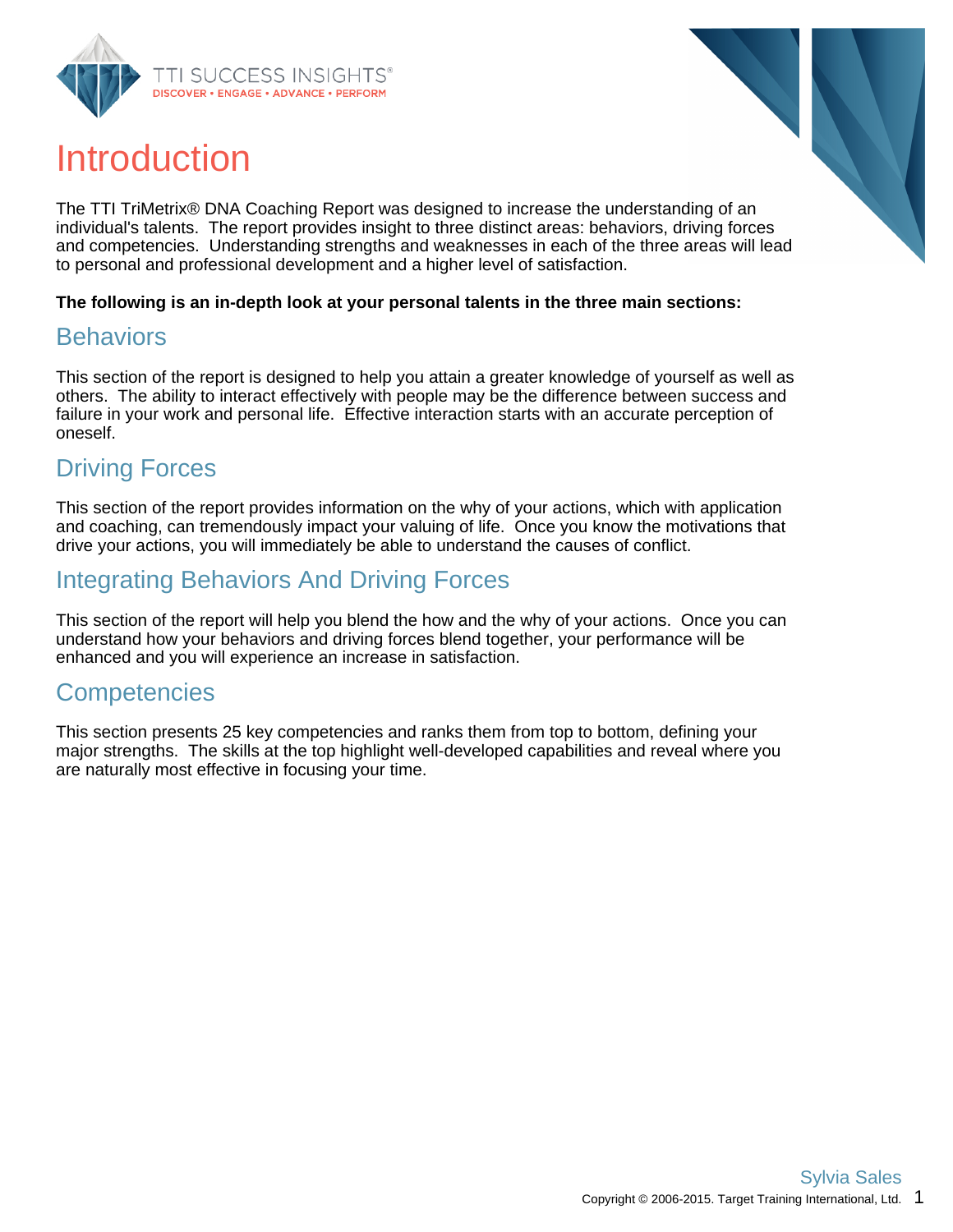# Introduction

The TTI TriMetrix® DNA Coaching Report was designed to increase the understanding of an individual's talents. The report provides insight to three distinct areas: behaviors, driving forces and competencies. Understanding strengths and weaknesses in each of the three areas will lead to personal and professional development and a higher level of satisfaction.

**The following is an in-depth look at your personal talents in the three main sections:**

## Behaviors

This section of the report is designed to help you attain a greater knowledge of yourself as well as others. The ability to interact effectively with people may be the difference between success and failure in your work and personal life. Effective interaction starts with an accurate perception of oneself.

## Driving Forces

This section of the report provides information on the why of your actions, which with application and coaching, can tremendously impact your valuing of life. Once you know the motivations that drive your actions, you will immediately be able to understand the causes of conflict.

## Integrating Behaviors And Driving Forces

This section of the report will help you blend the how and the why of your actions. Once you can understand how your behaviors and driving forces blend together, your performance will be enhanced and you will experience an increase in satisfaction.

## Competencies

This section presents 25 key competencies and ranks them from top to bottom, defining your major strengths. The skills at the top highlight well-developed capabilities and reveal where you are naturally most effective in focusing your time.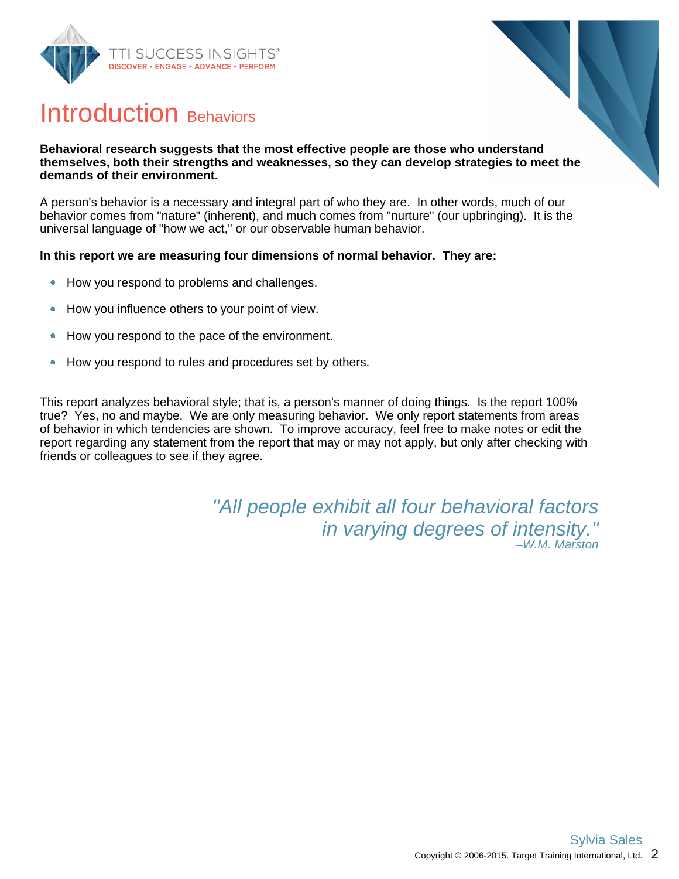# Introduction Behaviors

**Behavioral research suggests that the most effective people are those who understand themselves, both their strengths and weaknesses, so they can develop strategies to meet the demands of their environment.**

A person's behavior is a necessary and integral part of who they are. In other words, much of our behavior comes from "nature" (inherent), and much comes from "nurture" (our upbringing). It is the universal language of "how we act," or our observable human behavior.

**In this report we are measuring four dimensions of normal behavior. They are:**

- How you respond to problems and challenges.
- How you influence others to your point of view.
- How you respond to the pace of the environment.
- How you respond to rules and procedures set by others.

This report analyzes behavioral style; that is, a person's manner of doing things. Is the report 100% true? Yes, no and maybe. We are only measuring behavior. We only report statements from areas of behavior in which tendencies are shown. To improve accuracy, feel free to make notes or edit the report regarding any statement from the report that may or may not apply, but only after checking with friends or colleagues to see if they agree.

*"All people exhibit all four behavioral factors in varying degrees of intensity."*
*–W.M. Marston*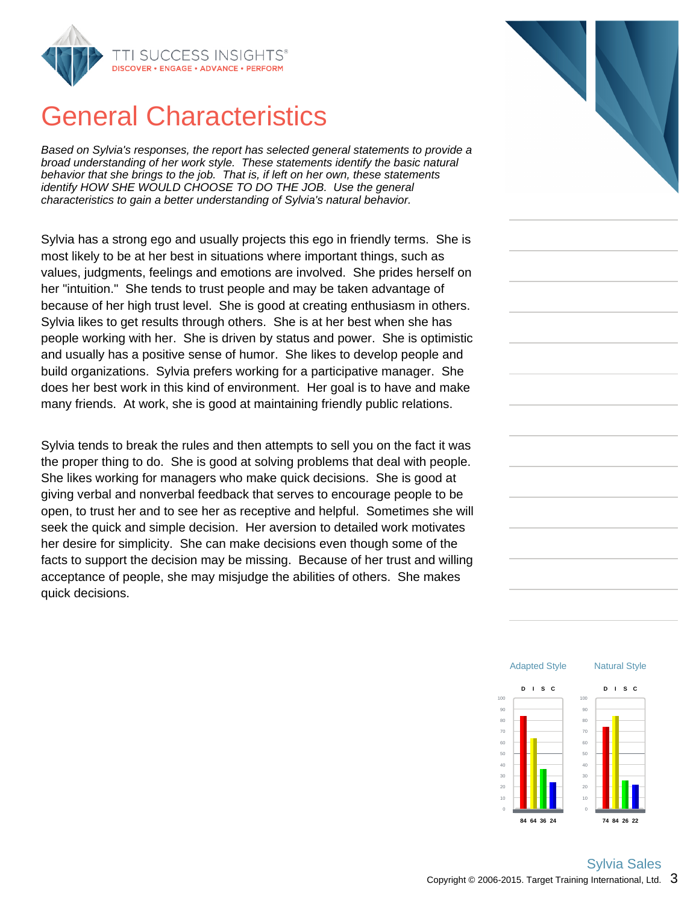# General Characteristics

*Based on Sylvia's responses, the report has selected general statements to provide a broad understanding of her work style. These statements identify the basic natural behavior that she brings to the job. That is, if left on her own, these statements identify HOW SHE WOULD CHOOSE TO DO THE JOB. Use the general characteristics to gain a better understanding of Sylvia's natural behavior.*

Sylvia has a strong ego and usually projects this ego in friendly terms. She is most likely to be at her best in situations where important things, such as values, judgments, feelings and emotions are involved. She prides herself on her "intuition." She tends to trust people and may be taken advantage of because of her high trust level. She is good at creating enthusiasm in others. Sylvia likes to get results through others. She is at her best when she has people working with her. She is driven by status and power. She is optimistic and usually has a positive sense of humor. She likes to develop people and build organizations. Sylvia prefers working for a participative manager. She does her best work in this kind of environment. Her goal is to have and make many friends. At work, she is good at maintaining friendly public relations.

Sylvia tends to break the rules and then attempts to sell you on the fact it was the proper thing to do. She is good at solving problems that deal with people. She likes working for managers who make quick decisions. She is good at giving verbal and nonverbal feedback that serves to encourage people to be open, to trust her and to see her as receptive and helpful. Sometimes she will seek the quick and simple decision. Her aversion to detailed work motivates her desire for simplicity. She can make decisions even though some of the facts to support the decision may be missing. Because of her trust and willing acceptance of people, she may misjudge the abilities of others. She makes quick decisions.

| | D | I | S | C |
|---|---|---|---|---|
| Adapted Style | 84 | 64 | 36 | 24 |
| Natural Style | 74 | 84 | 26 | 22 |

Sylvia Sales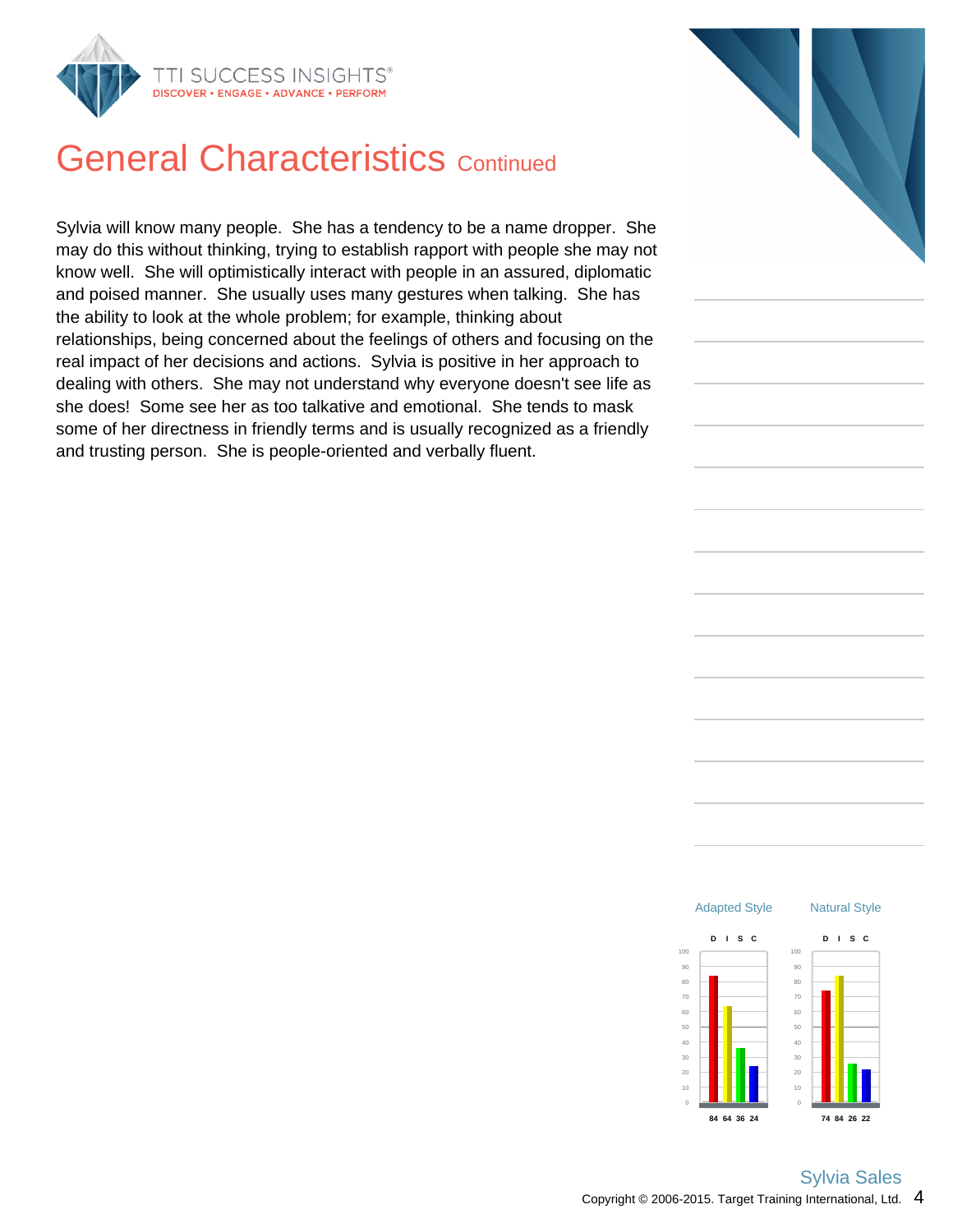# General Characteristics Continued

Sylvia will know many people. She has a tendency to be a name dropper. She may do this without thinking, trying to establish rapport with people she may not know well. She will optimistically interact with people in an assured, diplomatic and poised manner. She usually uses many gestures when talking. She has the ability to look at the whole problem; for example, thinking about relationships, being concerned about the feelings of others and focusing on the real impact of her decisions and actions. Sylvia is positive in her approach to dealing with others. She may not understand why everyone doesn't see life as she does! Some see her as too talkative and emotional. She tends to mask some of her directness in friendly terms and is usually recognized as a friendly and trusting person. She is people-oriented and verbally fluent.

| | D | I | S | C |
|---|---|---|---|---|
| Adapted Style | 84 | 64 | 36 | 24 |
| Natural Style | 74 | 84 | 26 | 22 |

Sylvia Sales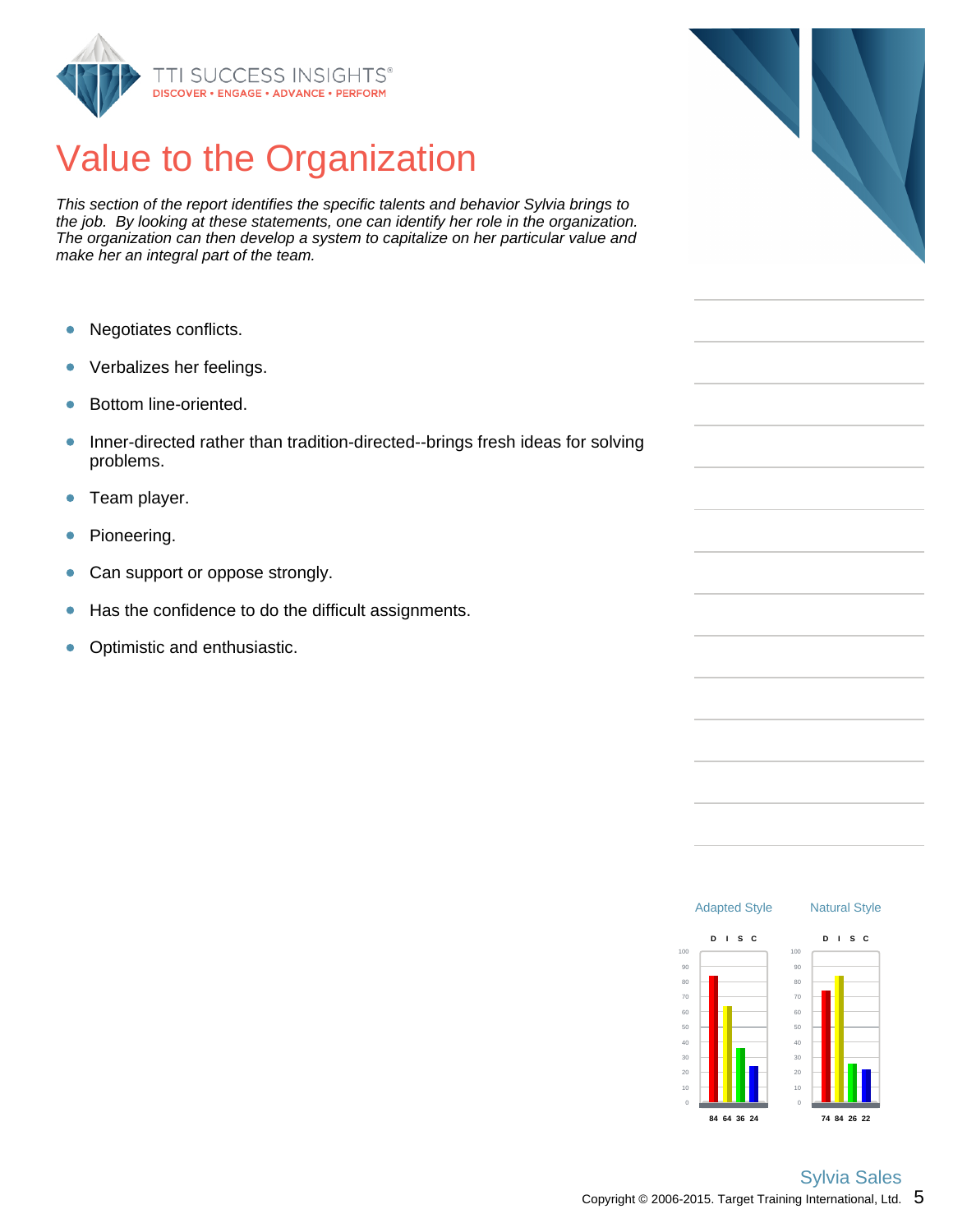# Value to the Organization

*This section of the report identifies the specific talents and behavior Sylvia brings to the job. By looking at these statements, one can identify her role in the organization. The organization can then develop a system to capitalize on her particular value and make her an integral part of the team.*

- Negotiates conflicts.
- Verbalizes her feelings.
- Bottom line-oriented.
- Inner-directed rather than tradition-directed--brings fresh ideas for solving problems.
- Team player.
- Pioneering.
- Can support or oppose strongly.
- Has the confidence to do the difficult assignments.
- Optimistic and enthusiastic.

| | D | I | S | C |
|---|---|---|---|---|
| Adapted Style | 84 | 64 | 36 | 24 |
| Natural Style | 74 | 84 | 26 | 22 |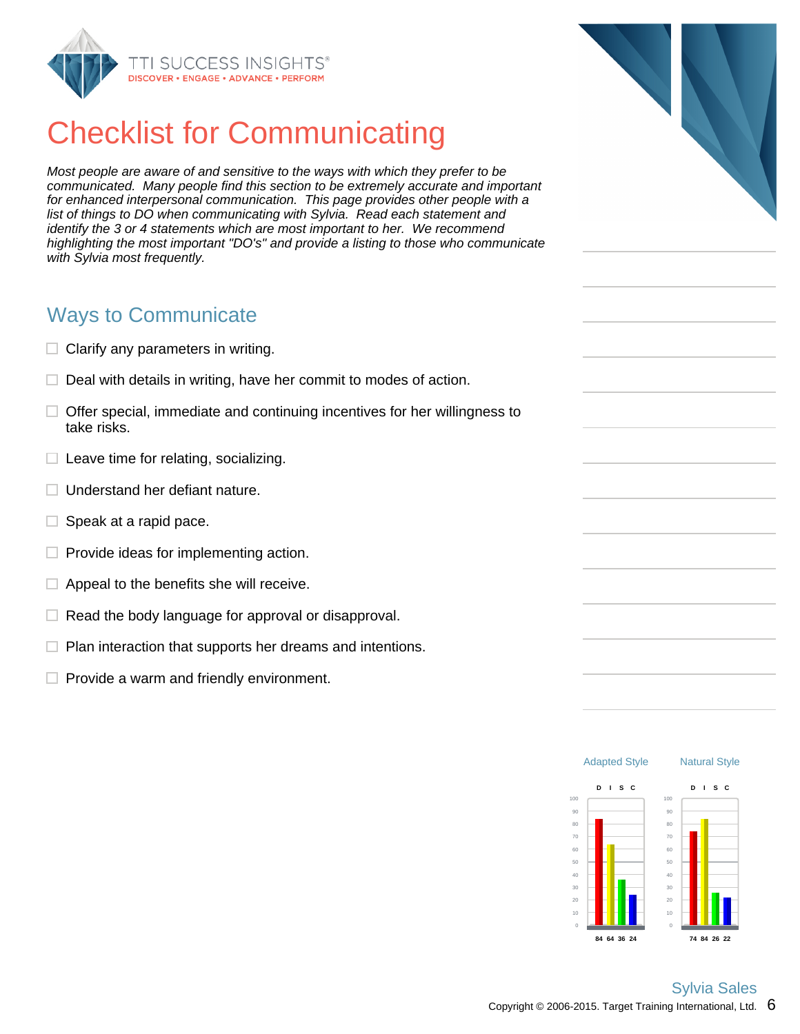# Checklist for Communicating

*Most people are aware of and sensitive to the ways with which they prefer to be communicated. Many people find this section to be extremely accurate and important for enhanced interpersonal communication. This page provides other people with a list of things to DO when communicating with Sylvia. Read each statement and identify the 3 or 4 statements which are most important to her. We recommend highlighting the most important "DO's" and provide a listing to those who communicate with Sylvia most frequently.*

## Ways to Communicate

- ☐ Clarify any parameters in writing.
- ☐ Deal with details in writing, have her commit to modes of action.
- ☐ Offer special, immediate and continuing incentives for her willingness to take risks.
- ☐ Leave time for relating, socializing.
- ☐ Understand her defiant nature.
- ☐ Speak at a rapid pace.
- ☐ Provide ideas for implementing action.
- ☐ Appeal to the benefits she will receive.
- ☐ Read the body language for approval or disapproval.
- ☐ Plan interaction that supports her dreams and intentions.
- ☐ Provide a warm and friendly environment.

| | D | I | S | C |
|---|---|---|---|---|
| Adapted Style | 84 | 64 | 36 | 24 |
| Natural Style | 74 | 84 | 26 | 22 |

Sylvia Sales

Copyright © 2006-2015. Target Training International, Ltd.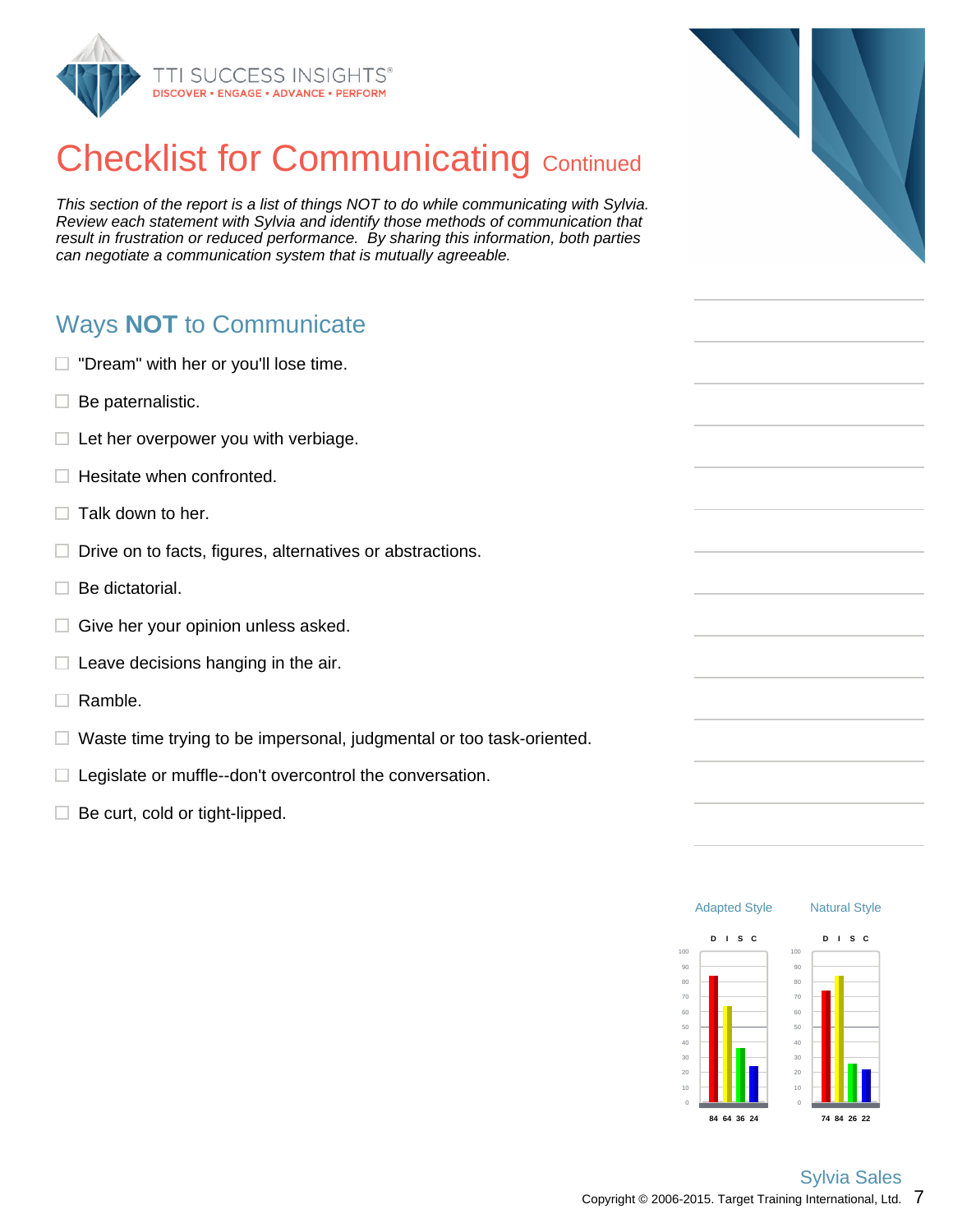# Checklist for Communicating Continued

*This section of the report is a list of things NOT to do while communicating with Sylvia. Review each statement with Sylvia and identify those methods of communication that result in frustration or reduced performance. By sharing this information, both parties can negotiate a communication system that is mutually agreeable.*

## Ways **NOT** to Communicate

- ☐ "Dream" with her or you'll lose time.
- ☐ Be paternalistic.
- ☐ Let her overpower you with verbiage.
- ☐ Hesitate when confronted.
- ☐ Talk down to her.
- ☐ Drive on to facts, figures, alternatives or abstractions.
- ☐ Be dictatorial.
- ☐ Give her your opinion unless asked.
- ☐ Leave decisions hanging in the air.
- ☐ Ramble.
- ☐ Waste time trying to be impersonal, judgmental or too task-oriented.
- ☐ Legislate or muffle--don't overcontrol the conversation.
- ☐ Be curt, cold or tight-lipped.

| | D | I | S | C |
|---|---|---|---|---|
| Adapted Style | 84 | 64 | 36 | 24 |
| Natural Style | 74 | 84 | 26 | 22 |

Sylvia Sales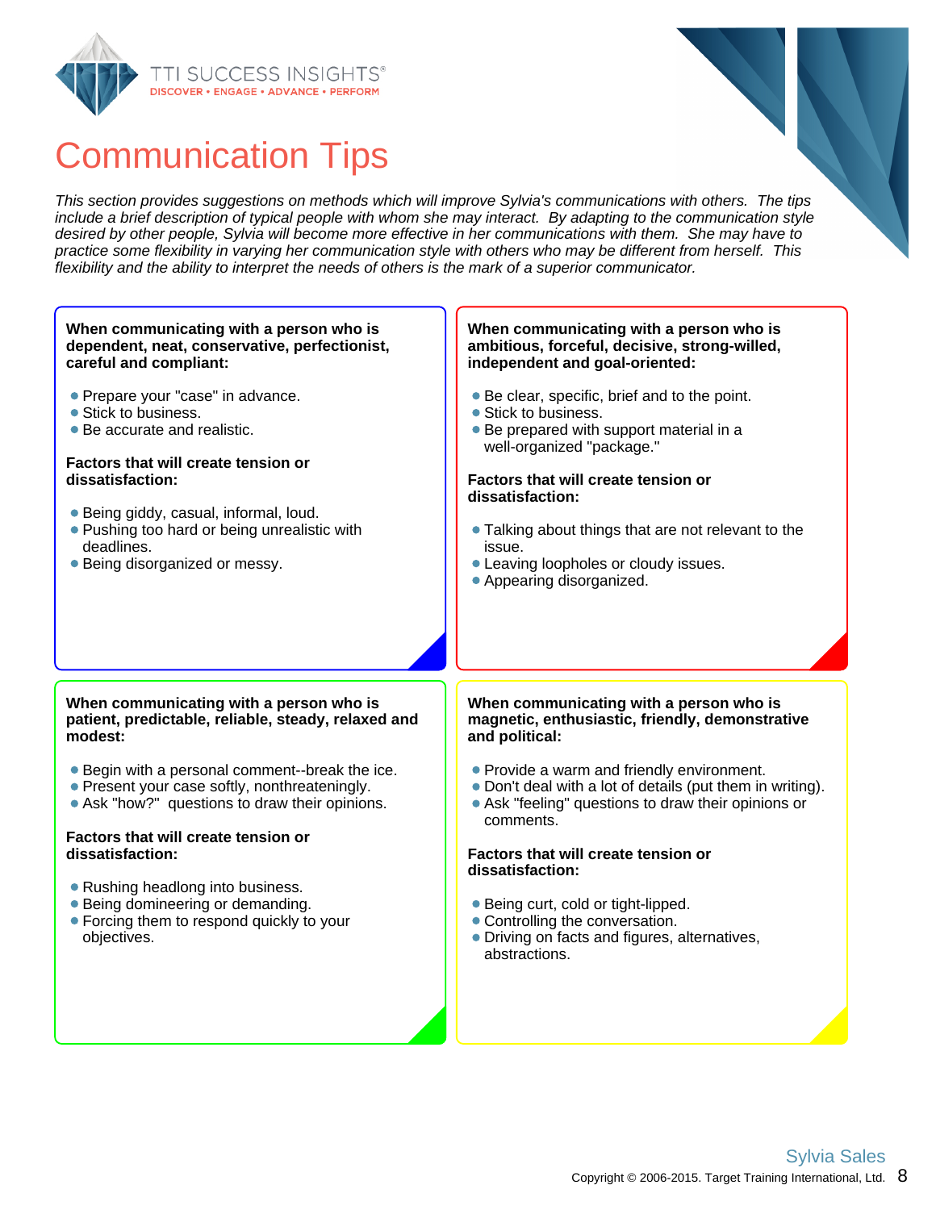# Communication Tips

*This section provides suggestions on methods which will improve Sylvia's communications with others. The tips include a brief description of typical people with whom she may interact. By adapting to the communication style desired by other people, Sylvia will become more effective in her communications with them. She may have to practice some flexibility in varying her communication style with others who may be different from herself. This flexibility and the ability to interpret the needs of others is the mark of a superior communicator.*

**When communicating with a person who is dependent, neat, conservative, perfectionist, careful and compliant:**

- Prepare your "case" in advance.
- Stick to business.
- Be accurate and realistic.

**Factors that will create tension or dissatisfaction:**

- Being giddy, casual, informal, loud.
- Pushing too hard or being unrealistic with deadlines.
- Being disorganized or messy.

**When communicating with a person who is ambitious, forceful, decisive, strong-willed, independent and goal-oriented:**

- Be clear, specific, brief and to the point.
- Stick to business.
- Be prepared with support material in a well-organized "package."

**Factors that will create tension or dissatisfaction:**

- Talking about things that are not relevant to the issue.
- Leaving loopholes or cloudy issues.
- Appearing disorganized.

**When communicating with a person who is patient, predictable, reliable, steady, relaxed and modest:**

- Begin with a personal comment--break the ice.
- Present your case softly, nonthreateningly.
- Ask "how?" questions to draw their opinions.

**Factors that will create tension or dissatisfaction:**

- Rushing headlong into business.
- Being domineering or demanding.
- Forcing them to respond quickly to your objectives.

**When communicating with a person who is magnetic, enthusiastic, friendly, demonstrative and political:**

- Provide a warm and friendly environment.
- Don't deal with a lot of details (put them in writing).
- Ask "feeling" questions to draw their opinions or comments.

**Factors that will create tension or dissatisfaction:**

- Being curt, cold or tight-lipped.
- Controlling the conversation.
- Driving on facts and figures, alternatives, abstractions.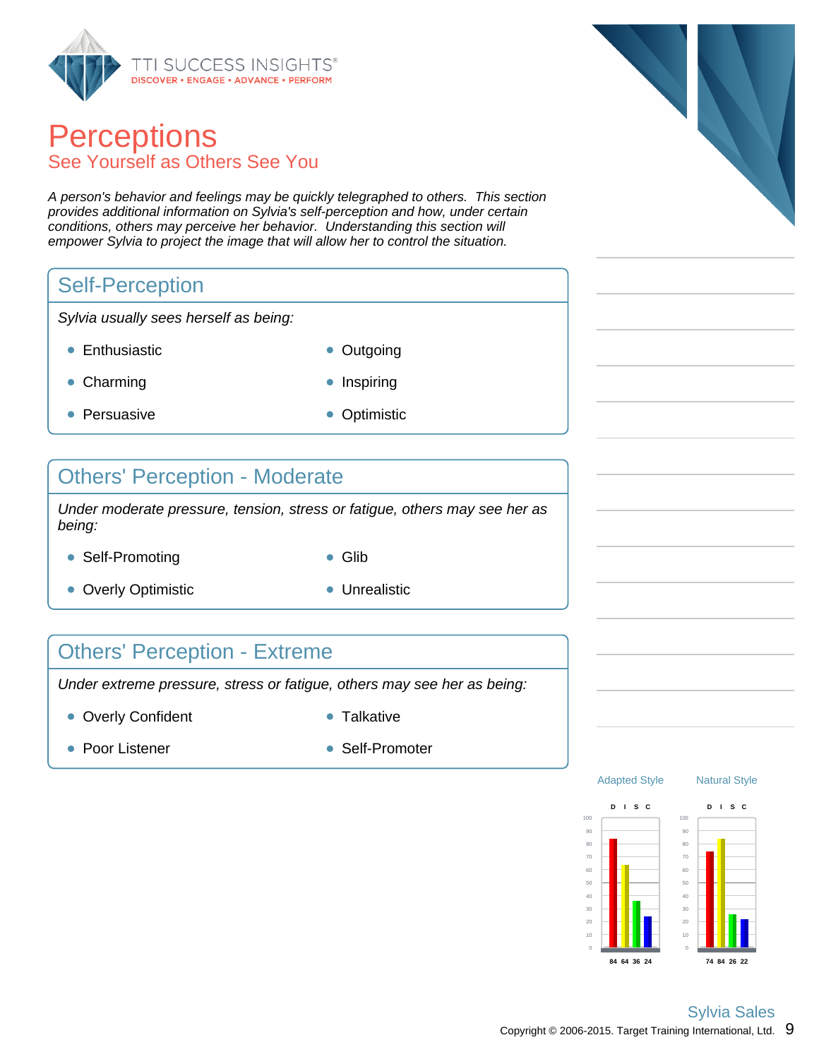# Perceptions

## See Yourself as Others See You

*A person's behavior and feelings may be quickly telegraphed to others. This section provides additional information on Sylvia's self-perception and how, under certain conditions, others may perceive her behavior. Understanding this section will empower Sylvia to project the image that will allow her to control the situation.*

### Self-Perception

*Sylvia usually sees herself as being:*

- Enthusiastic
- Charming
- Persuasive
- Outgoing
- Inspiring
- Optimistic

### Others' Perception - Moderate

*Under moderate pressure, tension, stress or fatigue, others may see her as being:*

- Self-Promoting
- Overly Optimistic
- Glib
- Unrealistic

### Others' Perception - Extreme

*Under extreme pressure, stress or fatigue, others may see her as being:*

- Overly Confident
- Poor Listener
- Talkative
- Self-Promoter

| | Adapted Style | Natural Style |
|---|---|---|
| D | 84 | 74 |
| I | 64 | 84 |
| S | 36 | 26 |
| C | 24 | 22 |

Sylvia Sales

Copyright © 2006-2015. Target Training International, Ltd.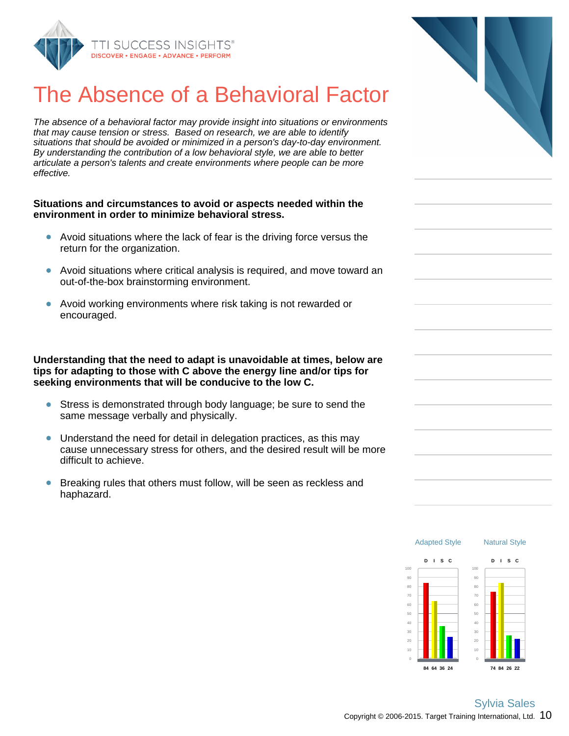# The Absence of a Behavioral Factor

*The absence of a behavioral factor may provide insight into situations or environments that may cause tension or stress. Based on research, we are able to identify situations that should be avoided or minimized in a person's day-to-day environment. By understanding the contribution of a low behavioral style, we are able to better articulate a person's talents and create environments where people can be more effective.*

**Situations and circumstances to avoid or aspects needed within the environment in order to minimize behavioral stress.**

- Avoid situations where the lack of fear is the driving force versus the return for the organization.
- Avoid situations where critical analysis is required, and move toward an out-of-the-box brainstorming environment.
- Avoid working environments where risk taking is not rewarded or encouraged.

**Understanding that the need to adapt is unavoidable at times, below are tips for adapting to those with C above the energy line and/or tips for seeking environments that will be conducive to the low C.**

- Stress is demonstrated through body language; be sure to send the same message verbally and physically.
- Understand the need for detail in delegation practices, as this may cause unnecessary stress for others, and the desired result will be more difficult to achieve.
- Breaking rules that others must follow, will be seen as reckless and haphazard.

| | D | I | S | C |
|---|---|---|---|---|
| Adapted Style | 84 | 64 | 36 | 24 |
| Natural Style | 74 | 84 | 26 | 22 |

Sylvia Sales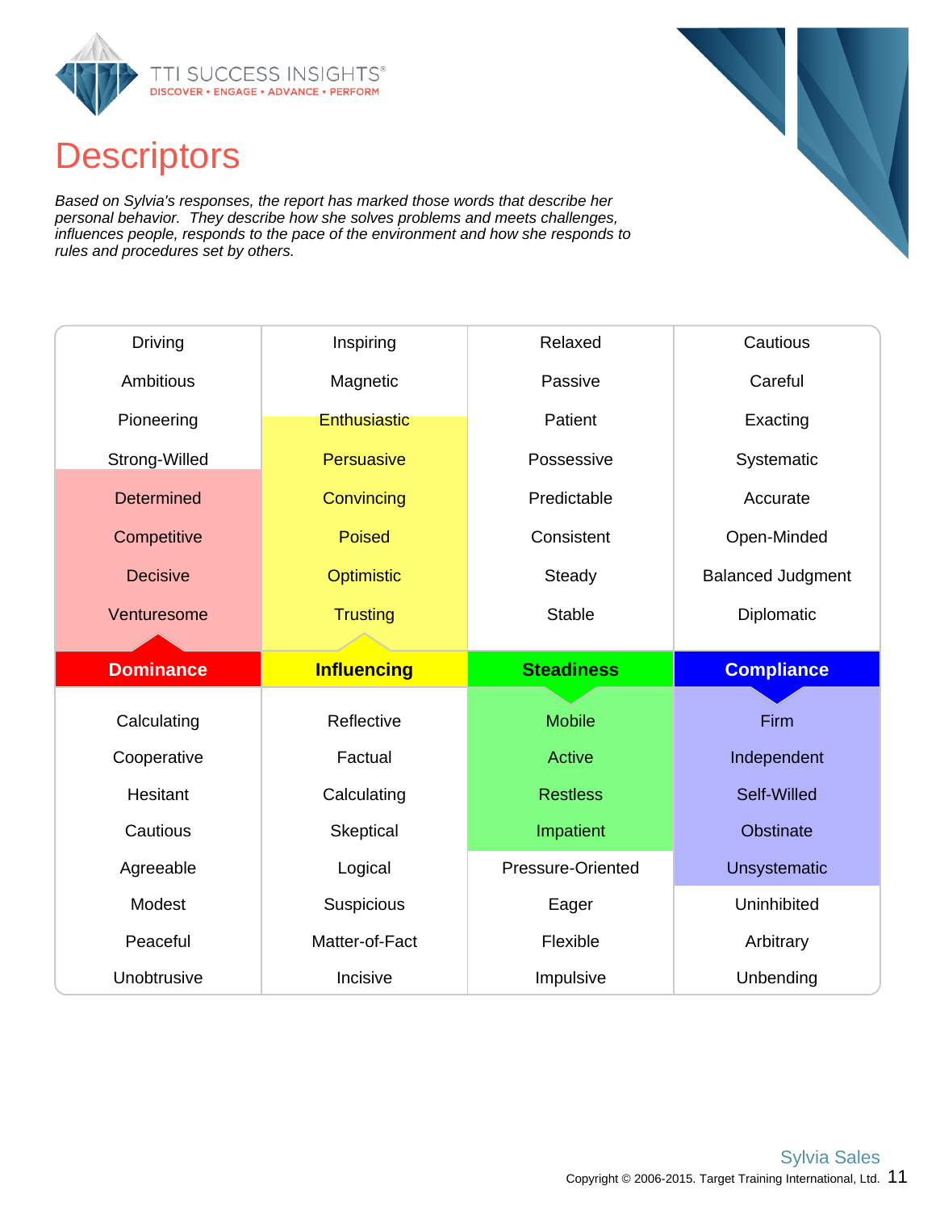# Descriptors

*Based on Sylvia's responses, the report has marked those words that describe her personal behavior. They describe how she solves problems and meets challenges, influences people, responds to the pace of the environment and how she responds to rules and procedures set by others.*

| Dominance | Influencing | Steadiness | Compliance |
|---|---|---|---|
| Driving | Inspiring | Relaxed | Cautious |
| Ambitious | Magnetic | Passive | Careful |
| Pioneering | Enthusiastic | Patient | Exacting |
| Strong-Willed | Persuasive | Possessive | Systematic |
| Determined | Convincing | Predictable | Accurate |
| Competitive | Poised | Consistent | Open-Minded |
| Decisive | Optimistic | Steady | Balanced Judgment |
| Venturesome | Trusting | Stable | Diplomatic |
| **Dominance** | **Influencing** | **Steadiness** | **Compliance** |
| Calculating | Reflective | Mobile | Firm |
| Cooperative | Factual | Active | Independent |
| Hesitant | Calculating | Restless | Self-Willed |
| Cautious | Skeptical | Impatient | Obstinate |
| Agreeable | Logical | Pressure-Oriented | Unsystematic |
| Modest | Suspicious | Eager | Uninhibited |
| Peaceful | Matter-of-Fact | Flexible | Arbitrary |
| Unobtrusive | Incisive | Impulsive | Unbending |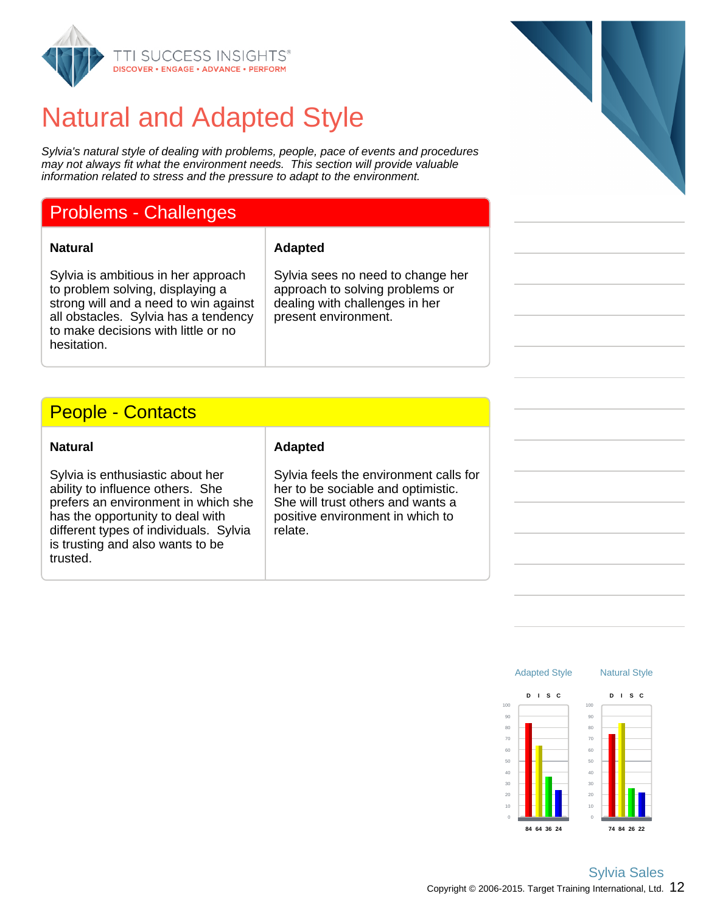# Natural and Adapted Style

*Sylvia's natural style of dealing with problems, people, pace of events and procedures may not always fit what the environment needs. This section will provide valuable information related to stress and the pressure to adapt to the environment.*

## Problems - Challenges

| Natural | Adapted |
|---|---|
| Sylvia is ambitious in her approach to problem solving, displaying a strong will and a need to win against all obstacles. Sylvia has a tendency to make decisions with little or no hesitation. | Sylvia sees no need to change her approach to solving problems or dealing with challenges in her present environment. |

## People - Contacts

| Natural | Adapted |
|---|---|
| Sylvia is enthusiastic about her ability to influence others. She prefers an environment in which she has the opportunity to deal with different types of individuals. Sylvia is trusting and also wants to be trusted. | Sylvia feels the environment calls for her to be sociable and optimistic. She will trust others and wants a positive environment in which to relate. |

| | D | I | S | C |
|---|---|---|---|---|
| Adapted Style | 84 | 64 | 36 | 24 |
| Natural Style | 74 | 84 | 26 | 22 |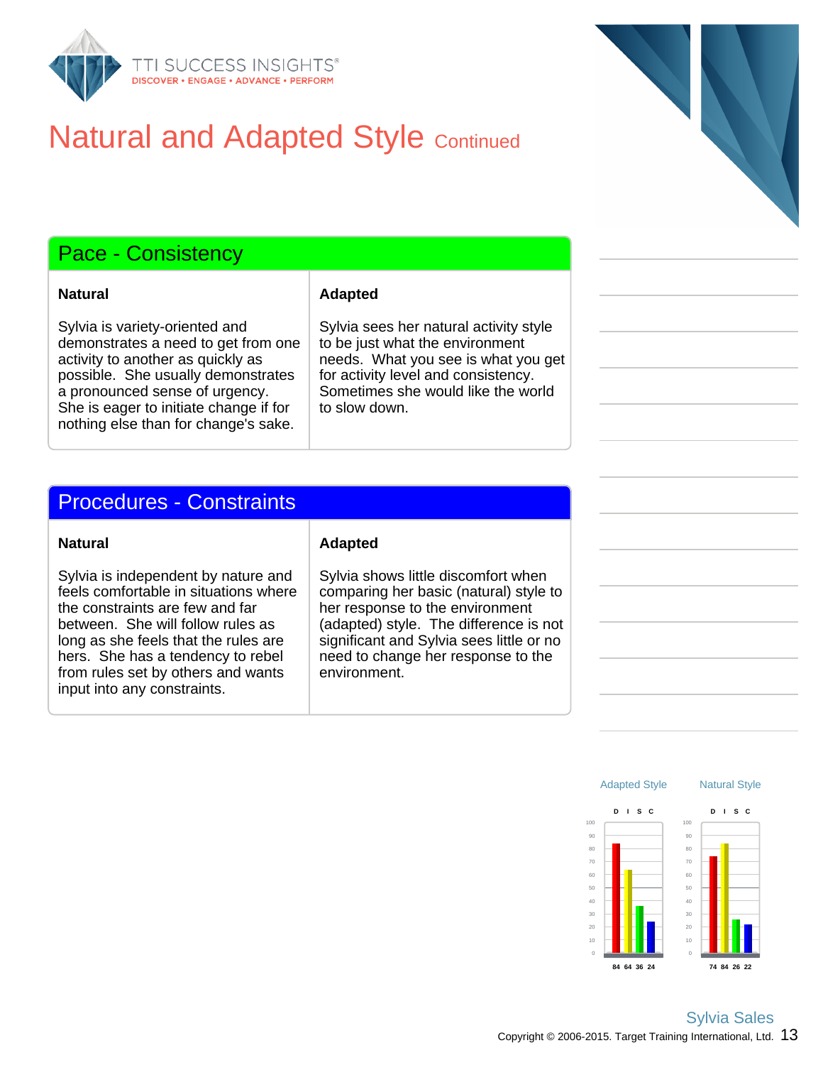# Natural and Adapted Style Continued

## Pace - Consistency

| Natural | Adapted |
| --- | --- |
| Sylvia is variety-oriented and demonstrates a need to get from one activity to another as quickly as possible. She usually demonstrates a pronounced sense of urgency. She is eager to initiate change if for nothing else than for change's sake. | Sylvia sees her natural activity style to be just what the environment needs. What you see is what you get for activity level and consistency. Sometimes she would like the world to slow down. |

## Procedures - Constraints

| Natural | Adapted |
| --- | --- |
| Sylvia is independent by nature and feels comfortable in situations where the constraints are few and far between. She will follow rules as long as she feels that the rules are hers. She has a tendency to rebel from rules set by others and wants input into any constraints. | Sylvia shows little discomfort when comparing her basic (natural) style to her response to the environment (adapted) style. The difference is not significant and Sylvia sees little or no need to change her response to the environment. |

| | D | I | S | C |
| --- | --- | --- | --- | --- |
| Adapted Style | 84 | 64 | 36 | 24 |
| Natural Style | 74 | 84 | 26 | 22 |

Sylvia Sales

Copyright © 2006-2015. Target Training International, Ltd.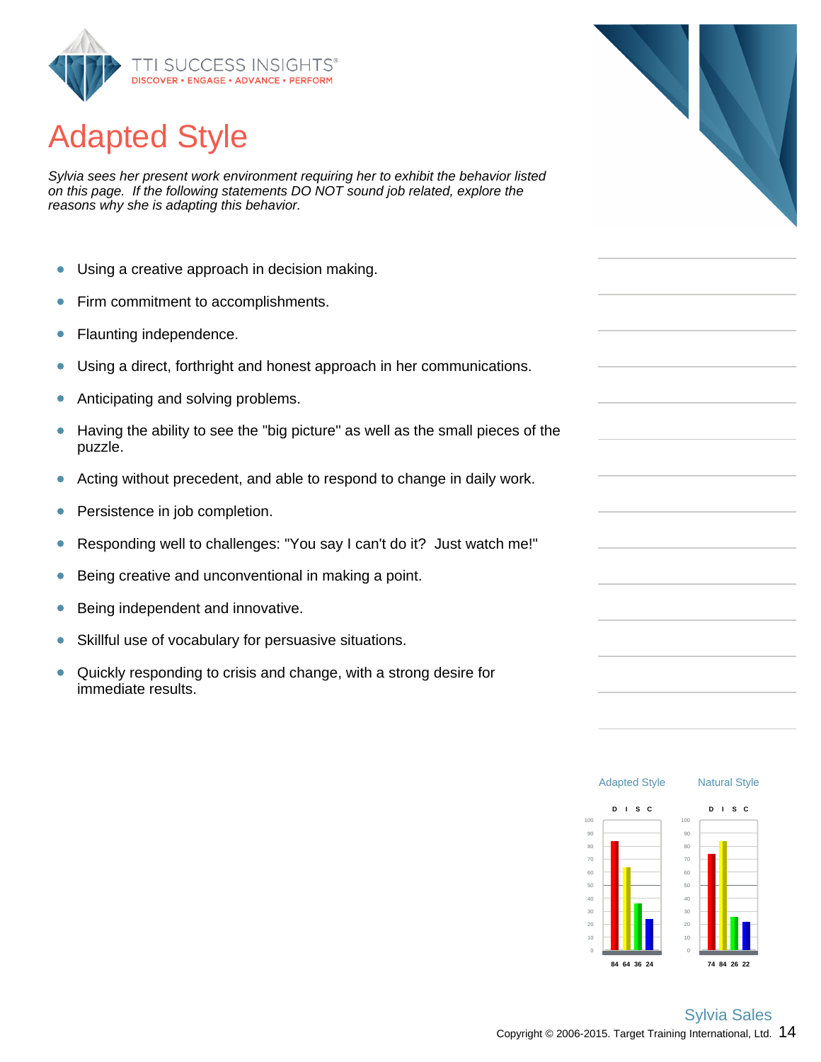# Adapted Style

*Sylvia sees her present work environment requiring her to exhibit the behavior listed on this page. If the following statements DO NOT sound job related, explore the reasons why she is adapting this behavior.*

- Using a creative approach in decision making.
- Firm commitment to accomplishments.
- Flaunting independence.
- Using a direct, forthright and honest approach in her communications.
- Anticipating and solving problems.
- Having the ability to see the "big picture" as well as the small pieces of the puzzle.
- Acting without precedent, and able to respond to change in daily work.
- Persistence in job completion.
- Responding well to challenges: "You say I can't do it? Just watch me!"
- Being creative and unconventional in making a point.
- Being independent and innovative.
- Skillful use of vocabulary for persuasive situations.
- Quickly responding to crisis and change, with a strong desire for immediate results.

| | D | I | S | C |
|---|---|---|---|---|
| Adapted Style | 84 | 64 | 36 | 24 |
| Natural Style | 74 | 84 | 26 | 22 |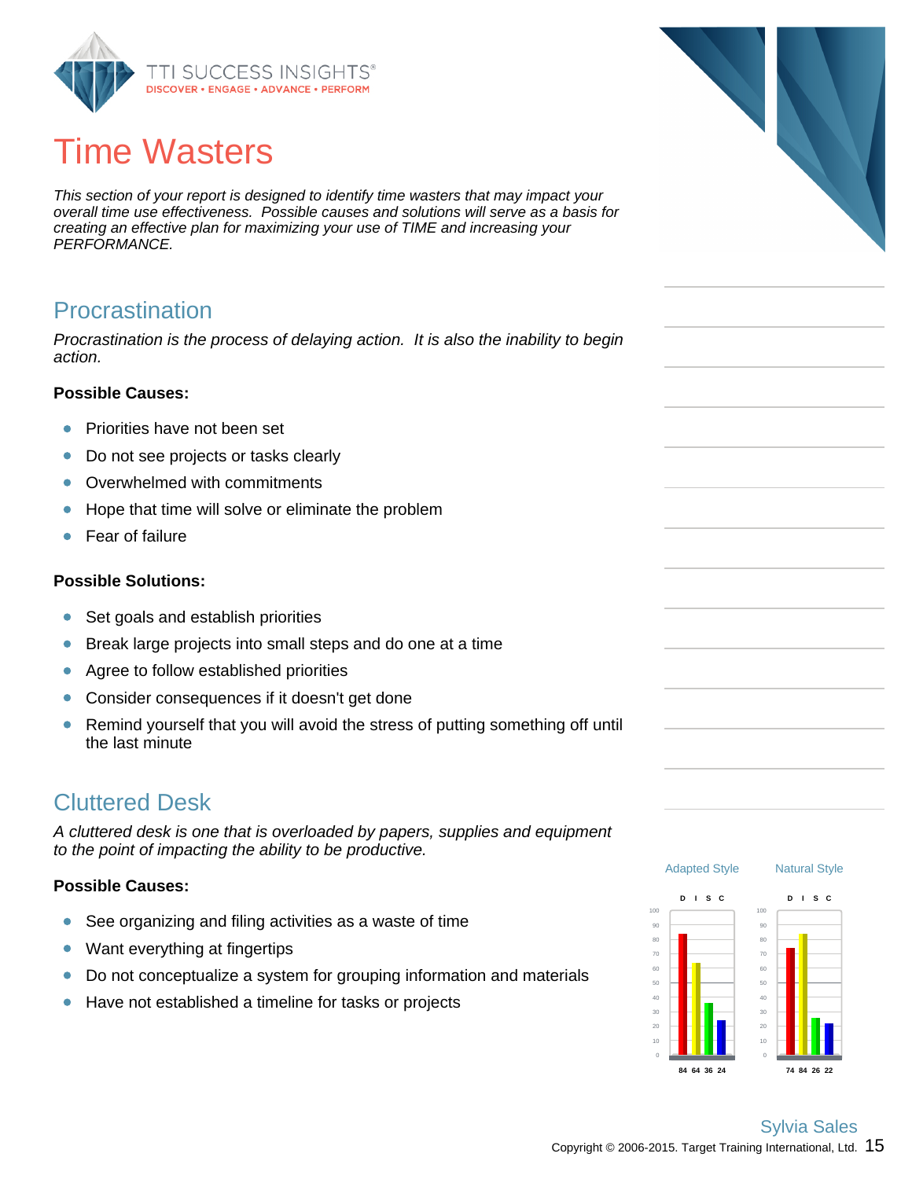# Time Wasters

*This section of your report is designed to identify time wasters that may impact your overall time use effectiveness. Possible causes and solutions will serve as a basis for creating an effective plan for maximizing your use of TIME and increasing your PERFORMANCE.*

## Procrastination

*Procrastination is the process of delaying action. It is also the inability to begin action.*

**Possible Causes:**

- Priorities have not been set
- Do not see projects or tasks clearly
- Overwhelmed with commitments
- Hope that time will solve or eliminate the problem
- Fear of failure

**Possible Solutions:**

- Set goals and establish priorities
- Break large projects into small steps and do one at a time
- Agree to follow established priorities
- Consider consequences if it doesn't get done
- Remind yourself that you will avoid the stress of putting something off until the last minute

## Cluttered Desk

*A cluttered desk is one that is overloaded by papers, supplies and equipment to the point of impacting the ability to be productive.*

**Possible Causes:**

- See organizing and filing activities as a waste of time
- Want everything at fingertips
- Do not conceptualize a system for grouping information and materials
- Have not established a timeline for tasks or projects

| | D | I | S | C |
|---|---|---|---|---|
| Adapted Style | 84 | 64 | 36 | 24 |
| Natural Style | 74 | 84 | 26 | 22 |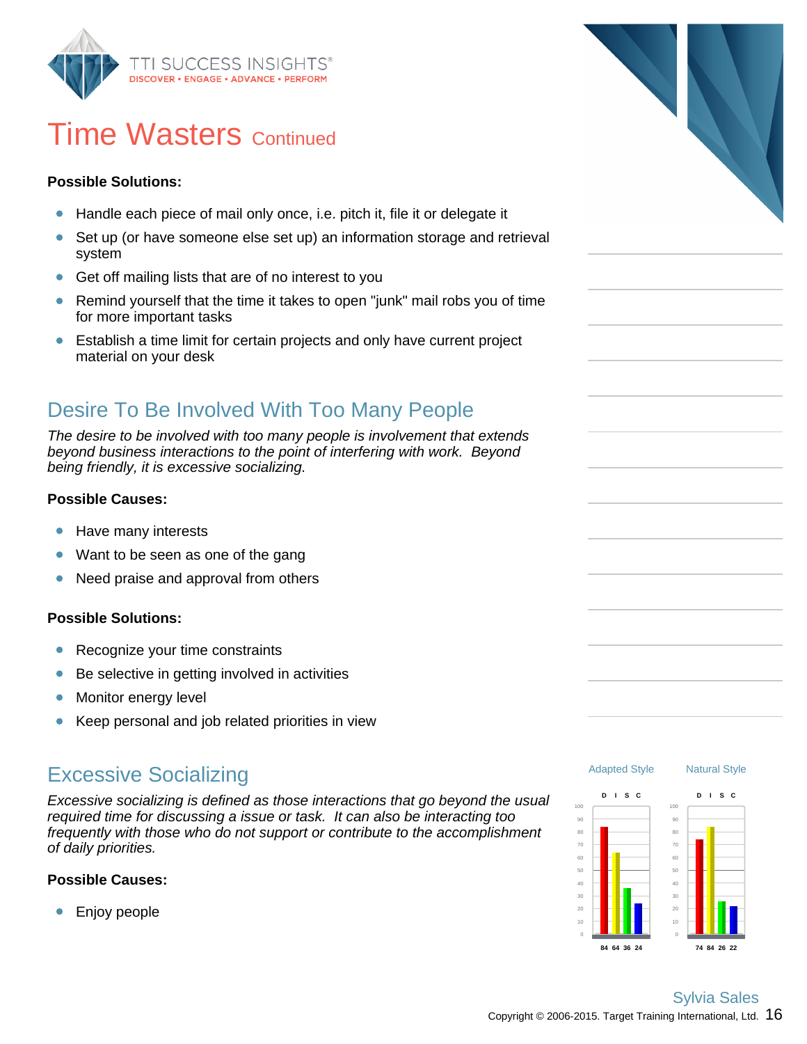# Time Wasters Continued

**Possible Solutions:**

- Handle each piece of mail only once, i.e. pitch it, file it or delegate it
- Set up (or have someone else set up) an information storage and retrieval system
- Get off mailing lists that are of no interest to you
- Remind yourself that the time it takes to open "junk" mail robs you of time for more important tasks
- Establish a time limit for certain projects and only have current project material on your desk

## Desire To Be Involved With Too Many People

*The desire to be involved with too many people is involvement that extends beyond business interactions to the point of interfering with work. Beyond being friendly, it is excessive socializing.*

**Possible Causes:**

- Have many interests
- Want to be seen as one of the gang
- Need praise and approval from others

**Possible Solutions:**

- Recognize your time constraints
- Be selective in getting involved in activities
- Monitor energy level
- Keep personal and job related priorities in view

## Excessive Socializing

*Excessive socializing is defined as those interactions that go beyond the usual required time for discussing a issue or task. It can also be interacting too frequently with those who do not support or contribute to the accomplishment of daily priorities.*

**Possible Causes:**

- Enjoy people

| | D | I | S | C |
|---|---|---|---|---|
| Adapted Style | 84 | 64 | 36 | 24 |
| Natural Style | 74 | 84 | 26 | 22 |

Sylvia Sales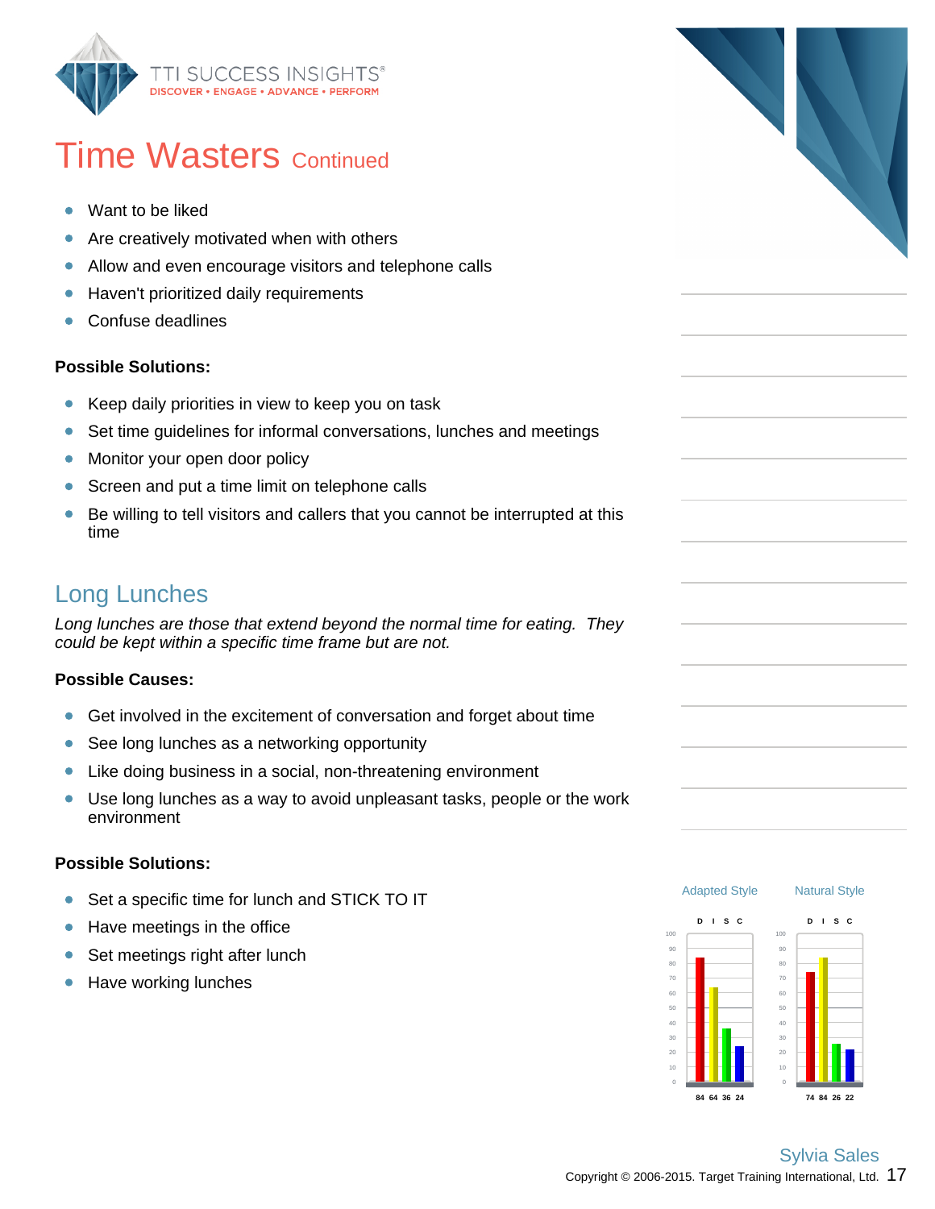# Time Wasters Continued

- Want to be liked
- Are creatively motivated when with others
- Allow and even encourage visitors and telephone calls
- Haven't prioritized daily requirements
- Confuse deadlines

**Possible Solutions:**

- Keep daily priorities in view to keep you on task
- Set time guidelines for informal conversations, lunches and meetings
- Monitor your open door policy
- Screen and put a time limit on telephone calls
- Be willing to tell visitors and callers that you cannot be interrupted at this time

## Long Lunches

*Long lunches are those that extend beyond the normal time for eating. They could be kept within a specific time frame but are not.*

**Possible Causes:**

- Get involved in the excitement of conversation and forget about time
- See long lunches as a networking opportunity
- Like doing business in a social, non-threatening environment
- Use long lunches as a way to avoid unpleasant tasks, people or the work environment

**Possible Solutions:**

- Set a specific time for lunch and STICK TO IT
- Have meetings in the office
- Set meetings right after lunch
- Have working lunches

| | D | I | S | C |
|---|---|---|---|---|
| Adapted Style | 84 | 64 | 36 | 24 |
| Natural Style | 74 | 84 | 26 | 22 |

Sylvia Sales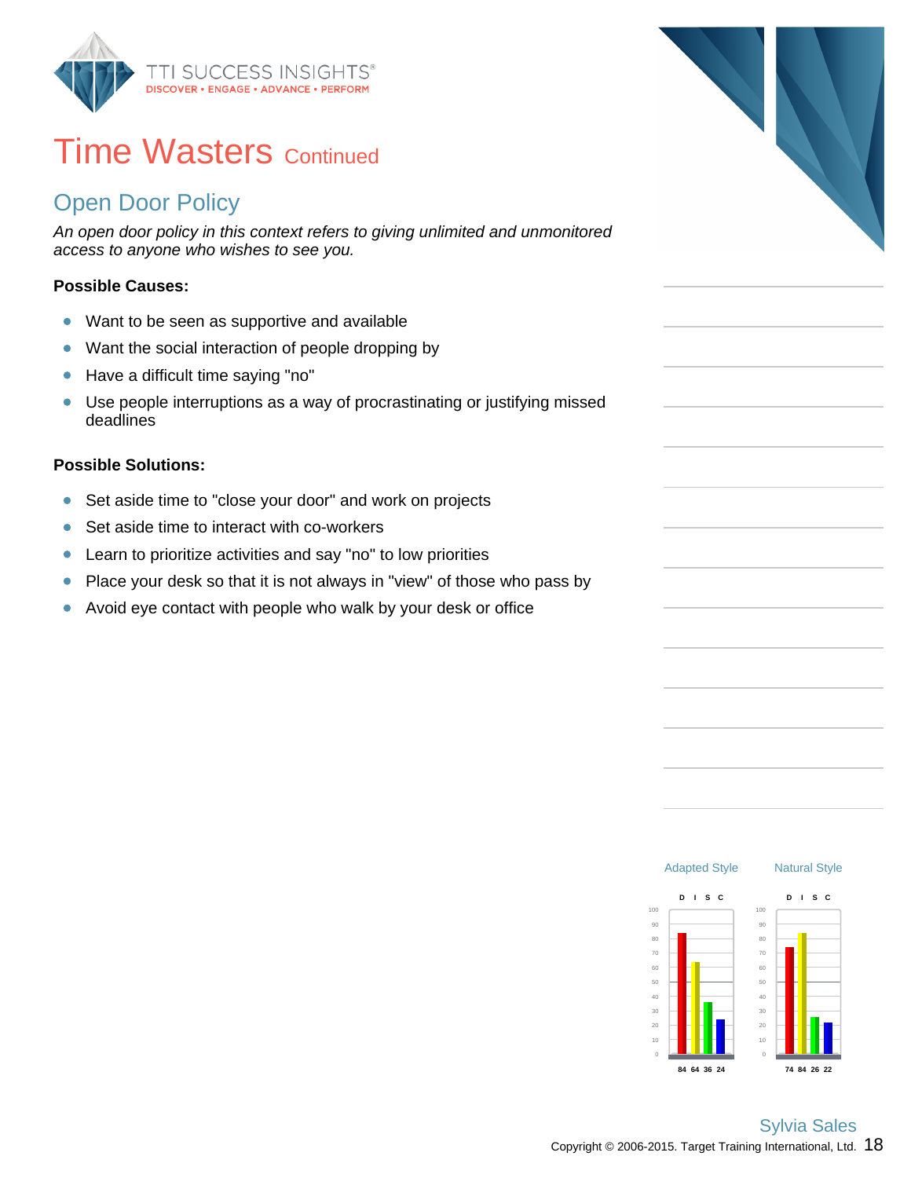# Time Wasters Continued

## Open Door Policy

*An open door policy in this context refers to giving unlimited and unmonitored access to anyone who wishes to see you.*

**Possible Causes:**

- Want to be seen as supportive and available
- Want the social interaction of people dropping by
- Have a difficult time saying "no"
- Use people interruptions as a way of procrastinating or justifying missed deadlines

**Possible Solutions:**

- Set aside time to "close your door" and work on projects
- Set aside time to interact with co-workers
- Learn to prioritize activities and say "no" to low priorities
- Place your desk so that it is not always in "view" of those who pass by
- Avoid eye contact with people who walk by your desk or office

Adapted Style

| D | I | S | C |
|---|---|---|---|
| 84 | 64 | 36 | 24 |

Natural Style

| D | I | S | C |
|---|---|---|---|
| 74 | 84 | 26 | 22 |

Sylvia Sales

Copyright © 2006-2015. Target Training International, Ltd.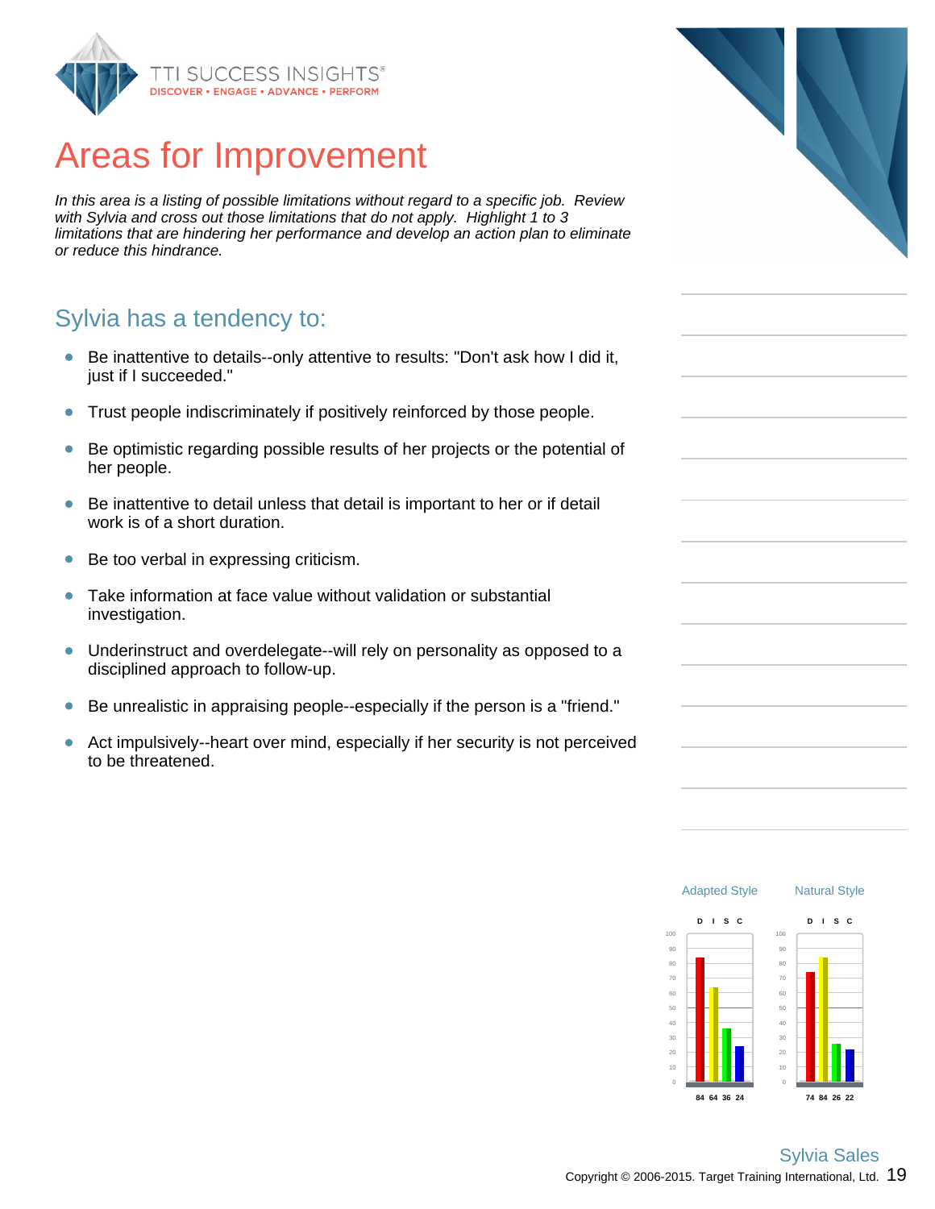# Areas for Improvement

*In this area is a listing of possible limitations without regard to a specific job. Review with Sylvia and cross out those limitations that do not apply. Highlight 1 to 3 limitations that are hindering her performance and develop an action plan to eliminate or reduce this hindrance.*

## Sylvia has a tendency to:

- Be inattentive to details--only attentive to results: "Don't ask how I did it, just if I succeeded."
- Trust people indiscriminately if positively reinforced by those people.
- Be optimistic regarding possible results of her projects or the potential of her people.
- Be inattentive to detail unless that detail is important to her or if detail work is of a short duration.
- Be too verbal in expressing criticism.
- Take information at face value without validation or substantial investigation.
- Underinstruct and overdelegate--will rely on personality as opposed to a disciplined approach to follow-up.
- Be unrealistic in appraising people--especially if the person is a "friend."
- Act impulsively--heart over mind, especially if her security is not perceived to be threatened.

| | D | I | S | C |
|---|---|---|---|---|
| Adapted Style | 84 | 64 | 36 | 24 |
| Natural Style | 74 | 84 | 26 | 22 |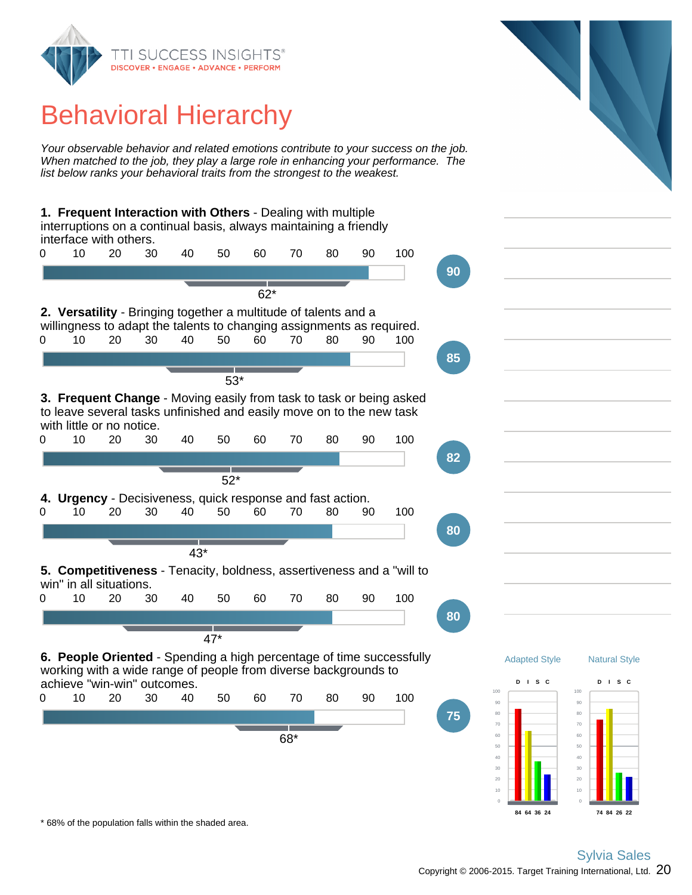# Behavioral Hierarchy

*Your observable behavior and related emotions contribute to your success on the job. When matched to the job, they play a large role in enhancing your performance. The list below ranks your behavioral traits from the strongest to the weakest.*

**1. Frequent Interaction with Others** - Dealing with multiple interruptions on a continual basis, always maintaining a friendly interface with others.

Score: **90** — 62*

**2. Versatility** - Bringing together a multitude of talents and a willingness to adapt the talents to changing assignments as required.

Score: **85** — 53*

**3. Frequent Change** - Moving easily from task to task or being asked to leave several tasks unfinished and easily move on to the new task with little or no notice.

Score: **82** — 52*

**4. Urgency** - Decisiveness, quick response and fast action.

Score: **80** — 43*

**5. Competitiveness** - Tenacity, boldness, assertiveness and a "will to win" in all situations.

Score: **80** — 47*

**6. People Oriented** - Spending a high percentage of time successfully working with a wide range of people from diverse backgrounds to achieve "win-win" outcomes.

Score: **75** — 68*

| | D | I | S | C |
|---|---|---|---|---|
| Adapted Style | 84 | 64 | 36 | 24 |
| Natural Style | 74 | 84 | 26 | 22 |

\* 68% of the population falls within the shaded area.

Sylvia Sales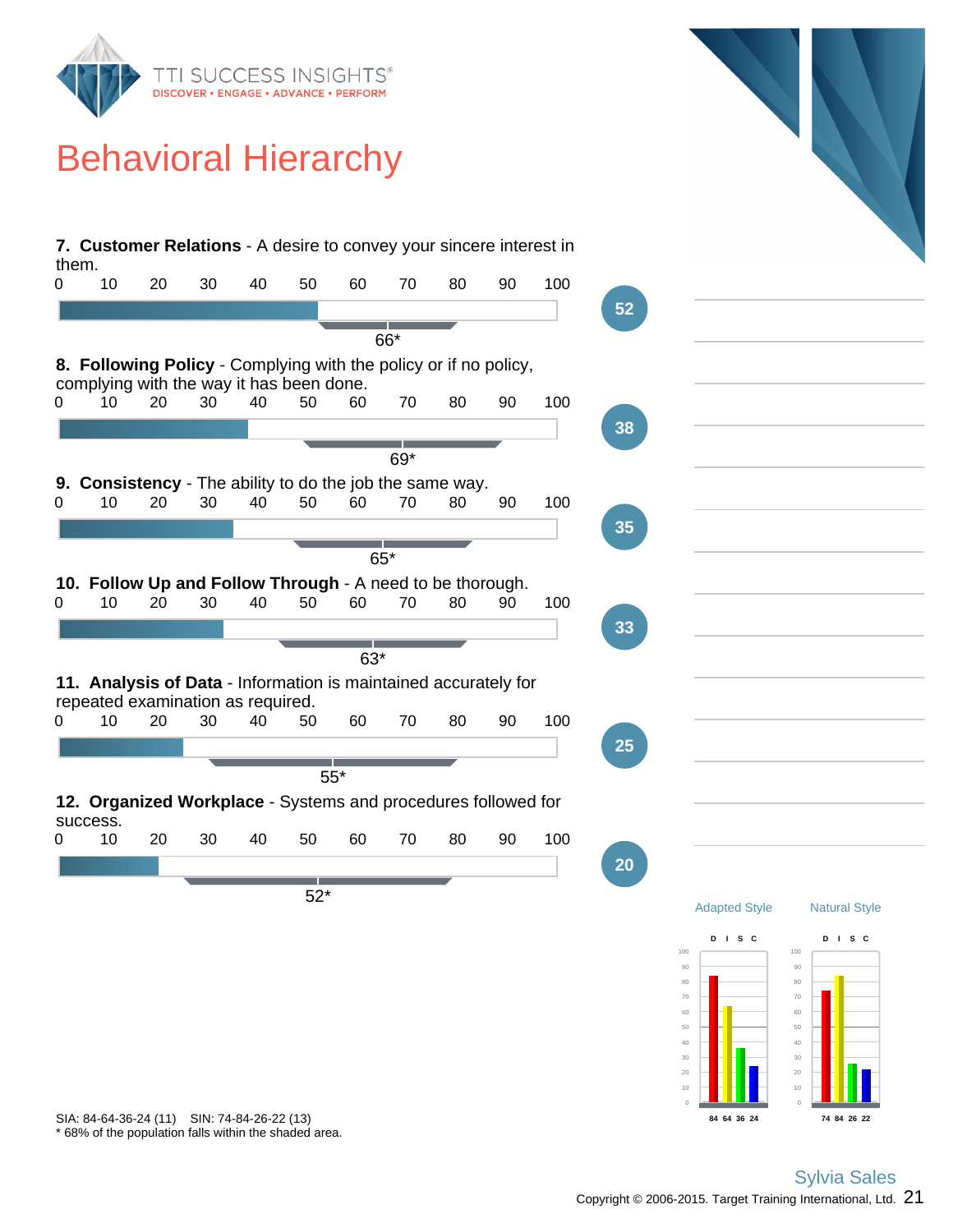# Behavioral Hierarchy

**7. Customer Relations** - A desire to convey your sincere interest in them.

52 — 66*

**8. Following Policy** - Complying with the policy or if no policy, complying with the way it has been done.

38 — 69*

**9. Consistency** - The ability to do the job the same way.

35 — 65*

**10. Follow Up and Follow Through** - A need to be thorough.

33 — 63*

**11. Analysis of Data** - Information is maintained accurately for repeated examination as required.

25 — 55*

**12. Organized Workplace** - Systems and procedures followed for success.

20 — 52*

| | D | I | S | C |
|---|---|---|---|---|
| Adapted Style | 84 | 64 | 36 | 24 |
| Natural Style | 74 | 84 | 26 | 22 |

SIA: 84-64-36-24 (11) SIN: 74-84-26-22 (13)

* 68% of the population falls within the shaded area.

Sylvia Sales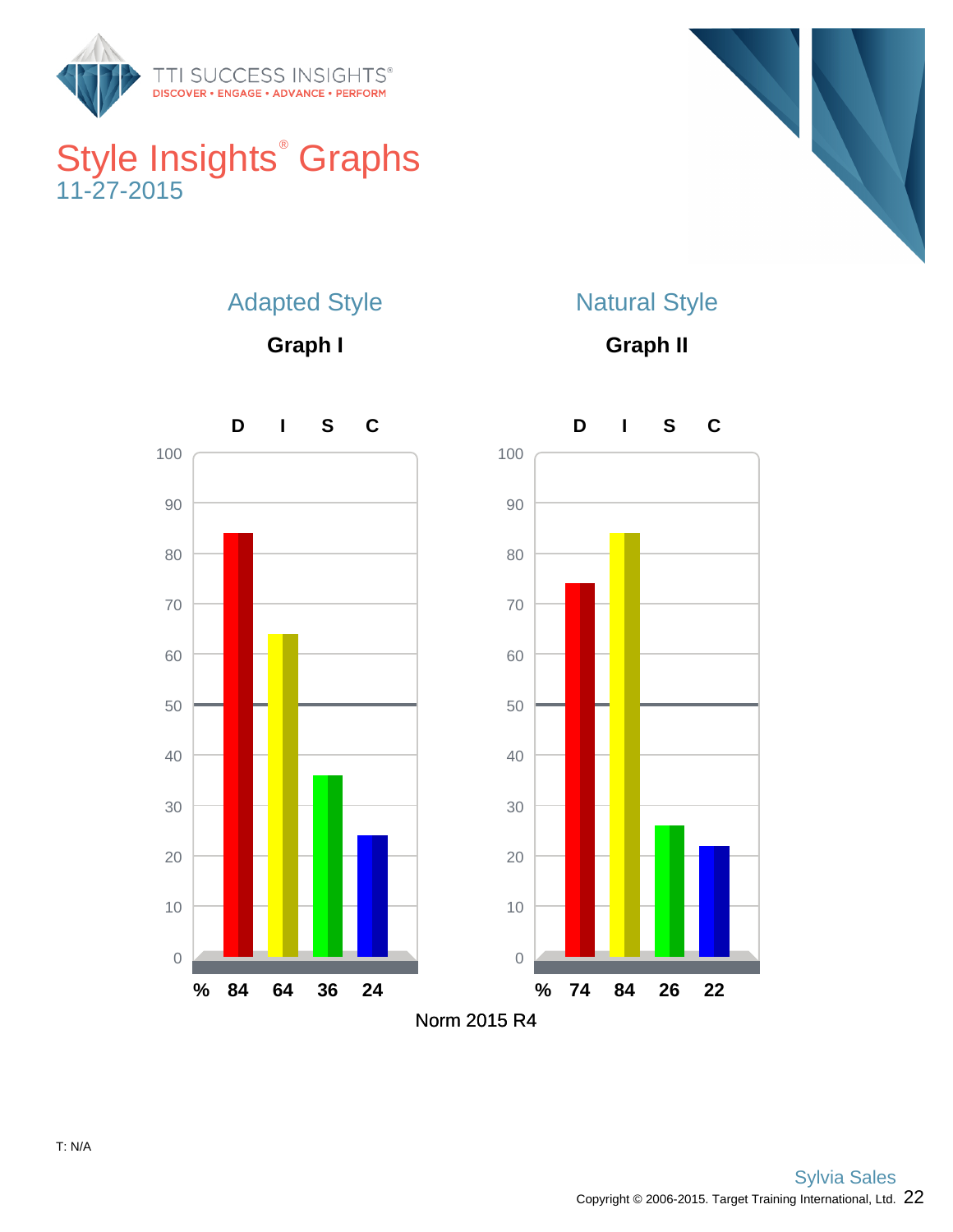# Style Insights® Graphs

11-27-2015

## Adapted Style

### Graph I

| | D | I | S | C |
|---|---|---|---|---|
| % | 84 | 64 | 36 | 24 |

## Natural Style

### Graph II

| | D | I | S | C |
|---|---|---|---|---|
| % | 74 | 84 | 26 | 22 |

Norm 2015 R4

T: N/A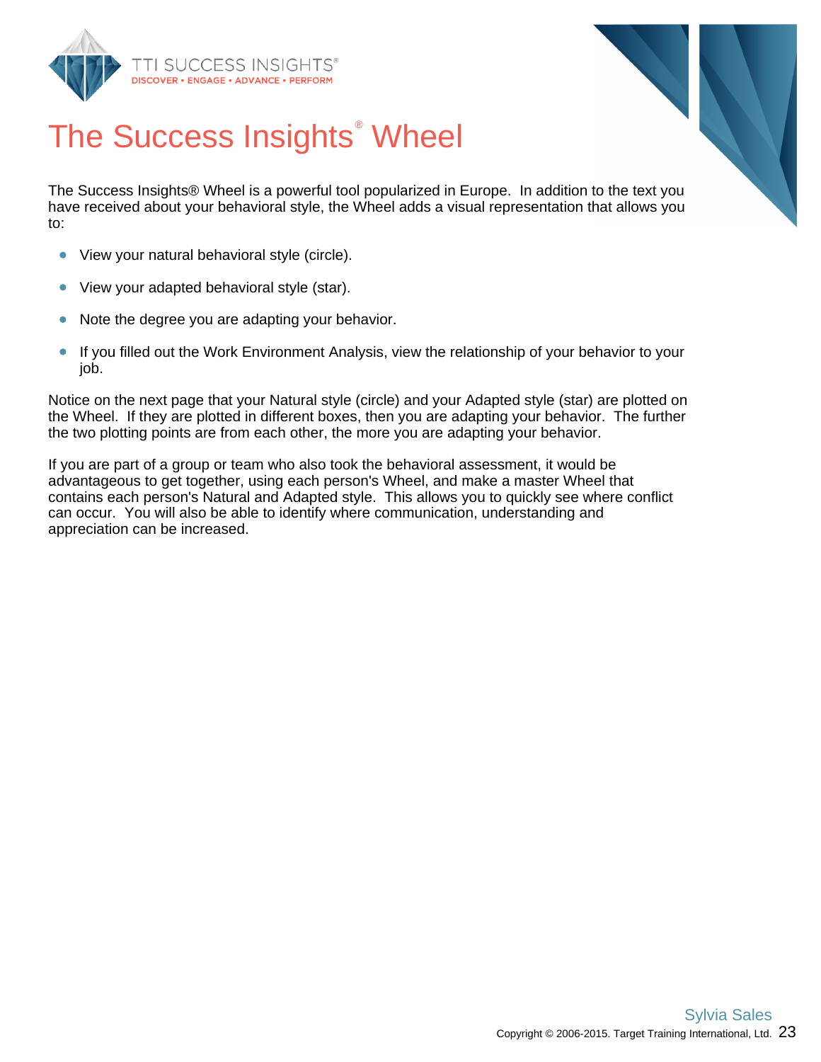# The Success Insights® Wheel

The Success Insights® Wheel is a powerful tool popularized in Europe. In addition to the text you have received about your behavioral style, the Wheel adds a visual representation that allows you to:

- View your natural behavioral style (circle).
- View your adapted behavioral style (star).
- Note the degree you are adapting your behavior.
- If you filled out the Work Environment Analysis, view the relationship of your behavior to your job.

Notice on the next page that your Natural style (circle) and your Adapted style (star) are plotted on the Wheel. If they are plotted in different boxes, then you are adapting your behavior. The further the two plotting points are from each other, the more you are adapting your behavior.

If you are part of a group or team who also took the behavioral assessment, it would be advantageous to get together, using each person's Wheel, and make a master Wheel that contains each person's Natural and Adapted style. This allows you to quickly see where conflict can occur. You will also be able to identify where communication, understanding and appreciation can be increased.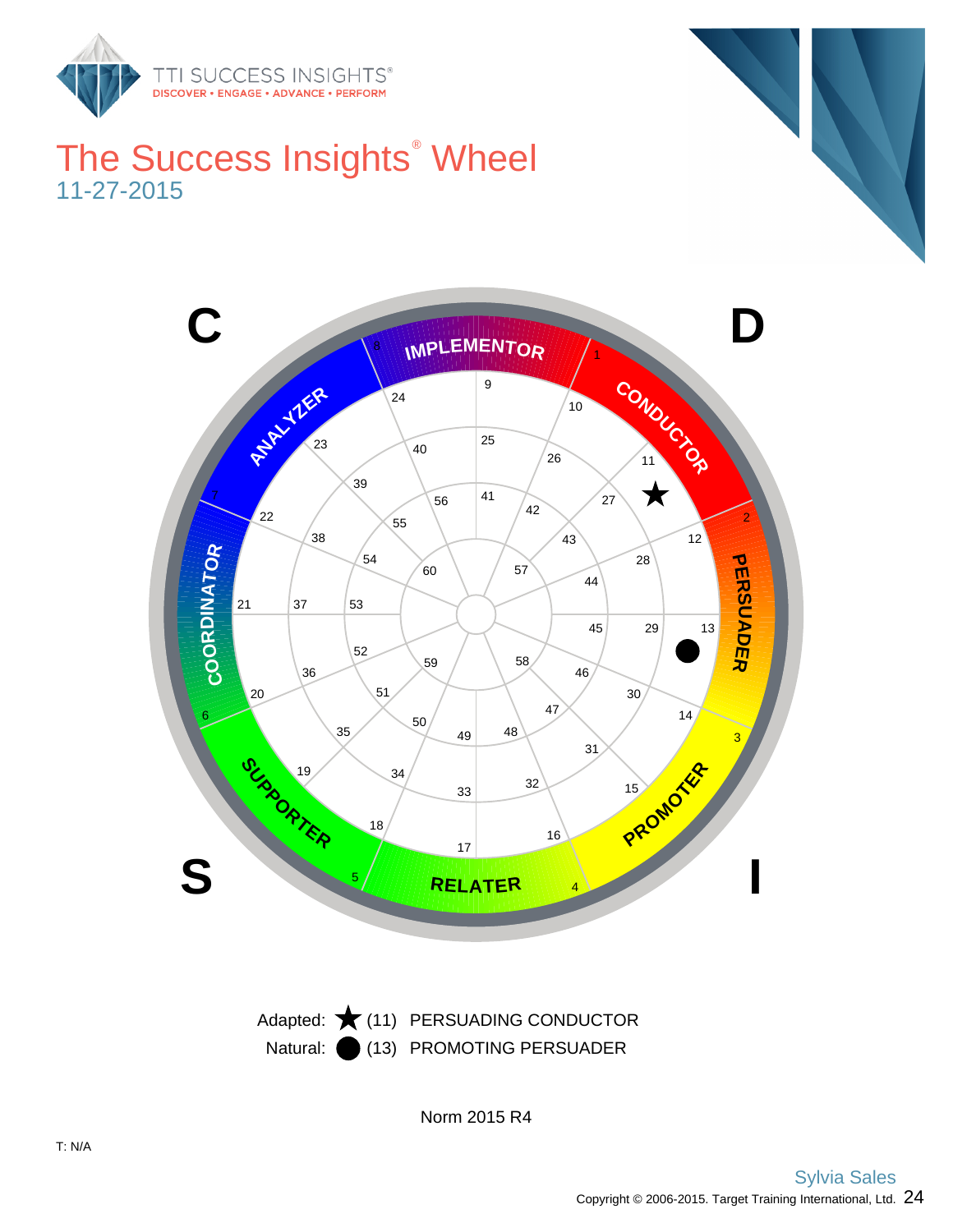# The Success Insights® Wheel

11-27-2015

Adapted: ★ (11) PERSUADING CONDUCTOR

Natural: ● (13) PROMOTING PERSUADER

Norm 2015 R4

T: N/A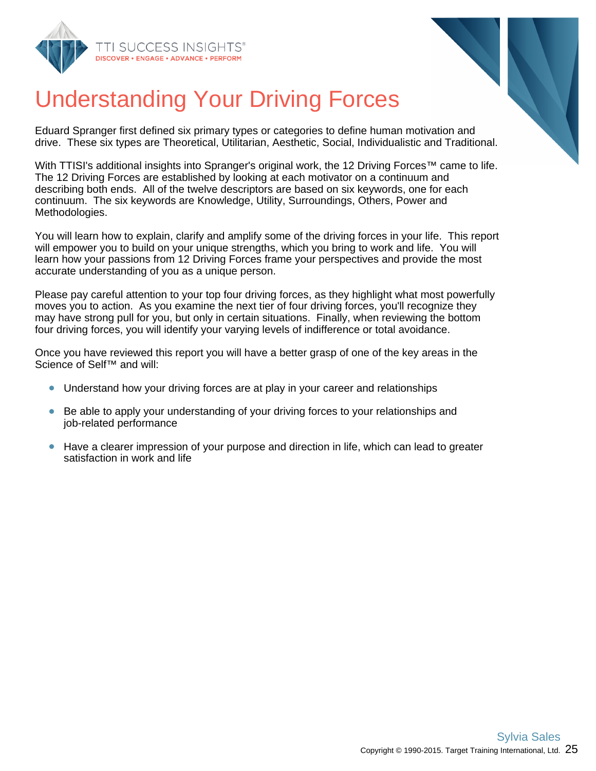# Understanding Your Driving Forces

Eduard Spranger first defined six primary types or categories to define human motivation and drive. These six types are Theoretical, Utilitarian, Aesthetic, Social, Individualistic and Traditional.

With TTISI's additional insights into Spranger's original work, the 12 Driving Forces™ came to life. The 12 Driving Forces are established by looking at each motivator on a continuum and describing both ends. All of the twelve descriptors are based on six keywords, one for each continuum. The six keywords are Knowledge, Utility, Surroundings, Others, Power and Methodologies.

You will learn how to explain, clarify and amplify some of the driving forces in your life. This report will empower you to build on your unique strengths, which you bring to work and life. You will learn how your passions from 12 Driving Forces frame your perspectives and provide the most accurate understanding of you as a unique person.

Please pay careful attention to your top four driving forces, as they highlight what most powerfully moves you to action. As you examine the next tier of four driving forces, you'll recognize they may have strong pull for you, but only in certain situations. Finally, when reviewing the bottom four driving forces, you will identify your varying levels of indifference or total avoidance.

Once you have reviewed this report you will have a better grasp of one of the key areas in the Science of Self™ and will:

- Understand how your driving forces are at play in your career and relationships
- Be able to apply your understanding of your driving forces to your relationships and job-related performance
- Have a clearer impression of your purpose and direction in life, which can lead to greater satisfaction in work and life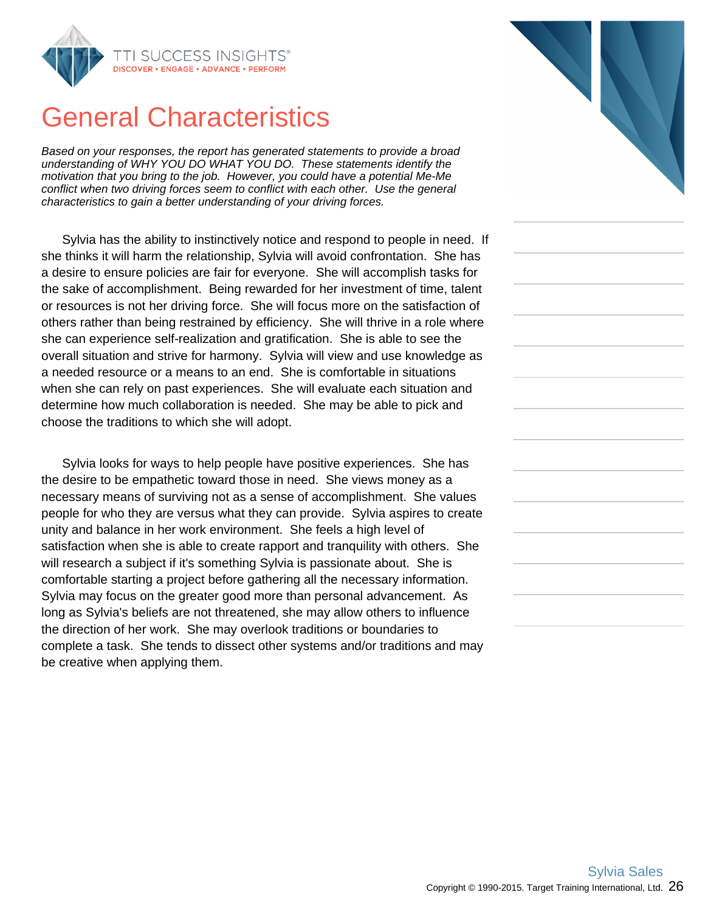# General Characteristics

*Based on your responses, the report has generated statements to provide a broad understanding of WHY YOU DO WHAT YOU DO. These statements identify the motivation that you bring to the job. However, you could have a potential Me-Me conflict when two driving forces seem to conflict with each other. Use the general characteristics to gain a better understanding of your driving forces.*

Sylvia has the ability to instinctively notice and respond to people in need. If she thinks it will harm the relationship, Sylvia will avoid confrontation. She has a desire to ensure policies are fair for everyone. She will accomplish tasks for the sake of accomplishment. Being rewarded for her investment of time, talent or resources is not her driving force. She will focus more on the satisfaction of others rather than being restrained by efficiency. She will thrive in a role where she can experience self-realization and gratification. She is able to see the overall situation and strive for harmony. Sylvia will view and use knowledge as a needed resource or a means to an end. She is comfortable in situations when she can rely on past experiences. She will evaluate each situation and determine how much collaboration is needed. She may be able to pick and choose the traditions to which she will adopt.

Sylvia looks for ways to help people have positive experiences. She has the desire to be empathetic toward those in need. She views money as a necessary means of surviving not as a sense of accomplishment. She values people for who they are versus what they can provide. Sylvia aspires to create unity and balance in her work environment. She feels a high level of satisfaction when she is able to create rapport and tranquility with others. She will research a subject if it's something Sylvia is passionate about. She is comfortable starting a project before gathering all the necessary information. Sylvia may focus on the greater good more than personal advancement. As long as Sylvia's beliefs are not threatened, she may allow others to influence the direction of her work. She may overlook traditions or boundaries to complete a task. She tends to dissect other systems and/or traditions and may be creative when applying them.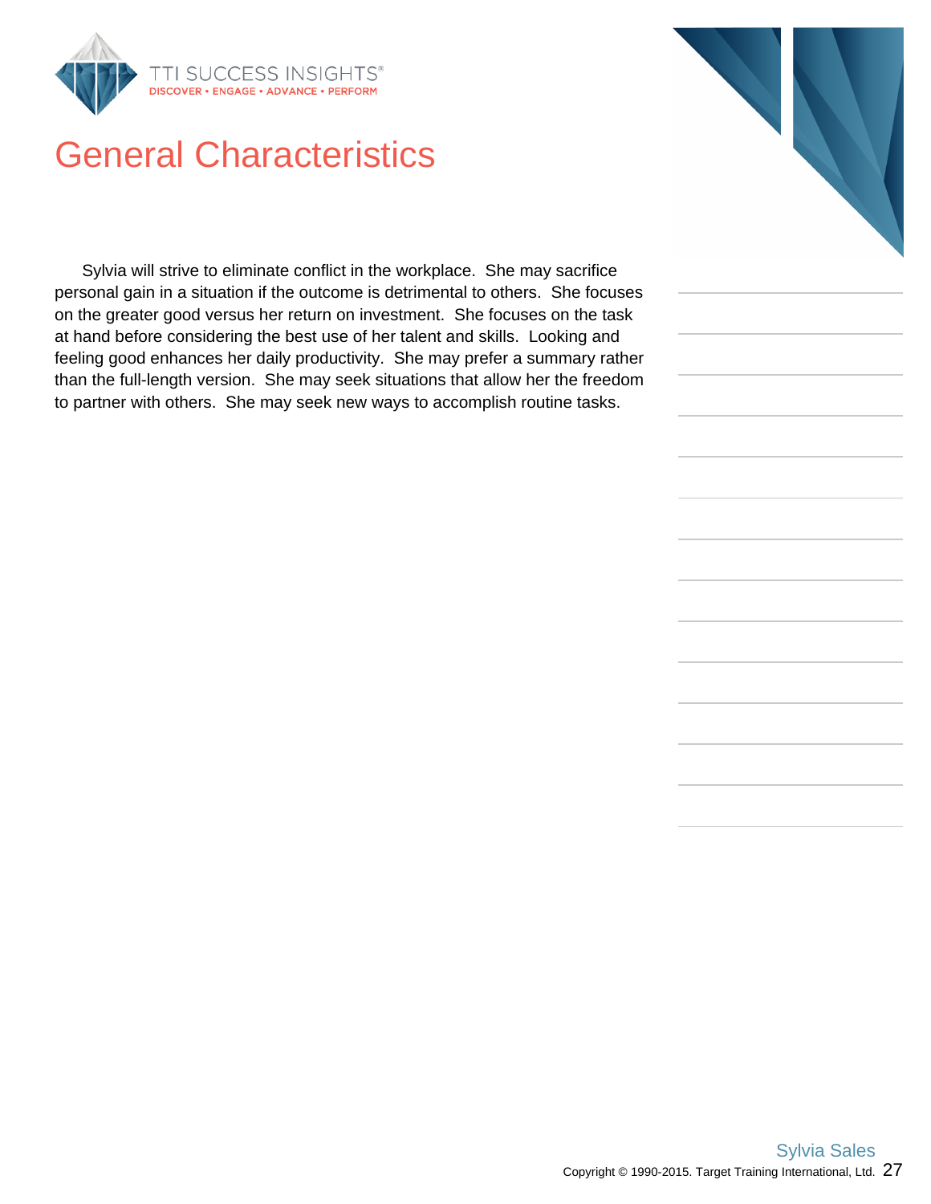# General Characteristics

Sylvia will strive to eliminate conflict in the workplace. She may sacrifice personal gain in a situation if the outcome is detrimental to others. She focuses on the greater good versus her return on investment. She focuses on the task at hand before considering the best use of her talent and skills. Looking and feeling good enhances her daily productivity. She may prefer a summary rather than the full-length version. She may seek situations that allow her the freedom to partner with others. She may seek new ways to accomplish routine tasks.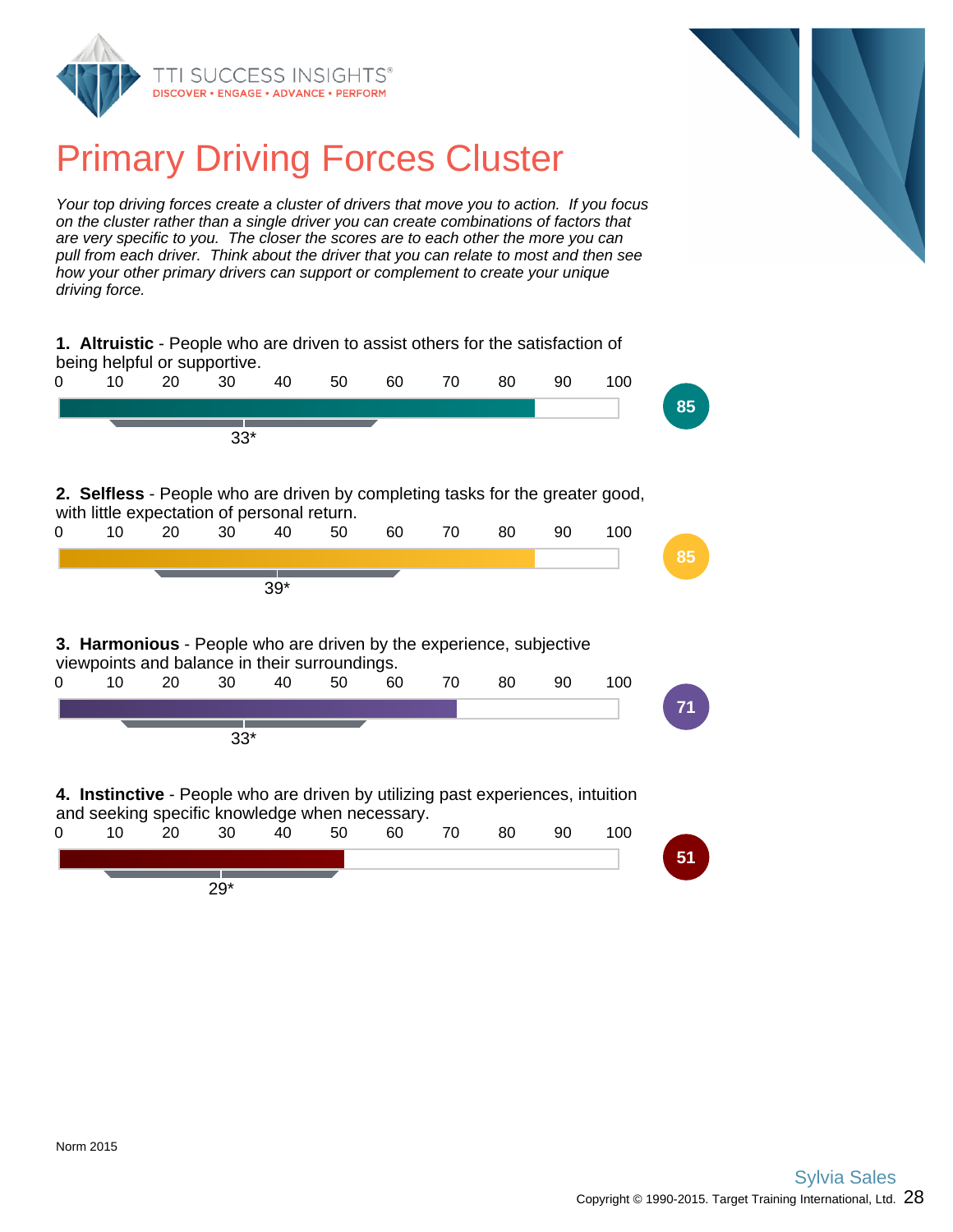# Primary Driving Forces Cluster

*Your top driving forces create a cluster of drivers that move you to action. If you focus on the cluster rather than a single driver you can create combinations of factors that are very specific to you. The closer the scores are to each other the more you can pull from each driver. Think about the driver that you can relate to most and then see how your other primary drivers can support or complement to create your unique driving force.*

**1. Altruistic** - People who are driven to assist others for the satisfaction of being helpful or supportive.

0 10 20 30 40 50 60 70 80 90 100

33*

**85**

**2. Selfless** - People who are driven by completing tasks for the greater good, with little expectation of personal return.

0 10 20 30 40 50 60 70 80 90 100

39*

**85**

**3. Harmonious** - People who are driven by the experience, subjective viewpoints and balance in their surroundings.

0 10 20 30 40 50 60 70 80 90 100

33*

**71**

**4. Instinctive** - People who are driven by utilizing past experiences, intuition and seeking specific knowledge when necessary.

0 10 20 30 40 50 60 70 80 90 100

29*

**51**

Norm 2015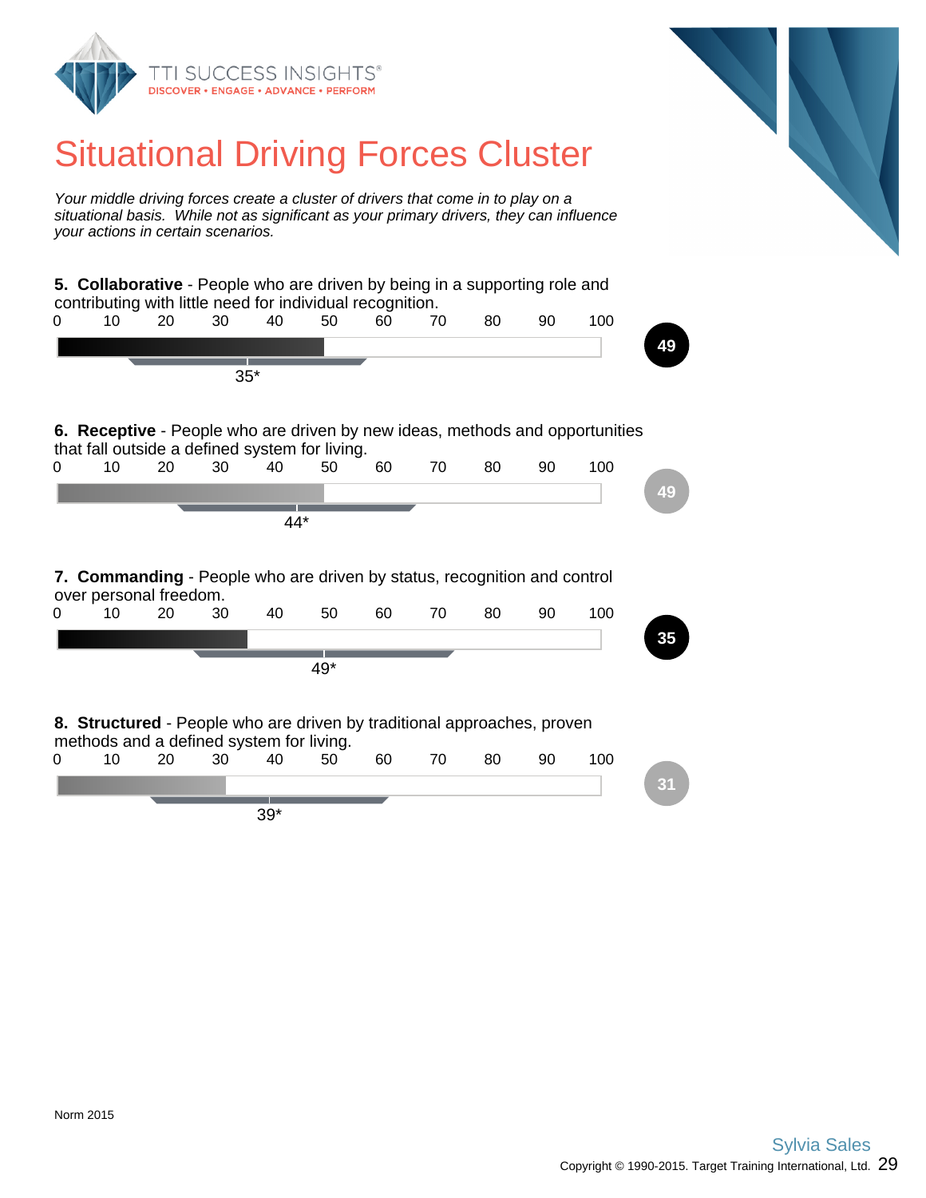# Situational Driving Forces Cluster

*Your middle driving forces create a cluster of drivers that come in to play on a situational basis. While not as significant as your primary drivers, they can influence your actions in certain scenarios.*

**5. Collaborative** - People who are driven by being in a supporting role and contributing with little need for individual recognition.

0 10 20 30 40 50 60 70 80 90 100

35*

**49**

**6. Receptive** - People who are driven by new ideas, methods and opportunities that fall outside a defined system for living.

0 10 20 30 40 50 60 70 80 90 100

44*

**49**

**7. Commanding** - People who are driven by status, recognition and control over personal freedom.

0 10 20 30 40 50 60 70 80 90 100

49*

**35**

**8. Structured** - People who are driven by traditional approaches, proven methods and a defined system for living.

0 10 20 30 40 50 60 70 80 90 100

39*

**31**

Norm 2015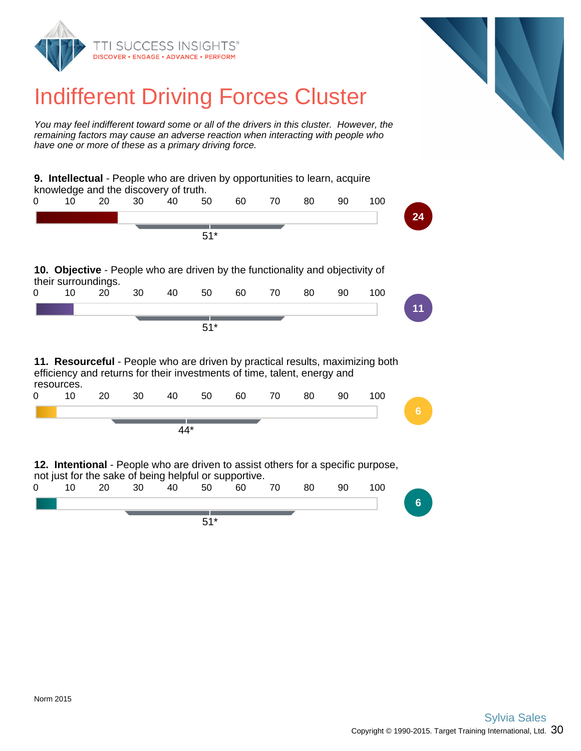# Indifferent Driving Forces Cluster

*You may feel indifferent toward some or all of the drivers in this cluster. However, the remaining factors may cause an adverse reaction when interacting with people who have one or more of these as a primary driving force.*

**9. Intellectual** - People who are driven by opportunities to learn, acquire knowledge and the discovery of truth.

0 10 20 30 40 50 60 70 80 90 100

**24**

51*

**10. Objective** - People who are driven by the functionality and objectivity of their surroundings.

0 10 20 30 40 50 60 70 80 90 100

**11**

51*

**11. Resourceful** - People who are driven by practical results, maximizing both efficiency and returns for their investments of time, talent, energy and resources.

0 10 20 30 40 50 60 70 80 90 100

**6**

44*

**12. Intentional** - People who are driven to assist others for a specific purpose, not just for the sake of being helpful or supportive.

0 10 20 30 40 50 60 70 80 90 100

**6**

51*

Norm 2015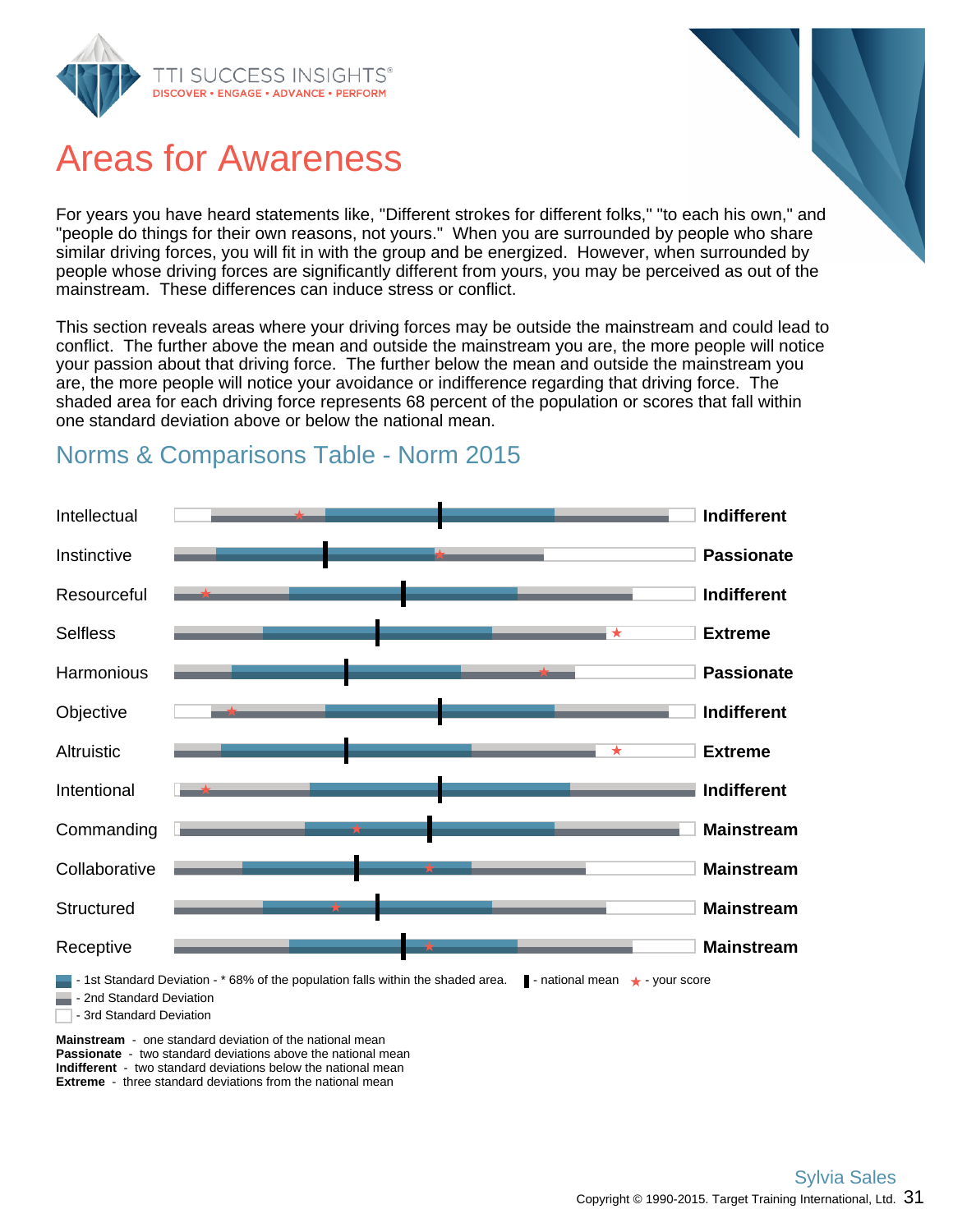# Areas for Awareness

For years you have heard statements like, "Different strokes for different folks," "to each his own," and "people do things for their own reasons, not yours." When you are surrounded by people who share similar driving forces, you will fit in with the group and be energized. However, when surrounded by people whose driving forces are significantly different from yours, you may be perceived as out of the mainstream. These differences can induce stress or conflict.

This section reveals areas where your driving forces may be outside the mainstream and could lead to conflict. The further above the mean and outside the mainstream you are, the more people will notice your passion about that driving force. The further below the mean and outside the mainstream you are, the more people will notice your avoidance or indifference regarding that driving force. The shaded area for each driving force represents 68 percent of the population or scores that fall within one standard deviation above or below the national mean.

## Norms & Comparisons Table - Norm 2015

| Driving Force | Result |
| --- | --- |
| Intellectual | Indifferent |
| Instinctive | Passionate |
| Resourceful | Indifferent |
| Selfless | Extreme |
| Harmonious | Passionate |
| Objective | Indifferent |
| Altruistic | Extreme |
| Intentional | Indifferent |
| Commanding | Mainstream |
| Collaborative | Mainstream |
| Structured | Mainstream |
| Receptive | Mainstream |

- 1st Standard Deviation - * 68% of the population falls within the shaded area. ▌- national mean ★ - your score

- 2nd Standard Deviation

- 3rd Standard Deviation

**Mainstream** - one standard deviation of the national mean
**Passionate** - two standard deviations above the national mean
**Indifferent** - two standard deviations below the national mean
**Extreme** - three standard deviations from the national mean

Sylvia Sales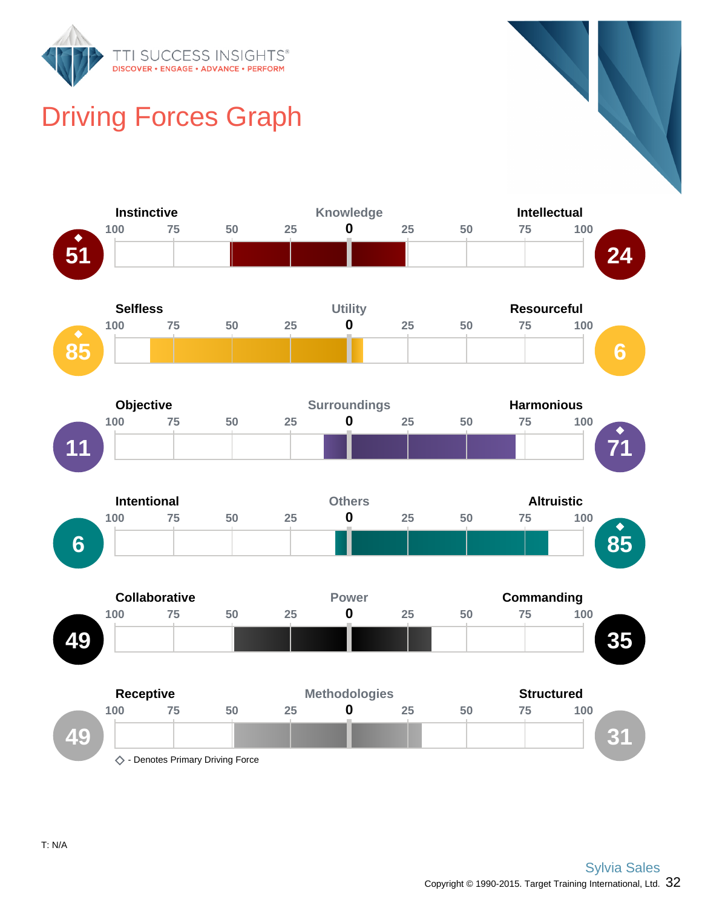# Driving Forces Graph

| Left Score | Left Label | Driver | Right Label | Right Score |
|---|---|---|---|---|
| ◆ 51 | Instinctive | Knowledge | Intellectual | 24 |
| ◆ 85 | Selfless | Utility | Resourceful | 6 |
| 11 | Objective | Surroundings | Harmonious | ◆ 71 |
| 6 | Intentional | Others | Altruistic | ◆ 85 |
| 49 | Collaborative | Power | Commanding | 35 |
| 49 | Receptive | Methodologies | Structured | 31 |

◇ - Denotes Primary Driving Force

T: N/A

Sylvia Sales

Copyright © 1990-2015. Target Training International, Ltd.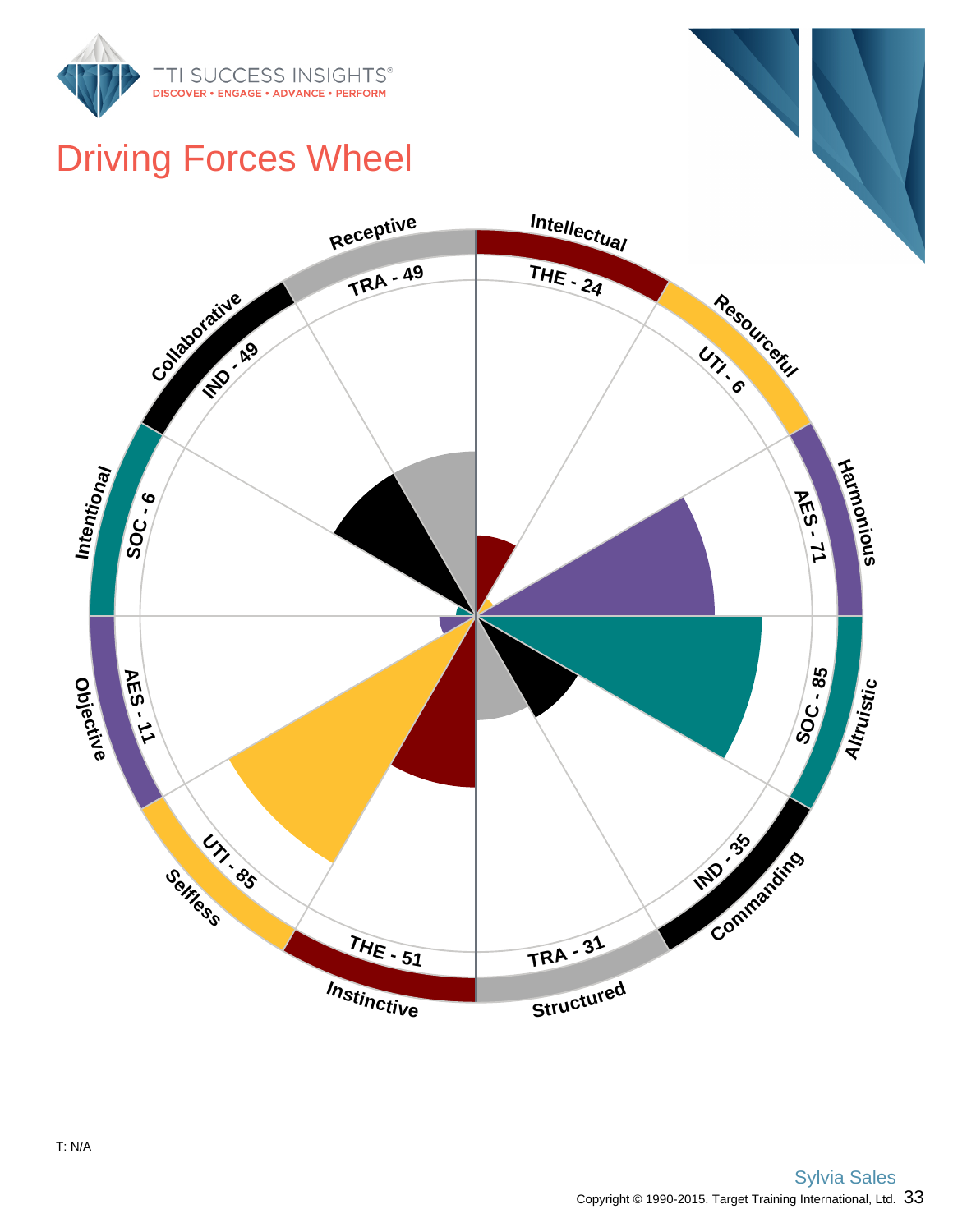# Driving Forces Wheel

Receptive
TRA - 49

Intellectual
THE - 24

Resourceful
UTI - 6

Harmonious
AES - 71

Altruistic
SOC - 85

Commanding
IND - 35

Structured
TRA - 31

Instinctive
THE - 51

Selfless
UTI - 85

Objective
AES - 11

Intentional
SOC - 6

Collaborative
IND - 49

T: N/A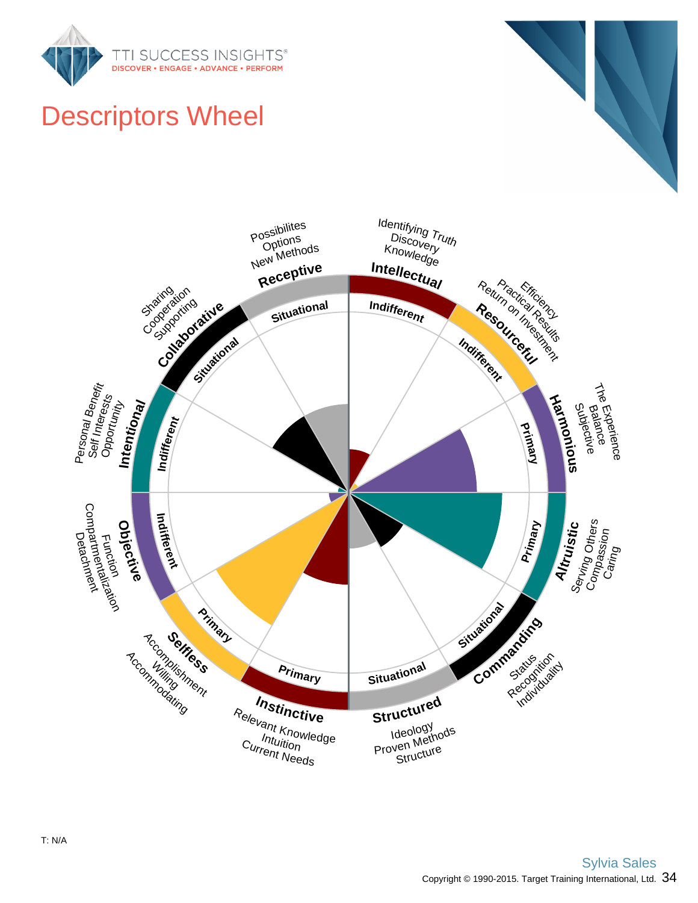# Descriptors Wheel

Possibilites
Options
New Methods

**Receptive**
Situational

Identifying Truth
Discovery
Knowledge

**Intellectual**
Indifferent

Efficiency
Practical Results
Return on Investment

**Resourceful**
Indifferent

The Experience
Balance
Subjective

**Harmonious**
Primary

**Altruistic**
Primary
Serving Others
Compassion
Caring

**Commanding**
Situational
Status
Recognition
Individuality

**Structured**
Situational
Ideology
Proven Methods
Structure

**Instinctive**
Primary
Relevant Knowledge
Intuition
Current Needs

**Selfless**
Primary
Accomplishment
Willing
Accommodating

**Objective**
Indifferent
Function
Compartmentalization
Detachment

**Intentional**
Indifferent
Personal Benefit
Self Interests
Opportunity

**Collaborative**
Situational
Sharing
Cooperation
Supporting

T: N/A

Sylvia Sales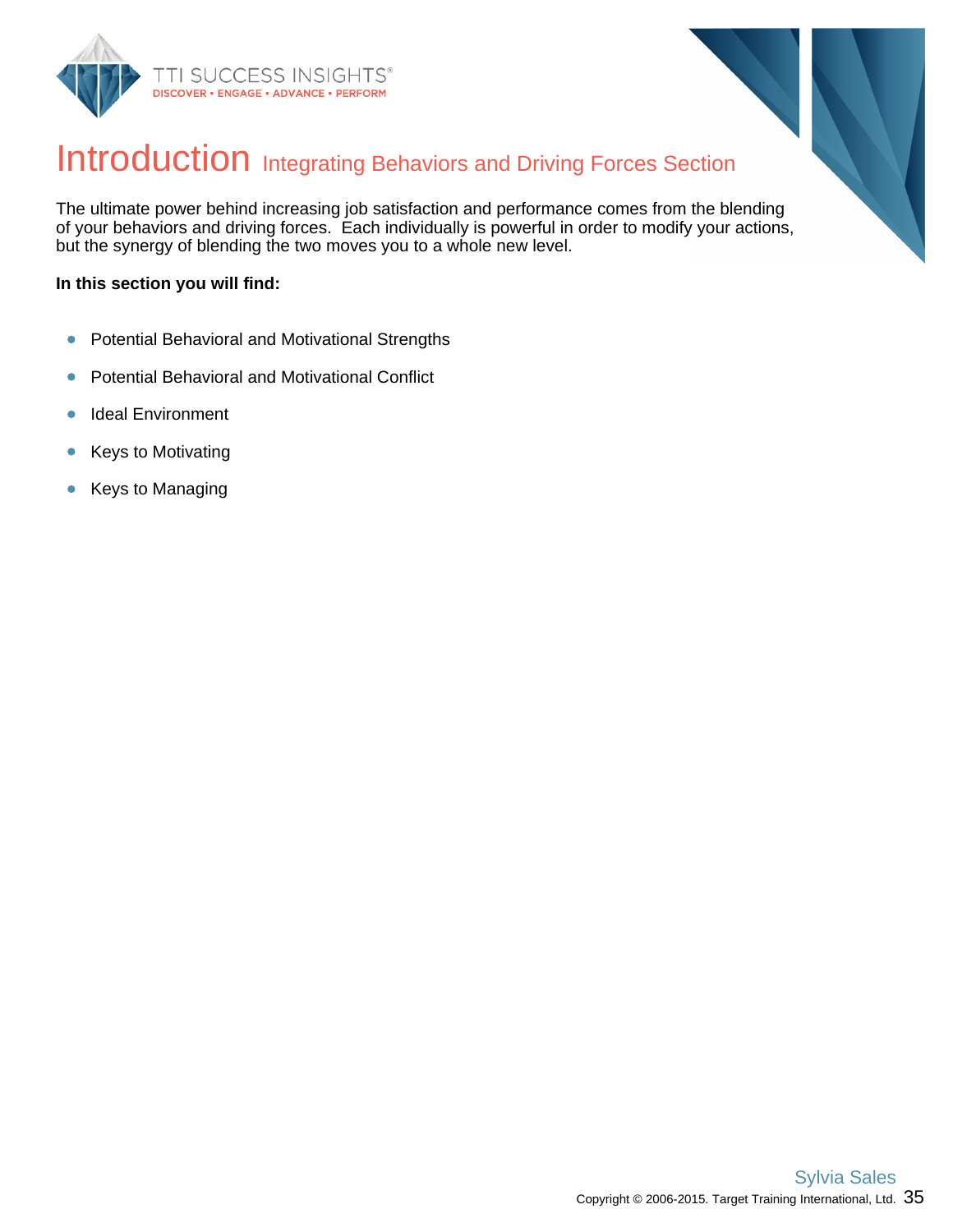# Introduction Integrating Behaviors and Driving Forces Section

The ultimate power behind increasing job satisfaction and performance comes from the blending of your behaviors and driving forces. Each individually is powerful in order to modify your actions, but the synergy of blending the two moves you to a whole new level.

**In this section you will find:**

- Potential Behavioral and Motivational Strengths
- Potential Behavioral and Motivational Conflict
- Ideal Environment
- Keys to Motivating
- Keys to Managing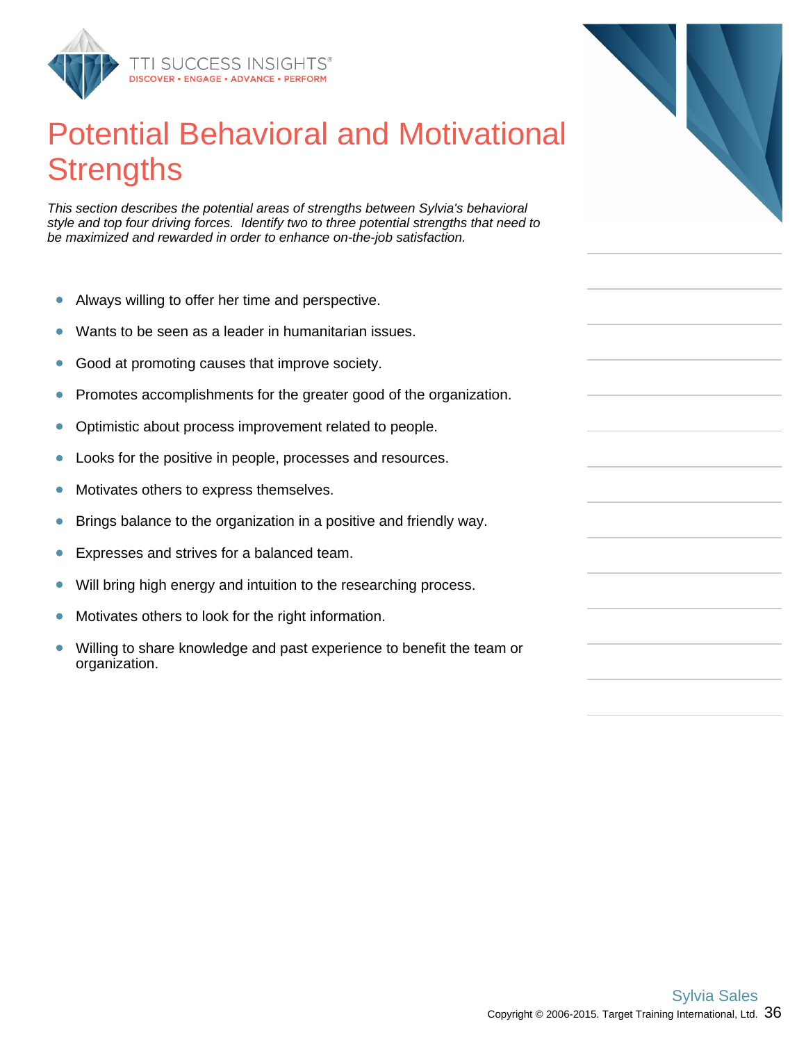# Potential Behavioral and Motivational Strengths

*This section describes the potential areas of strengths between Sylvia's behavioral style and top four driving forces. Identify two to three potential strengths that need to be maximized and rewarded in order to enhance on-the-job satisfaction.*

- Always willing to offer her time and perspective.
- Wants to be seen as a leader in humanitarian issues.
- Good at promoting causes that improve society.
- Promotes accomplishments for the greater good of the organization.
- Optimistic about process improvement related to people.
- Looks for the positive in people, processes and resources.
- Motivates others to express themselves.
- Brings balance to the organization in a positive and friendly way.
- Expresses and strives for a balanced team.
- Will bring high energy and intuition to the researching process.
- Motivates others to look for the right information.
- Willing to share knowledge and past experience to benefit the team or organization.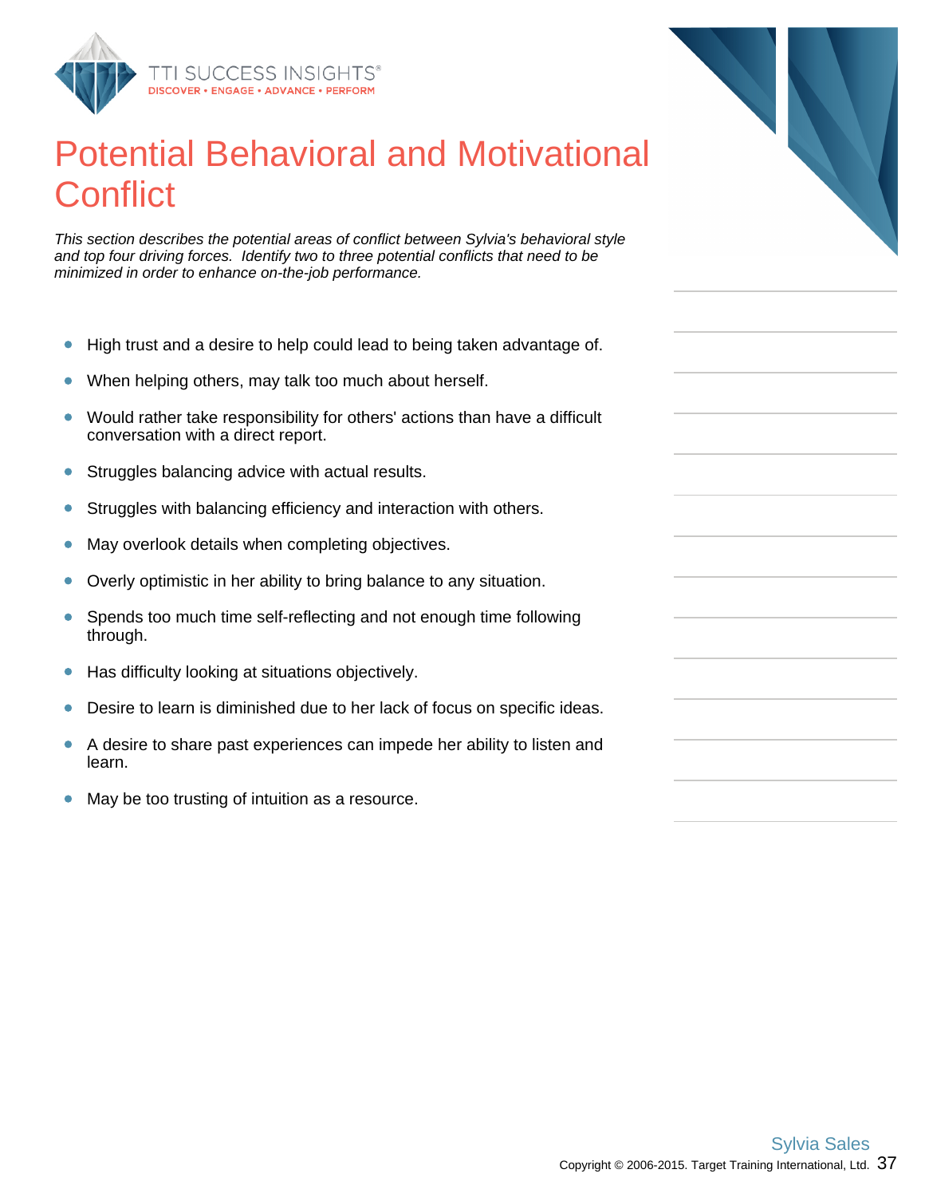# Potential Behavioral and Motivational Conflict

*This section describes the potential areas of conflict between Sylvia's behavioral style and top four driving forces. Identify two to three potential conflicts that need to be minimized in order to enhance on-the-job performance.*

- High trust and a desire to help could lead to being taken advantage of.
- When helping others, may talk too much about herself.
- Would rather take responsibility for others' actions than have a difficult conversation with a direct report.
- Struggles balancing advice with actual results.
- Struggles with balancing efficiency and interaction with others.
- May overlook details when completing objectives.
- Overly optimistic in her ability to bring balance to any situation.
- Spends too much time self-reflecting and not enough time following through.
- Has difficulty looking at situations objectively.
- Desire to learn is diminished due to her lack of focus on specific ideas.
- A desire to share past experiences can impede her ability to listen and learn.
- May be too trusting of intuition as a resource.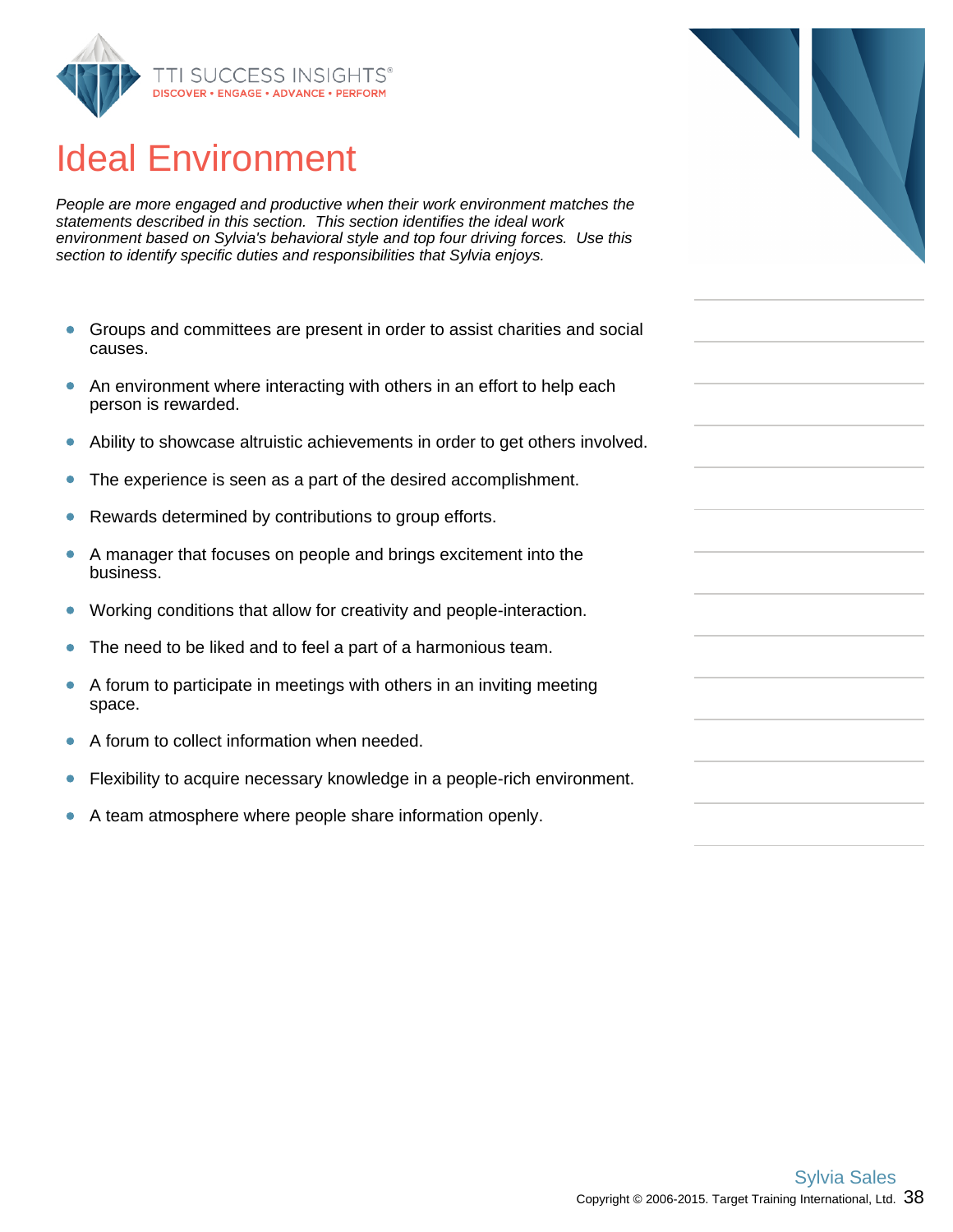# Ideal Environment

*People are more engaged and productive when their work environment matches the statements described in this section. This section identifies the ideal work environment based on Sylvia's behavioral style and top four driving forces. Use this section to identify specific duties and responsibilities that Sylvia enjoys.*

- Groups and committees are present in order to assist charities and social causes.
- An environment where interacting with others in an effort to help each person is rewarded.
- Ability to showcase altruistic achievements in order to get others involved.
- The experience is seen as a part of the desired accomplishment.
- Rewards determined by contributions to group efforts.
- A manager that focuses on people and brings excitement into the business.
- Working conditions that allow for creativity and people-interaction.
- The need to be liked and to feel a part of a harmonious team.
- A forum to participate in meetings with others in an inviting meeting space.
- A forum to collect information when needed.
- Flexibility to acquire necessary knowledge in a people-rich environment.
- A team atmosphere where people share information openly.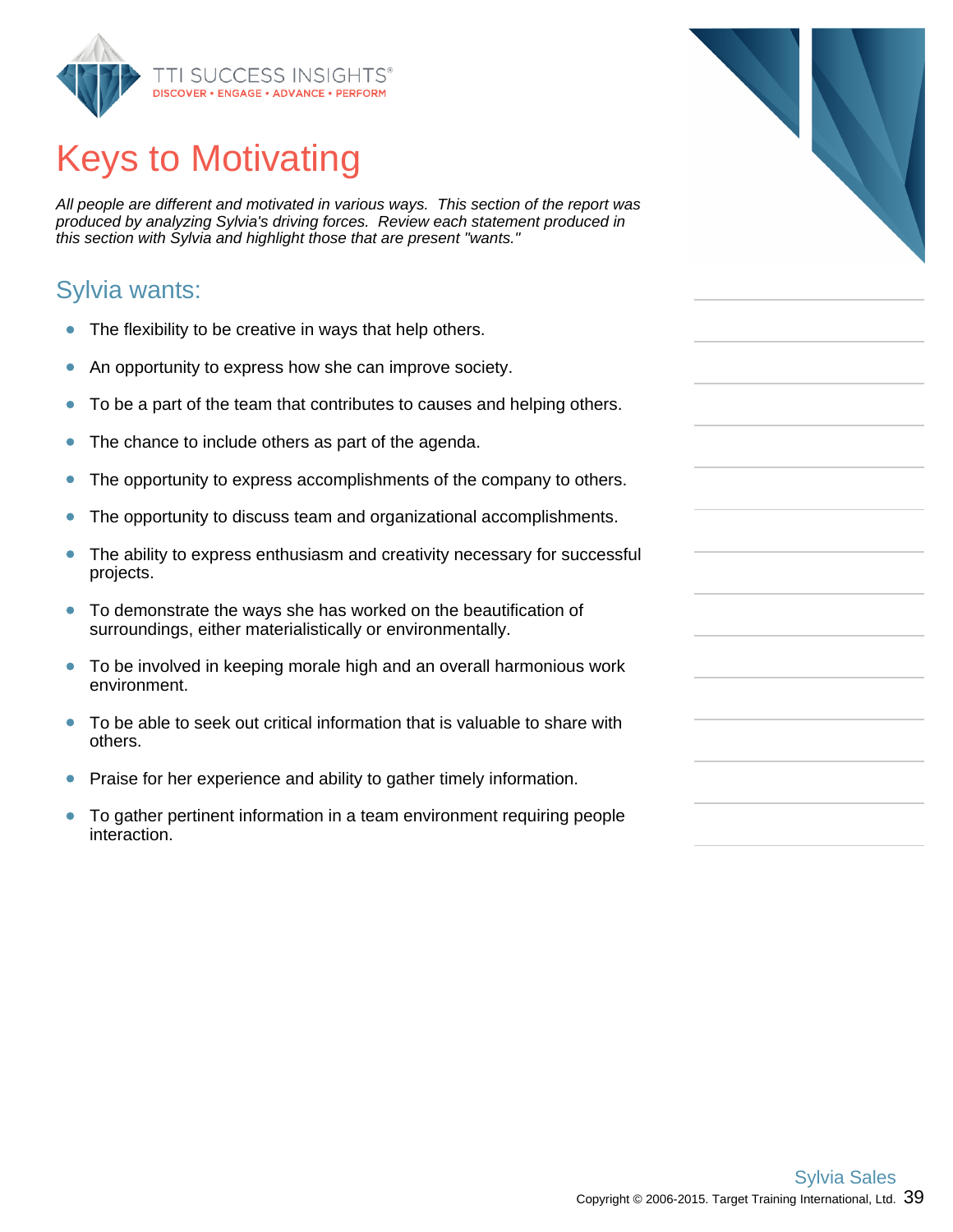# Keys to Motivating

*All people are different and motivated in various ways. This section of the report was produced by analyzing Sylvia's driving forces. Review each statement produced in this section with Sylvia and highlight those that are present "wants."*

## Sylvia wants:

- The flexibility to be creative in ways that help others.
- An opportunity to express how she can improve society.
- To be a part of the team that contributes to causes and helping others.
- The chance to include others as part of the agenda.
- The opportunity to express accomplishments of the company to others.
- The opportunity to discuss team and organizational accomplishments.
- The ability to express enthusiasm and creativity necessary for successful projects.
- To demonstrate the ways she has worked on the beautification of surroundings, either materialistically or environmentally.
- To be involved in keeping morale high and an overall harmonious work environment.
- To be able to seek out critical information that is valuable to share with others.
- Praise for her experience and ability to gather timely information.
- To gather pertinent information in a team environment requiring people interaction.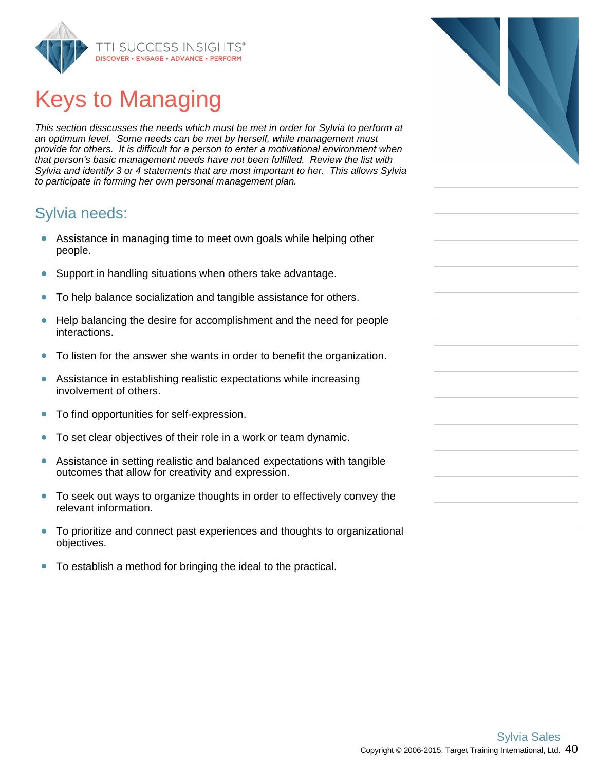# Keys to Managing

*This section disscusses the needs which must be met in order for Sylvia to perform at an optimum level. Some needs can be met by herself, while management must provide for others. It is difficult for a person to enter a motivational environment when that person's basic management needs have not been fulfilled. Review the list with Sylvia and identify 3 or 4 statements that are most important to her. This allows Sylvia to participate in forming her own personal management plan.*

## Sylvia needs:

- Assistance in managing time to meet own goals while helping other people.
- Support in handling situations when others take advantage.
- To help balance socialization and tangible assistance for others.
- Help balancing the desire for accomplishment and the need for people interactions.
- To listen for the answer she wants in order to benefit the organization.
- Assistance in establishing realistic expectations while increasing involvement of others.
- To find opportunities for self-expression.
- To set clear objectives of their role in a work or team dynamic.
- Assistance in setting realistic and balanced expectations with tangible outcomes that allow for creativity and expression.
- To seek out ways to organize thoughts in order to effectively convey the relevant information.
- To prioritize and connect past experiences and thoughts to organizational objectives.
- To establish a method for bringing the ideal to the practical.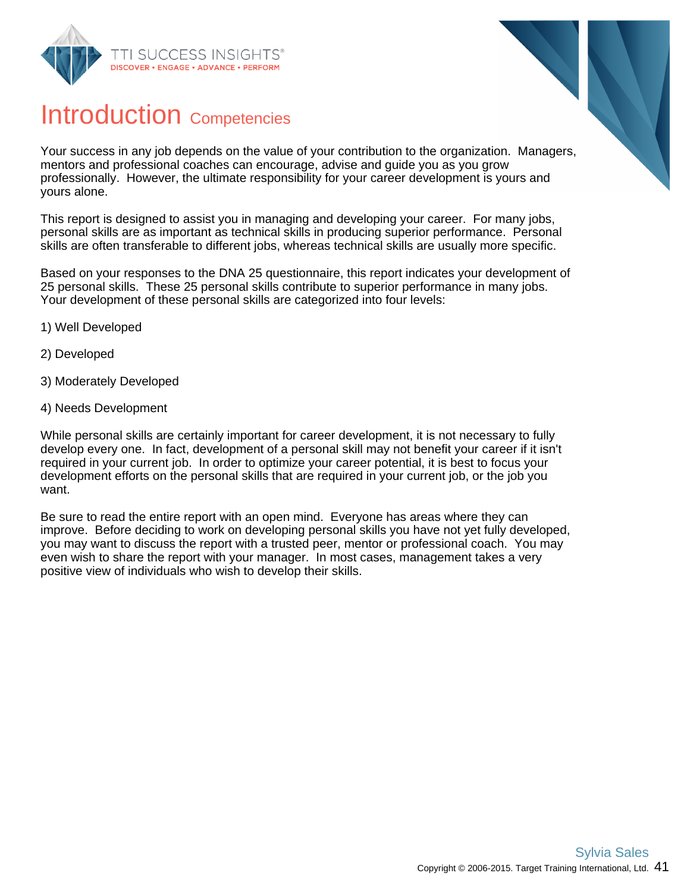# Introduction Competencies

Your success in any job depends on the value of your contribution to the organization. Managers, mentors and professional coaches can encourage, advise and guide you as you grow professionally. However, the ultimate responsibility for your career development is yours and yours alone.

This report is designed to assist you in managing and developing your career. For many jobs, personal skills are as important as technical skills in producing superior performance. Personal skills are often transferable to different jobs, whereas technical skills are usually more specific.

Based on your responses to the DNA 25 questionnaire, this report indicates your development of 25 personal skills. These 25 personal skills contribute to superior performance in many jobs. Your development of these personal skills are categorized into four levels:

1) Well Developed

2) Developed

3) Moderately Developed

4) Needs Development

While personal skills are certainly important for career development, it is not necessary to fully develop every one. In fact, development of a personal skill may not benefit your career if it isn't required in your current job. In order to optimize your career potential, it is best to focus your development efforts on the personal skills that are required in your current job, or the job you want.

Be sure to read the entire report with an open mind. Everyone has areas where they can improve. Before deciding to work on developing personal skills you have not yet fully developed, you may want to discuss the report with a trusted peer, mentor or professional coach. You may even wish to share the report with your manager. In most cases, management takes a very positive view of individuals who wish to develop their skills.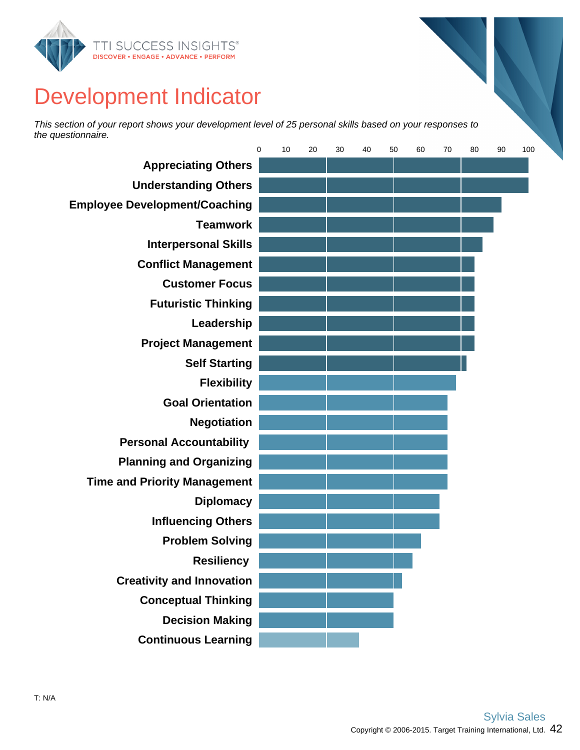# Development Indicator

*This section of your report shows your development level of 25 personal skills based on your responses to the questionnaire.*

| Skill | Score (0–100) |
|---|---|
| Appreciating Others | 100 |
| Understanding Others | 100 |
| Employee Development/Coaching | 90 |
| Teamwork | 87 |
| Interpersonal Skills | 83 |
| Conflict Management | 80 |
| Customer Focus | 80 |
| Futuristic Thinking | 80 |
| Leadership | 80 |
| Project Management | 80 |
| Self Starting | 77 |
| Flexibility | 73 |
| Goal Orientation | 70 |
| Negotiation | 70 |
| Personal Accountability | 70 |
| Planning and Organizing | 70 |
| Time and Priority Management | 70 |
| Diplomacy | 67 |
| Influencing Others | 67 |
| Problem Solving | 60 |
| Resiliency | 57 |
| Creativity and Innovation | 53 |
| Conceptual Thinking | 50 |
| Decision Making | 50 |
| Continuous Learning | 37 |

T: N/A

Sylvia Sales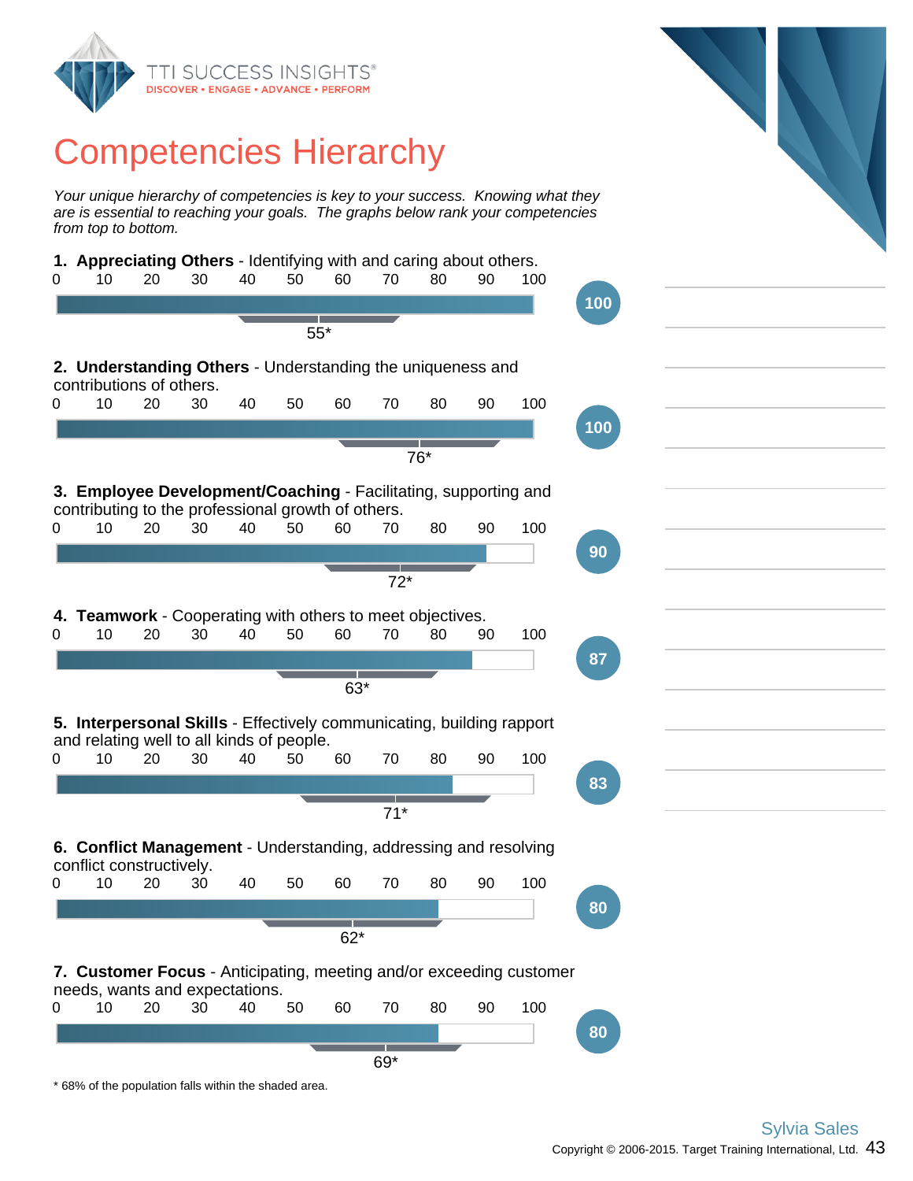# Competencies Hierarchy

*Your unique hierarchy of competencies is key to your success. Knowing what they are is essential to reaching your goals. The graphs below rank your competencies from top to bottom.*

**1. Appreciating Others** - Identifying with and caring about others.

Score: 100 — 55*

**2. Understanding Others** - Understanding the uniqueness and contributions of others.

Score: 100 — 76*

**3. Employee Development/Coaching** - Facilitating, supporting and contributing to the professional growth of others.

Score: 90 — 72*

**4. Teamwork** - Cooperating with others to meet objectives.

Score: 87 — 63*

**5. Interpersonal Skills** - Effectively communicating, building rapport and relating well to all kinds of people.

Score: 83 — 71*

**6. Conflict Management** - Understanding, addressing and resolving conflict constructively.

Score: 80 — 62*

**7. Customer Focus** - Anticipating, meeting and/or exceeding customer needs, wants and expectations.

Score: 80 — 69*

* 68% of the population falls within the shaded area.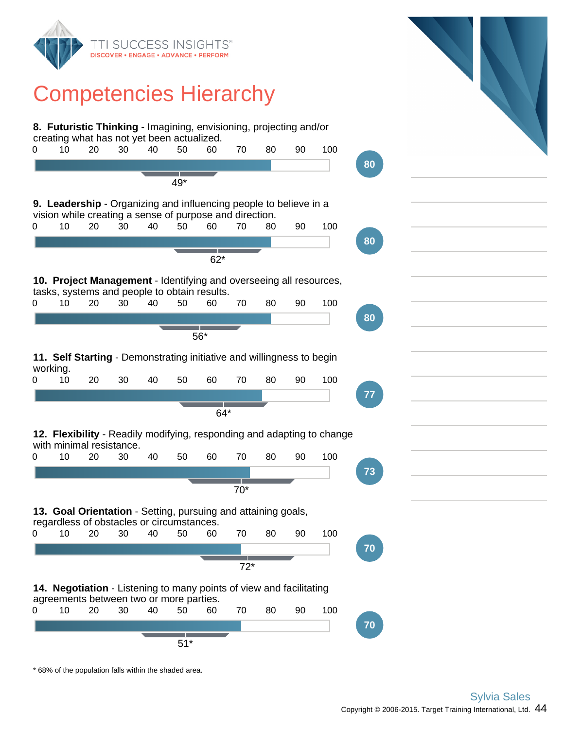# Competencies Hierarchy

**8. Futuristic Thinking** - Imagining, envisioning, projecting and/or creating what has not yet been actualized.

0 10 20 30 40 50 60 70 80 90 100

**80**

49*

**9. Leadership** - Organizing and influencing people to believe in a vision while creating a sense of purpose and direction.

0 10 20 30 40 50 60 70 80 90 100

**80**

62*

**10. Project Management** - Identifying and overseeing all resources, tasks, systems and people to obtain results.

0 10 20 30 40 50 60 70 80 90 100

**80**

56*

**11. Self Starting** - Demonstrating initiative and willingness to begin working.

0 10 20 30 40 50 60 70 80 90 100

**77**

64*

**12. Flexibility** - Readily modifying, responding and adapting to change with minimal resistance.

0 10 20 30 40 50 60 70 80 90 100

**73**

70*

**13. Goal Orientation** - Setting, pursuing and attaining goals, regardless of obstacles or circumstances.

0 10 20 30 40 50 60 70 80 90 100

**70**

72*

**14. Negotiation** - Listening to many points of view and facilitating agreements between two or more parties.

0 10 20 30 40 50 60 70 80 90 100

**70**

51*

* 68% of the population falls within the shaded area.

Sylvia Sales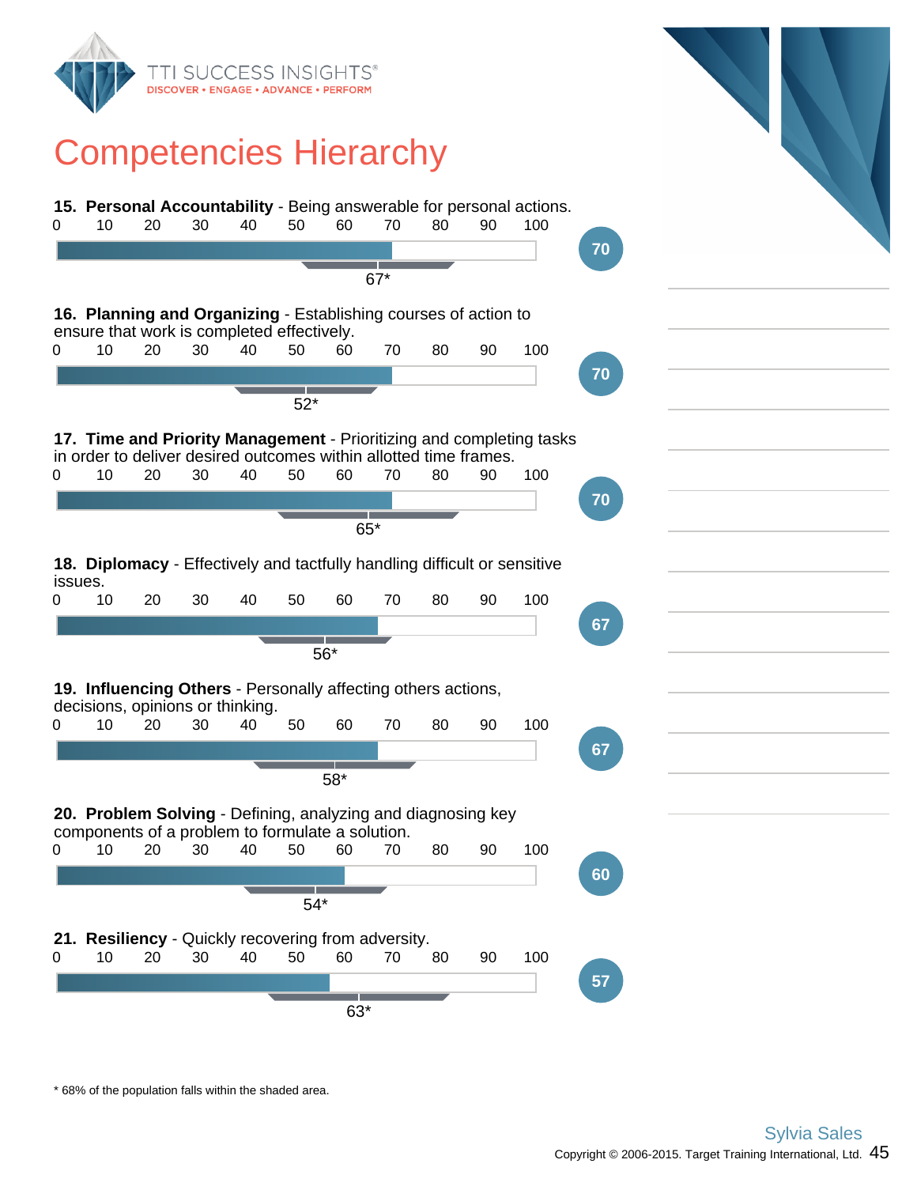# Competencies Hierarchy

**15. Personal Accountability** - Being answerable for personal actions.

0 10 20 30 40 50 60 70 80 90 100

67*

70

**16. Planning and Organizing** - Establishing courses of action to ensure that work is completed effectively.

0 10 20 30 40 50 60 70 80 90 100

52*

70

**17. Time and Priority Management** - Prioritizing and completing tasks in order to deliver desired outcomes within allotted time frames.

0 10 20 30 40 50 60 70 80 90 100

65*

70

**18. Diplomacy** - Effectively and tactfully handling difficult or sensitive issues.

0 10 20 30 40 50 60 70 80 90 100

56*

67

**19. Influencing Others** - Personally affecting others actions, decisions, opinions or thinking.

0 10 20 30 40 50 60 70 80 90 100

58*

67

**20. Problem Solving** - Defining, analyzing and diagnosing key components of a problem to formulate a solution.

0 10 20 30 40 50 60 70 80 90 100

54*

60

**21. Resiliency** - Quickly recovering from adversity.

0 10 20 30 40 50 60 70 80 90 100

63*

57

* 68% of the population falls within the shaded area.

Sylvia Sales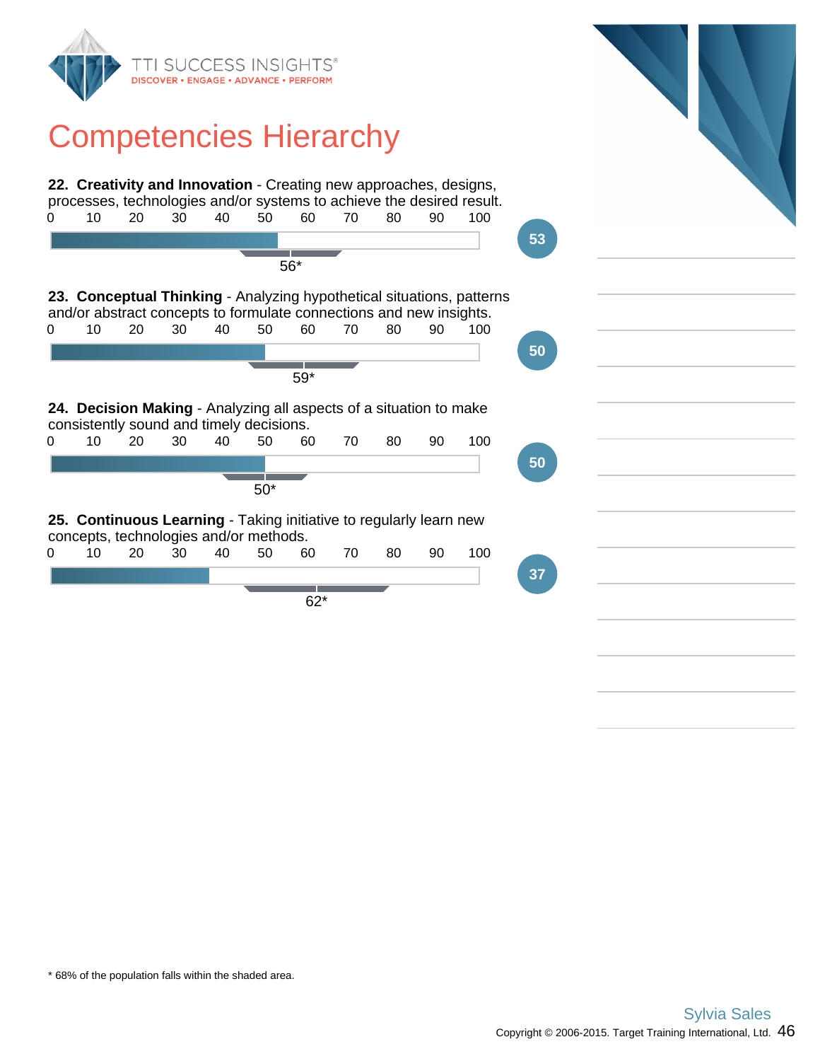# Competencies Hierarchy

**22. Creativity and Innovation** - Creating new approaches, designs, processes, technologies and/or systems to achieve the desired result.

0 10 20 30 40 50 60 70 80 90 100

Score: 53

56*

**23. Conceptual Thinking** - Analyzing hypothetical situations, patterns and/or abstract concepts to formulate connections and new insights.

0 10 20 30 40 50 60 70 80 90 100

Score: 50

59*

**24. Decision Making** - Analyzing all aspects of a situation to make consistently sound and timely decisions.

0 10 20 30 40 50 60 70 80 90 100

Score: 50

50*

**25. Continuous Learning** - Taking initiative to regularly learn new concepts, technologies and/or methods.

0 10 20 30 40 50 60 70 80 90 100

Score: 37

62*

* 68% of the population falls within the shaded area.

Sylvia Sales

Copyright © 2006-2015. Target Training International, Ltd.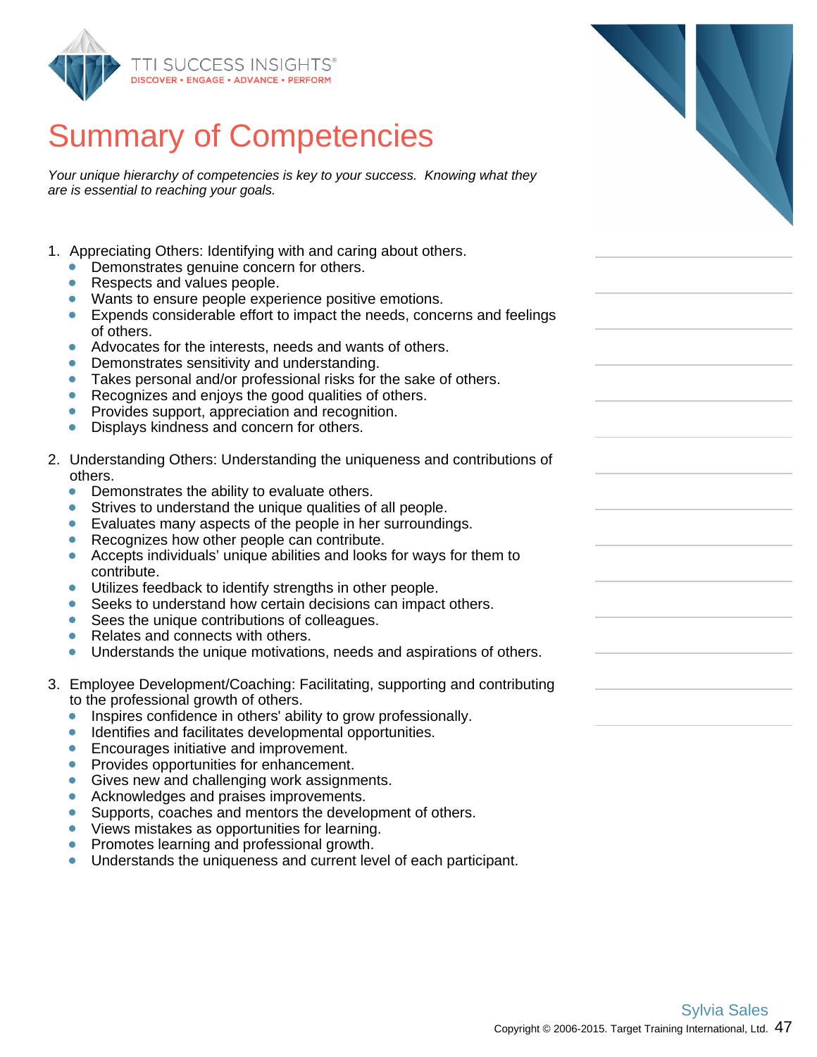# Summary of Competencies

*Your unique hierarchy of competencies is key to your success. Knowing what they are is essential to reaching your goals.*

1. Appreciating Others: Identifying with and caring about others.
   - Demonstrates genuine concern for others.
   - Respects and values people.
   - Wants to ensure people experience positive emotions.
   - Expends considerable effort to impact the needs, concerns and feelings of others.
   - Advocates for the interests, needs and wants of others.
   - Demonstrates sensitivity and understanding.
   - Takes personal and/or professional risks for the sake of others.
   - Recognizes and enjoys the good qualities of others.
   - Provides support, appreciation and recognition.
   - Displays kindness and concern for others.

2. Understanding Others: Understanding the uniqueness and contributions of others.
   - Demonstrates the ability to evaluate others.
   - Strives to understand the unique qualities of all people.
   - Evaluates many aspects of the people in her surroundings.
   - Recognizes how other people can contribute.
   - Accepts individuals' unique abilities and looks for ways for them to contribute.
   - Utilizes feedback to identify strengths in other people.
   - Seeks to understand how certain decisions can impact others.
   - Sees the unique contributions of colleagues.
   - Relates and connects with others.
   - Understands the unique motivations, needs and aspirations of others.

3. Employee Development/Coaching: Facilitating, supporting and contributing to the professional growth of others.
   - Inspires confidence in others' ability to grow professionally.
   - Identifies and facilitates developmental opportunities.
   - Encourages initiative and improvement.
   - Provides opportunities for enhancement.
   - Gives new and challenging work assignments.
   - Acknowledges and praises improvements.
   - Supports, coaches and mentors the development of others.
   - Views mistakes as opportunities for learning.
   - Promotes learning and professional growth.
   - Understands the uniqueness and current level of each participant.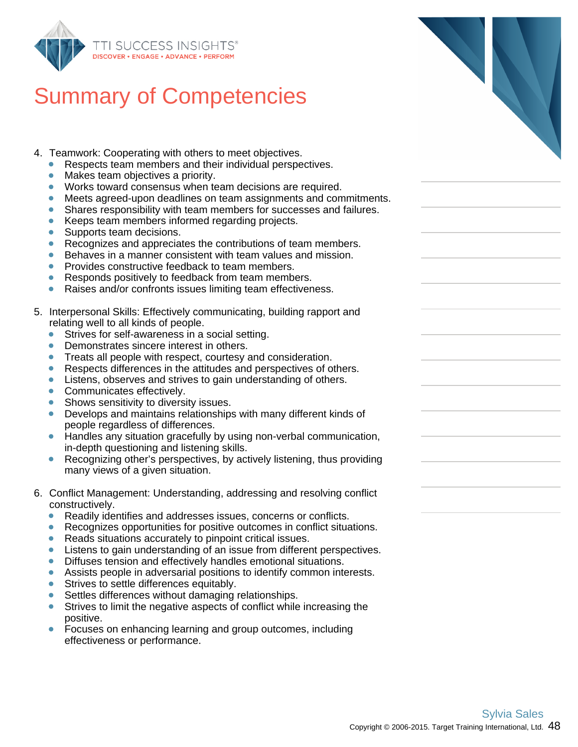# Summary of Competencies

4. Teamwork: Cooperating with others to meet objectives.
   - Respects team members and their individual perspectives.
   - Makes team objectives a priority.
   - Works toward consensus when team decisions are required.
   - Meets agreed-upon deadlines on team assignments and commitments.
   - Shares responsibility with team members for successes and failures.
   - Keeps team members informed regarding projects.
   - Supports team decisions.
   - Recognizes and appreciates the contributions of team members.
   - Behaves in a manner consistent with team values and mission.
   - Provides constructive feedback to team members.
   - Responds positively to feedback from team members.
   - Raises and/or confronts issues limiting team effectiveness.

5. Interpersonal Skills: Effectively communicating, building rapport and relating well to all kinds of people.
   - Strives for self-awareness in a social setting.
   - Demonstrates sincere interest in others.
   - Treats all people with respect, courtesy and consideration.
   - Respects differences in the attitudes and perspectives of others.
   - Listens, observes and strives to gain understanding of others.
   - Communicates effectively.
   - Shows sensitivity to diversity issues.
   - Develops and maintains relationships with many different kinds of people regardless of differences.
   - Handles any situation gracefully by using non-verbal communication, in-depth questioning and listening skills.
   - Recognizing other's perspectives, by actively listening, thus providing many views of a given situation.

6. Conflict Management: Understanding, addressing and resolving conflict constructively.
   - Readily identifies and addresses issues, concerns or conflicts.
   - Recognizes opportunities for positive outcomes in conflict situations.
   - Reads situations accurately to pinpoint critical issues.
   - Listens to gain understanding of an issue from different perspectives.
   - Diffuses tension and effectively handles emotional situations.
   - Assists people in adversarial positions to identify common interests.
   - Strives to settle differences equitably.
   - Settles differences without damaging relationships.
   - Strives to limit the negative aspects of conflict while increasing the positive.
   - Focuses on enhancing learning and group outcomes, including effectiveness or performance.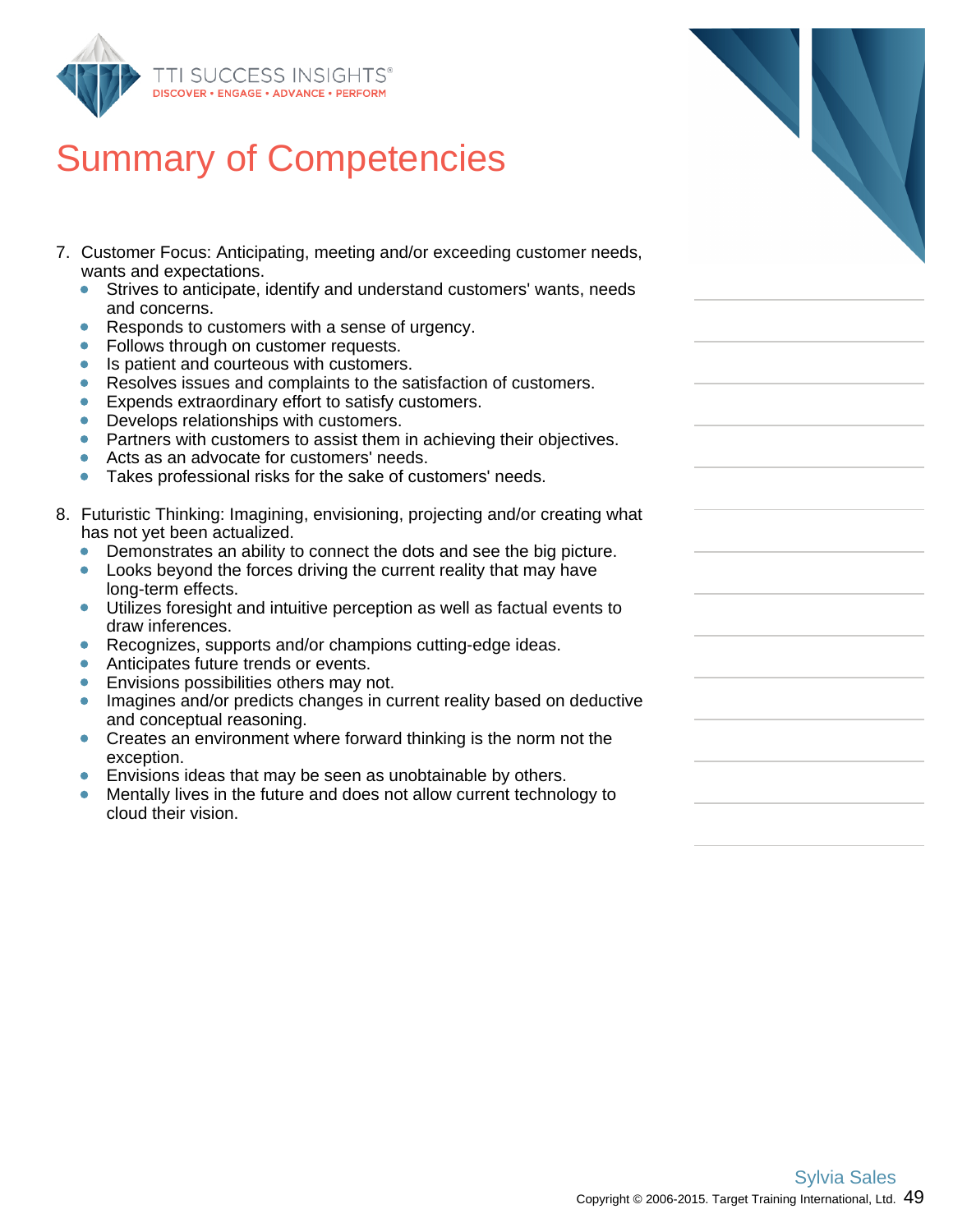# Summary of Competencies

7. Customer Focus: Anticipating, meeting and/or exceeding customer needs, wants and expectations.
   - Strives to anticipate, identify and understand customers' wants, needs and concerns.
   - Responds to customers with a sense of urgency.
   - Follows through on customer requests.
   - Is patient and courteous with customers.
   - Resolves issues and complaints to the satisfaction of customers.
   - Expends extraordinary effort to satisfy customers.
   - Develops relationships with customers.
   - Partners with customers to assist them in achieving their objectives.
   - Acts as an advocate for customers' needs.
   - Takes professional risks for the sake of customers' needs.

8. Futuristic Thinking: Imagining, envisioning, projecting and/or creating what has not yet been actualized.
   - Demonstrates an ability to connect the dots and see the big picture.
   - Looks beyond the forces driving the current reality that may have long-term effects.
   - Utilizes foresight and intuitive perception as well as factual events to draw inferences.
   - Recognizes, supports and/or champions cutting-edge ideas.
   - Anticipates future trends or events.
   - Envisions possibilities others may not.
   - Imagines and/or predicts changes in current reality based on deductive and conceptual reasoning.
   - Creates an environment where forward thinking is the norm not the exception.
   - Envisions ideas that may be seen as unobtainable by others.
   - Mentally lives in the future and does not allow current technology to cloud their vision.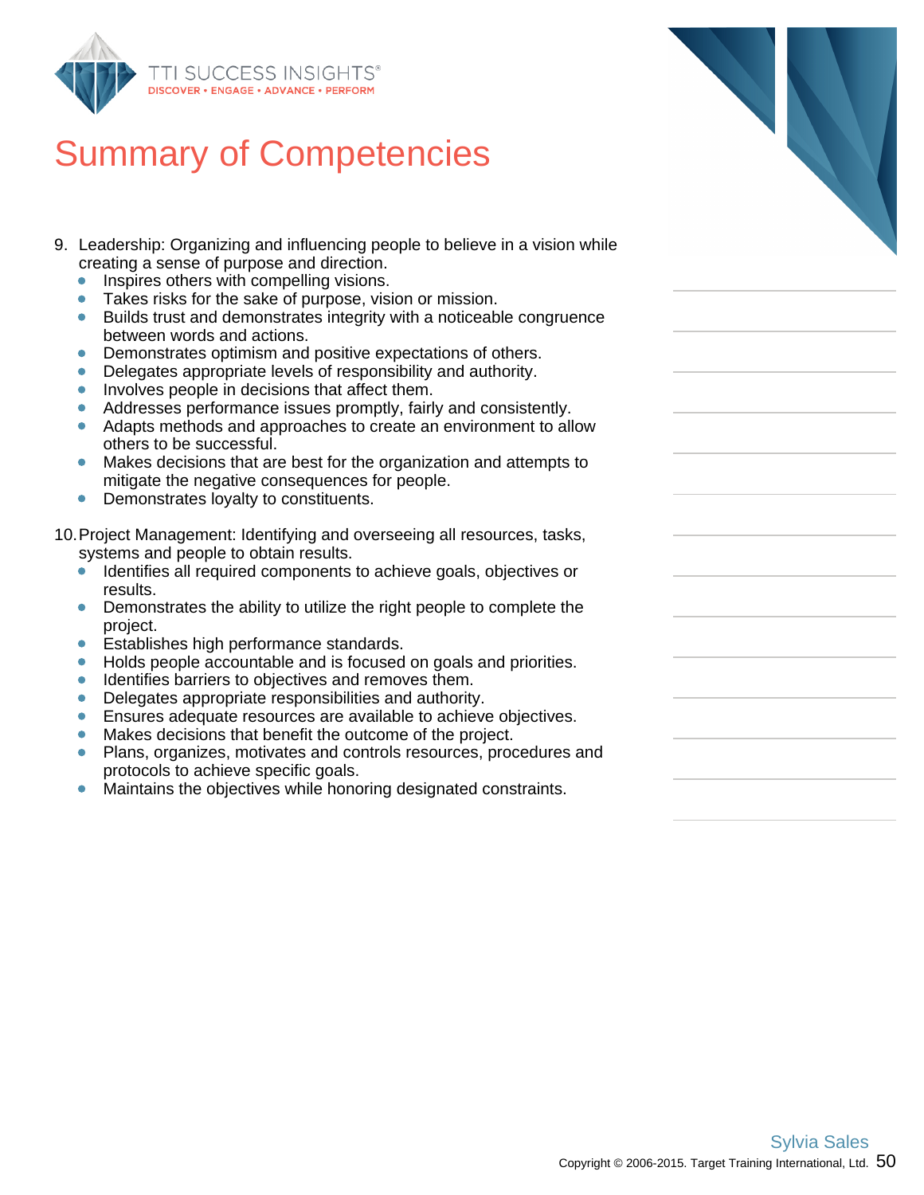# Summary of Competencies

9. Leadership: Organizing and influencing people to believe in a vision while creating a sense of purpose and direction.
   - Inspires others with compelling visions.
   - Takes risks for the sake of purpose, vision or mission.
   - Builds trust and demonstrates integrity with a noticeable congruence between words and actions.
   - Demonstrates optimism and positive expectations of others.
   - Delegates appropriate levels of responsibility and authority.
   - Involves people in decisions that affect them.
   - Addresses performance issues promptly, fairly and consistently.
   - Adapts methods and approaches to create an environment to allow others to be successful.
   - Makes decisions that are best for the organization and attempts to mitigate the negative consequences for people.
   - Demonstrates loyalty to constituents.

10. Project Management: Identifying and overseeing all resources, tasks, systems and people to obtain results.
    - Identifies all required components to achieve goals, objectives or results.
    - Demonstrates the ability to utilize the right people to complete the project.
    - Establishes high performance standards.
    - Holds people accountable and is focused on goals and priorities.
    - Identifies barriers to objectives and removes them.
    - Delegates appropriate responsibilities and authority.
    - Ensures adequate resources are available to achieve objectives.
    - Makes decisions that benefit the outcome of the project.
    - Plans, organizes, motivates and controls resources, procedures and protocols to achieve specific goals.
    - Maintains the objectives while honoring designated constraints.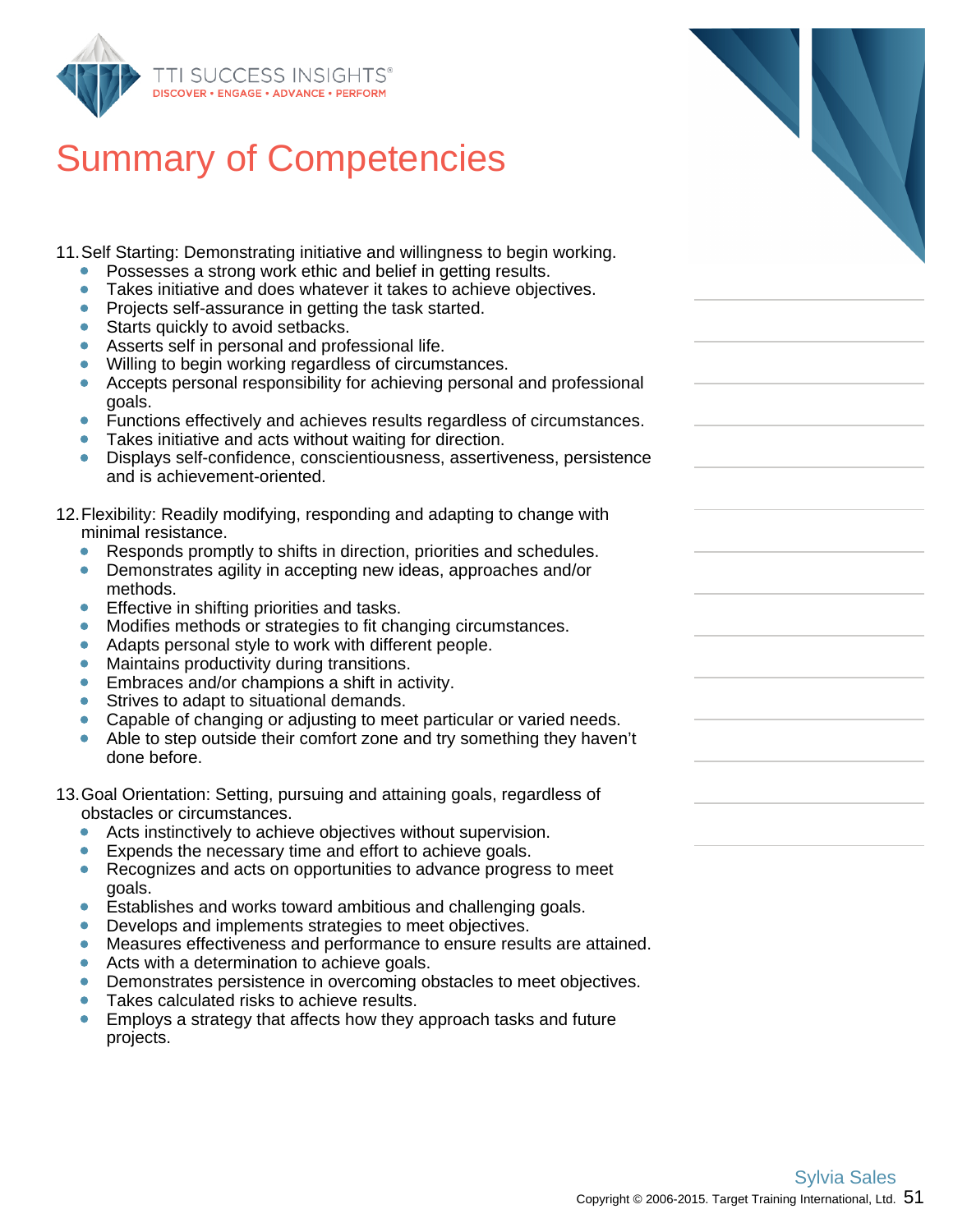# Summary of Competencies

11. Self Starting: Demonstrating initiative and willingness to begin working.
    - Possesses a strong work ethic and belief in getting results.
    - Takes initiative and does whatever it takes to achieve objectives.
    - Projects self-assurance in getting the task started.
    - Starts quickly to avoid setbacks.
    - Asserts self in personal and professional life.
    - Willing to begin working regardless of circumstances.
    - Accepts personal responsibility for achieving personal and professional goals.
    - Functions effectively and achieves results regardless of circumstances.
    - Takes initiative and acts without waiting for direction.
    - Displays self-confidence, conscientiousness, assertiveness, persistence and is achievement-oriented.

12. Flexibility: Readily modifying, responding and adapting to change with minimal resistance.
    - Responds promptly to shifts in direction, priorities and schedules.
    - Demonstrates agility in accepting new ideas, approaches and/or methods.
    - Effective in shifting priorities and tasks.
    - Modifies methods or strategies to fit changing circumstances.
    - Adapts personal style to work with different people.
    - Maintains productivity during transitions.
    - Embraces and/or champions a shift in activity.
    - Strives to adapt to situational demands.
    - Capable of changing or adjusting to meet particular or varied needs.
    - Able to step outside their comfort zone and try something they haven't done before.

13. Goal Orientation: Setting, pursuing and attaining goals, regardless of obstacles or circumstances.
    - Acts instinctively to achieve objectives without supervision.
    - Expends the necessary time and effort to achieve goals.
    - Recognizes and acts on opportunities to advance progress to meet goals.
    - Establishes and works toward ambitious and challenging goals.
    - Develops and implements strategies to meet objectives.
    - Measures effectiveness and performance to ensure results are attained.
    - Acts with a determination to achieve goals.
    - Demonstrates persistence in overcoming obstacles to meet objectives.
    - Takes calculated risks to achieve results.
    - Employs a strategy that affects how they approach tasks and future projects.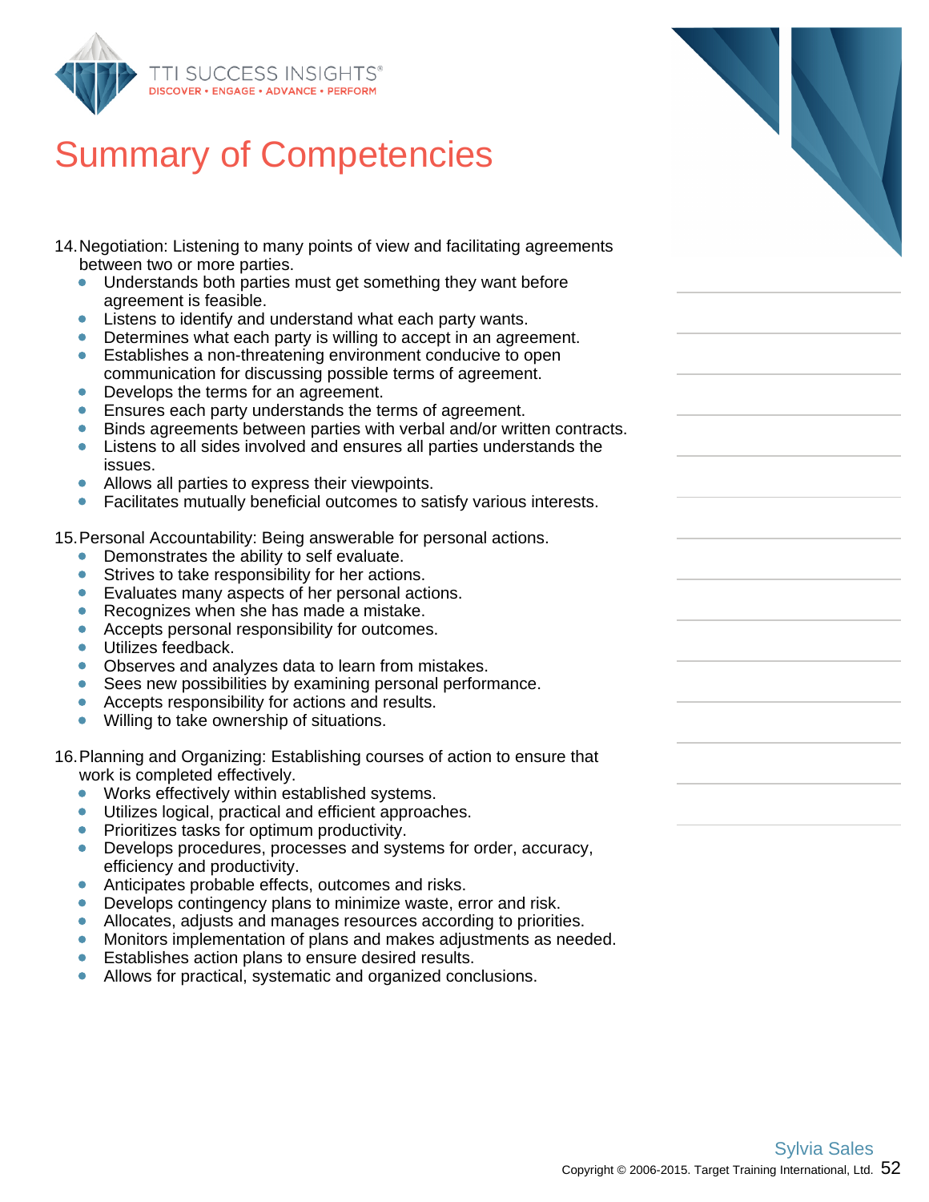# Summary of Competencies

14. Negotiation: Listening to many points of view and facilitating agreements between two or more parties.
    - Understands both parties must get something they want before agreement is feasible.
    - Listens to identify and understand what each party wants.
    - Determines what each party is willing to accept in an agreement.
    - Establishes a non-threatening environment conducive to open communication for discussing possible terms of agreement.
    - Develops the terms for an agreement.
    - Ensures each party understands the terms of agreement.
    - Binds agreements between parties with verbal and/or written contracts.
    - Listens to all sides involved and ensures all parties understands the issues.
    - Allows all parties to express their viewpoints.
    - Facilitates mutually beneficial outcomes to satisfy various interests.

15. Personal Accountability: Being answerable for personal actions.
    - Demonstrates the ability to self evaluate.
    - Strives to take responsibility for her actions.
    - Evaluates many aspects of her personal actions.
    - Recognizes when she has made a mistake.
    - Accepts personal responsibility for outcomes.
    - Utilizes feedback.
    - Observes and analyzes data to learn from mistakes.
    - Sees new possibilities by examining personal performance.
    - Accepts responsibility for actions and results.
    - Willing to take ownership of situations.

16. Planning and Organizing: Establishing courses of action to ensure that work is completed effectively.
    - Works effectively within established systems.
    - Utilizes logical, practical and efficient approaches.
    - Prioritizes tasks for optimum productivity.
    - Develops procedures, processes and systems for order, accuracy, efficiency and productivity.
    - Anticipates probable effects, outcomes and risks.
    - Develops contingency plans to minimize waste, error and risk.
    - Allocates, adjusts and manages resources according to priorities.
    - Monitors implementation of plans and makes adjustments as needed.
    - Establishes action plans to ensure desired results.
    - Allows for practical, systematic and organized conclusions.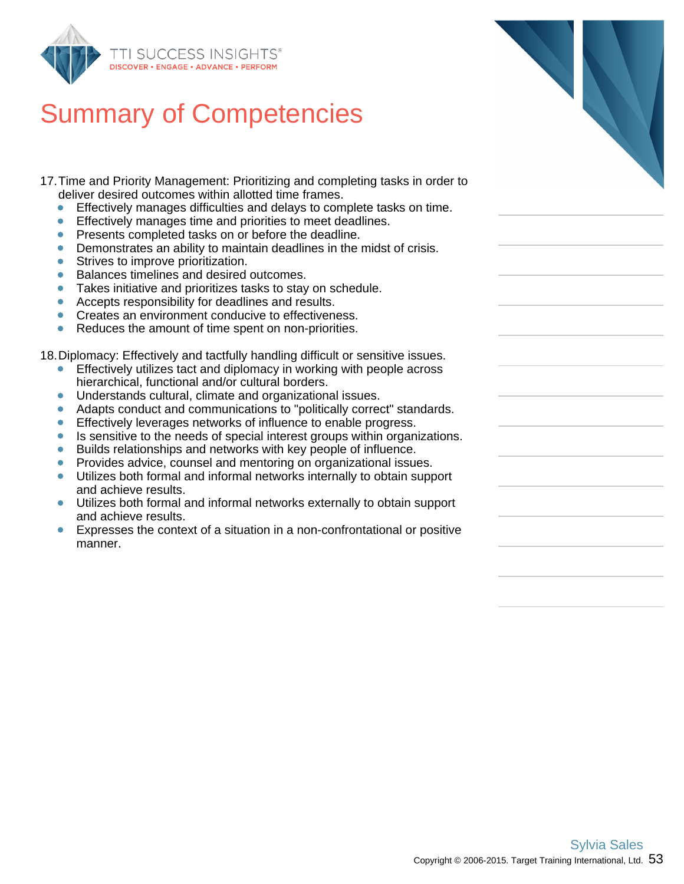# Summary of Competencies

17. Time and Priority Management: Prioritizing and completing tasks in order to deliver desired outcomes within allotted time frames.
    - Effectively manages difficulties and delays to complete tasks on time.
    - Effectively manages time and priorities to meet deadlines.
    - Presents completed tasks on or before the deadline.
    - Demonstrates an ability to maintain deadlines in the midst of crisis.
    - Strives to improve prioritization.
    - Balances timelines and desired outcomes.
    - Takes initiative and prioritizes tasks to stay on schedule.
    - Accepts responsibility for deadlines and results.
    - Creates an environment conducive to effectiveness.
    - Reduces the amount of time spent on non-priorities.

18. Diplomacy: Effectively and tactfully handling difficult or sensitive issues.
    - Effectively utilizes tact and diplomacy in working with people across hierarchical, functional and/or cultural borders.
    - Understands cultural, climate and organizational issues.
    - Adapts conduct and communications to "politically correct" standards.
    - Effectively leverages networks of influence to enable progress.
    - Is sensitive to the needs of special interest groups within organizations.
    - Builds relationships and networks with key people of influence.
    - Provides advice, counsel and mentoring on organizational issues.
    - Utilizes both formal and informal networks internally to obtain support and achieve results.
    - Utilizes both formal and informal networks externally to obtain support and achieve results.
    - Expresses the context of a situation in a non-confrontational or positive manner.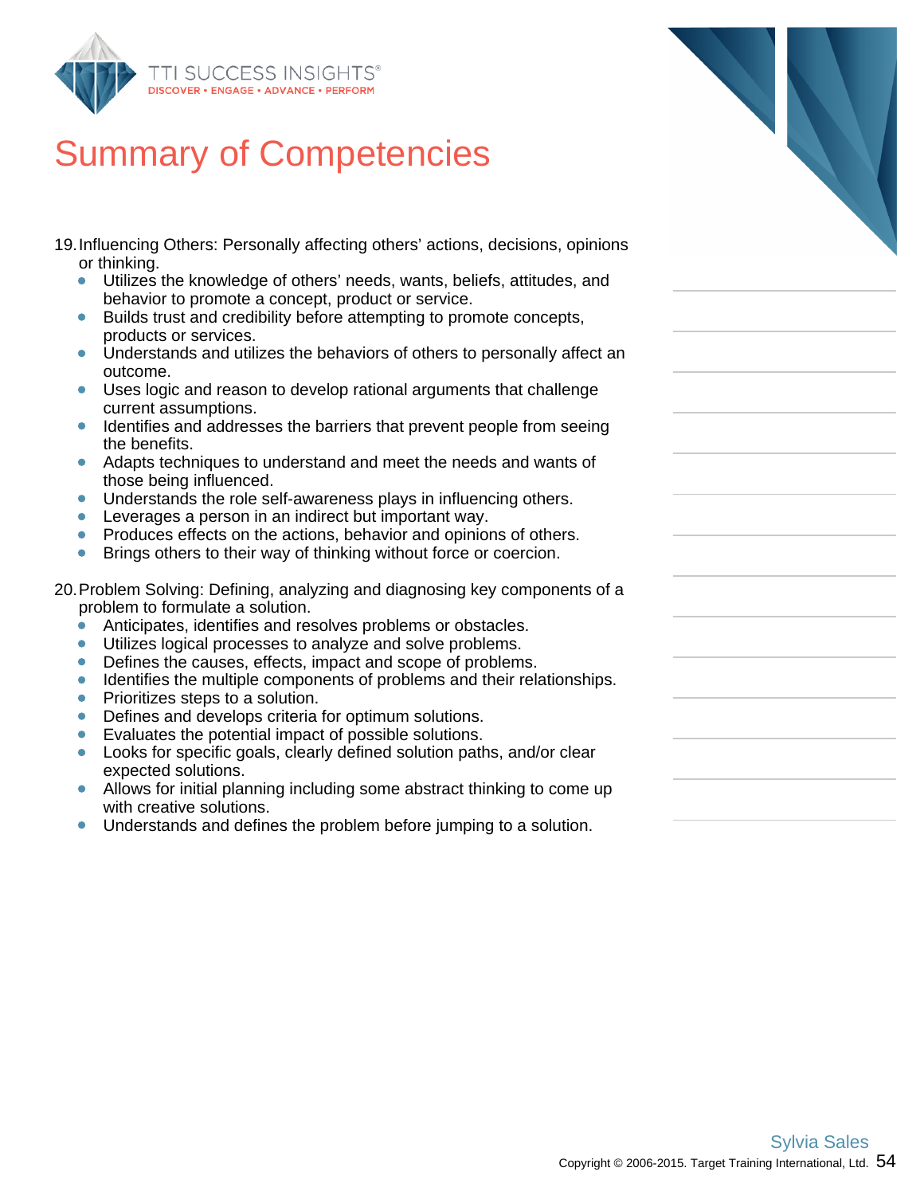# Summary of Competencies

19. Influencing Others: Personally affecting others' actions, decisions, opinions or thinking.
    - Utilizes the knowledge of others' needs, wants, beliefs, attitudes, and behavior to promote a concept, product or service.
    - Builds trust and credibility before attempting to promote concepts, products or services.
    - Understands and utilizes the behaviors of others to personally affect an outcome.
    - Uses logic and reason to develop rational arguments that challenge current assumptions.
    - Identifies and addresses the barriers that prevent people from seeing the benefits.
    - Adapts techniques to understand and meet the needs and wants of those being influenced.
    - Understands the role self-awareness plays in influencing others.
    - Leverages a person in an indirect but important way.
    - Produces effects on the actions, behavior and opinions of others.
    - Brings others to their way of thinking without force or coercion.

20. Problem Solving: Defining, analyzing and diagnosing key components of a problem to formulate a solution.
    - Anticipates, identifies and resolves problems or obstacles.
    - Utilizes logical processes to analyze and solve problems.
    - Defines the causes, effects, impact and scope of problems.
    - Identifies the multiple components of problems and their relationships.
    - Prioritizes steps to a solution.
    - Defines and develops criteria for optimum solutions.
    - Evaluates the potential impact of possible solutions.
    - Looks for specific goals, clearly defined solution paths, and/or clear expected solutions.
    - Allows for initial planning including some abstract thinking to come up with creative solutions.
    - Understands and defines the problem before jumping to a solution.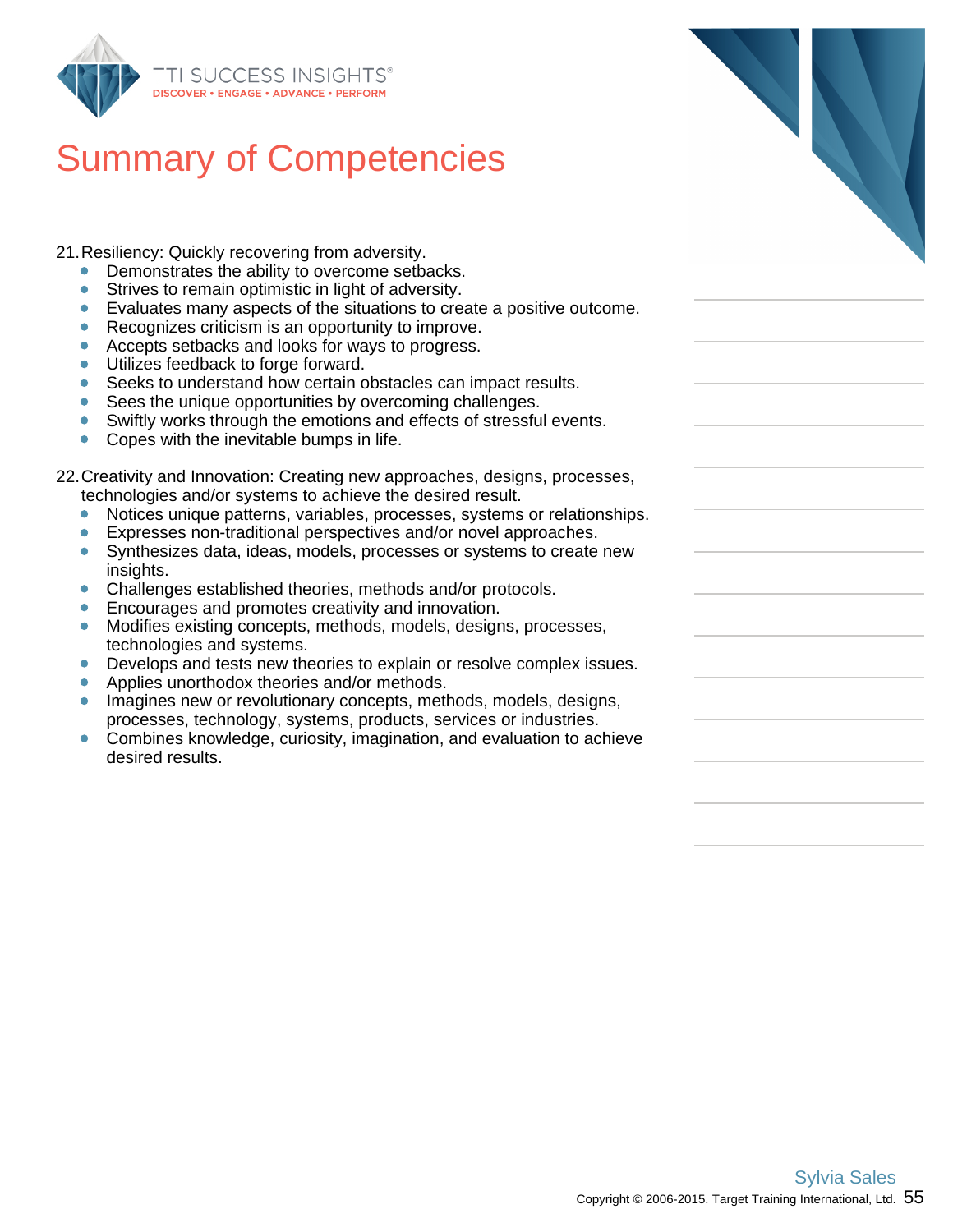# Summary of Competencies

21. Resiliency: Quickly recovering from adversity.
    - Demonstrates the ability to overcome setbacks.
    - Strives to remain optimistic in light of adversity.
    - Evaluates many aspects of the situations to create a positive outcome.
    - Recognizes criticism is an opportunity to improve.
    - Accepts setbacks and looks for ways to progress.
    - Utilizes feedback to forge forward.
    - Seeks to understand how certain obstacles can impact results.
    - Sees the unique opportunities by overcoming challenges.
    - Swiftly works through the emotions and effects of stressful events.
    - Copes with the inevitable bumps in life.

22. Creativity and Innovation: Creating new approaches, designs, processes, technologies and/or systems to achieve the desired result.
    - Notices unique patterns, variables, processes, systems or relationships.
    - Expresses non-traditional perspectives and/or novel approaches.
    - Synthesizes data, ideas, models, processes or systems to create new insights.
    - Challenges established theories, methods and/or protocols.
    - Encourages and promotes creativity and innovation.
    - Modifies existing concepts, methods, models, designs, processes, technologies and systems.
    - Develops and tests new theories to explain or resolve complex issues.
    - Applies unorthodox theories and/or methods.
    - Imagines new or revolutionary concepts, methods, models, designs, processes, technology, systems, products, services or industries.
    - Combines knowledge, curiosity, imagination, and evaluation to achieve desired results.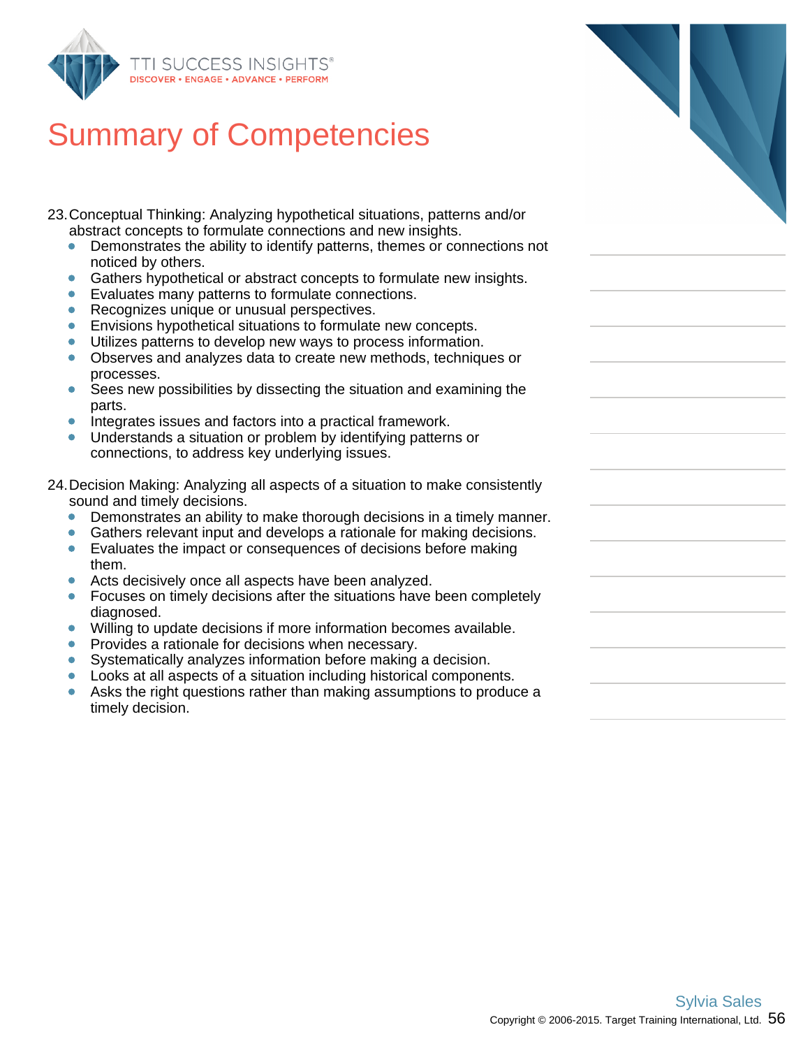# Summary of Competencies

23. Conceptual Thinking: Analyzing hypothetical situations, patterns and/or abstract concepts to formulate connections and new insights.
    - Demonstrates the ability to identify patterns, themes or connections not noticed by others.
    - Gathers hypothetical or abstract concepts to formulate new insights.
    - Evaluates many patterns to formulate connections.
    - Recognizes unique or unusual perspectives.
    - Envisions hypothetical situations to formulate new concepts.
    - Utilizes patterns to develop new ways to process information.
    - Observes and analyzes data to create new methods, techniques or processes.
    - Sees new possibilities by dissecting the situation and examining the parts.
    - Integrates issues and factors into a practical framework.
    - Understands a situation or problem by identifying patterns or connections, to address key underlying issues.

24. Decision Making: Analyzing all aspects of a situation to make consistently sound and timely decisions.
    - Demonstrates an ability to make thorough decisions in a timely manner.
    - Gathers relevant input and develops a rationale for making decisions.
    - Evaluates the impact or consequences of decisions before making them.
    - Acts decisively once all aspects have been analyzed.
    - Focuses on timely decisions after the situations have been completely diagnosed.
    - Willing to update decisions if more information becomes available.
    - Provides a rationale for decisions when necessary.
    - Systematically analyzes information before making a decision.
    - Looks at all aspects of a situation including historical components.
    - Asks the right questions rather than making assumptions to produce a timely decision.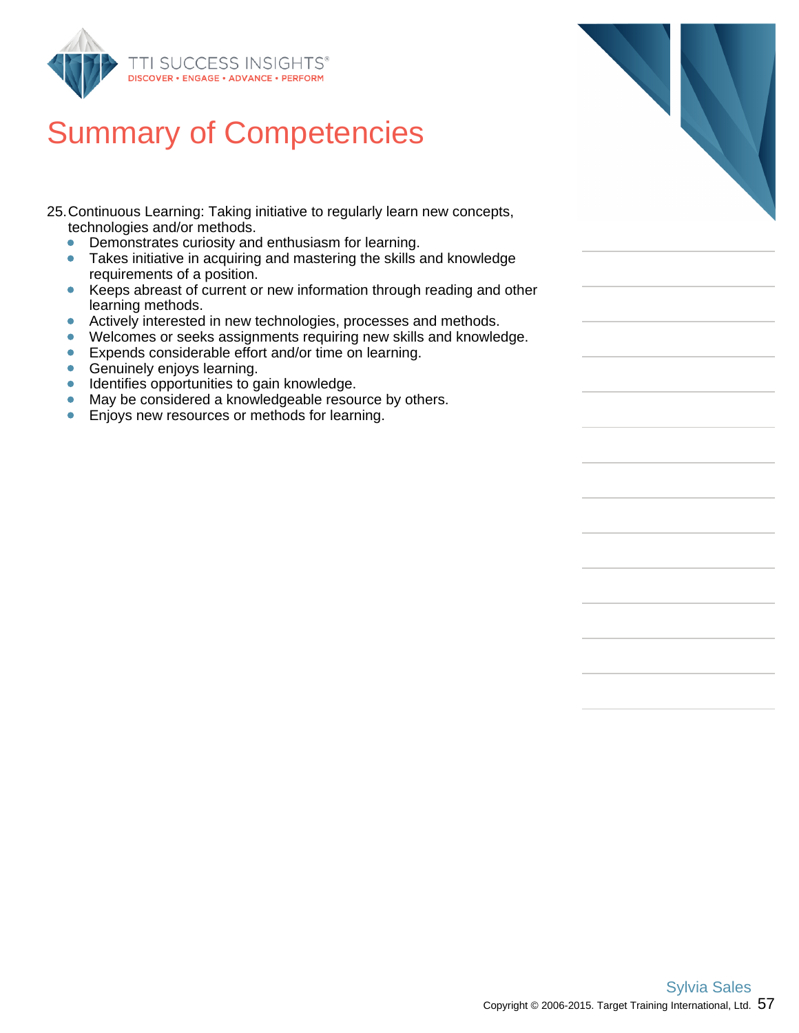# Summary of Competencies

25. Continuous Learning: Taking initiative to regularly learn new concepts, technologies and/or methods.
    - Demonstrates curiosity and enthusiasm for learning.
    - Takes initiative in acquiring and mastering the skills and knowledge requirements of a position.
    - Keeps abreast of current or new information through reading and other learning methods.
    - Actively interested in new technologies, processes and methods.
    - Welcomes or seeks assignments requiring new skills and knowledge.
    - Expends considerable effort and/or time on learning.
    - Genuinely enjoys learning.
    - Identifies opportunities to gain knowledge.
    - May be considered a knowledgeable resource by others.
    - Enjoys new resources or methods for learning.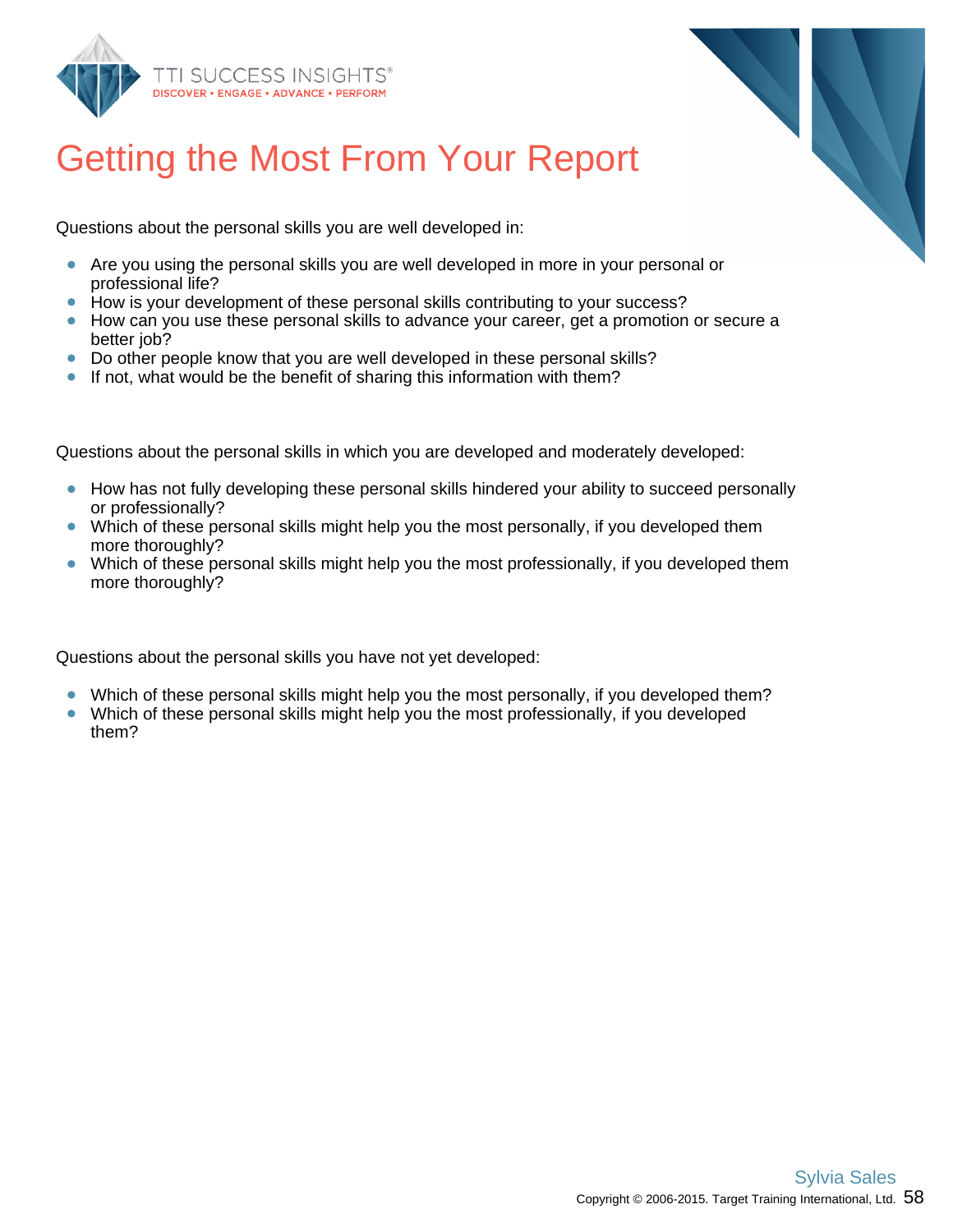# Getting the Most From Your Report

Questions about the personal skills you are well developed in:

- Are you using the personal skills you are well developed in more in your personal or professional life?
- How is your development of these personal skills contributing to your success?
- How can you use these personal skills to advance your career, get a promotion or secure a better job?
- Do other people know that you are well developed in these personal skills?
- If not, what would be the benefit of sharing this information with them?

Questions about the personal skills in which you are developed and moderately developed:

- How has not fully developing these personal skills hindered your ability to succeed personally or professionally?
- Which of these personal skills might help you the most personally, if you developed them more thoroughly?
- Which of these personal skills might help you the most professionally, if you developed them more thoroughly?

Questions about the personal skills you have not yet developed:

- Which of these personal skills might help you the most personally, if you developed them?
- Which of these personal skills might help you the most professionally, if you developed them?